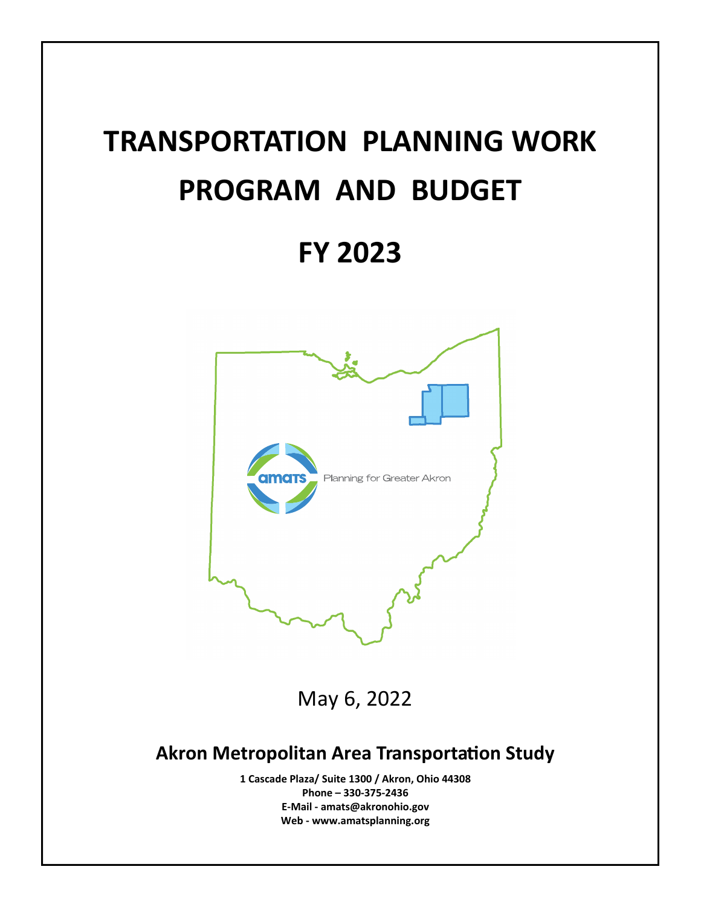# TRANSPORTATION PLANNING WORK PROGRAM AND BUDGET

# FY 2023

amats Planning for Greater Akron

May 6, 2022

## Akron Metropolitan Area Transportation Study

**1 Cascade Plaza/ Suite 1300 / Akron, Ohio 44308**
**Phone – 330-375-2436**
**E-Mail - amats@akronohio.gov**
**Web - www.amatsplanning.org**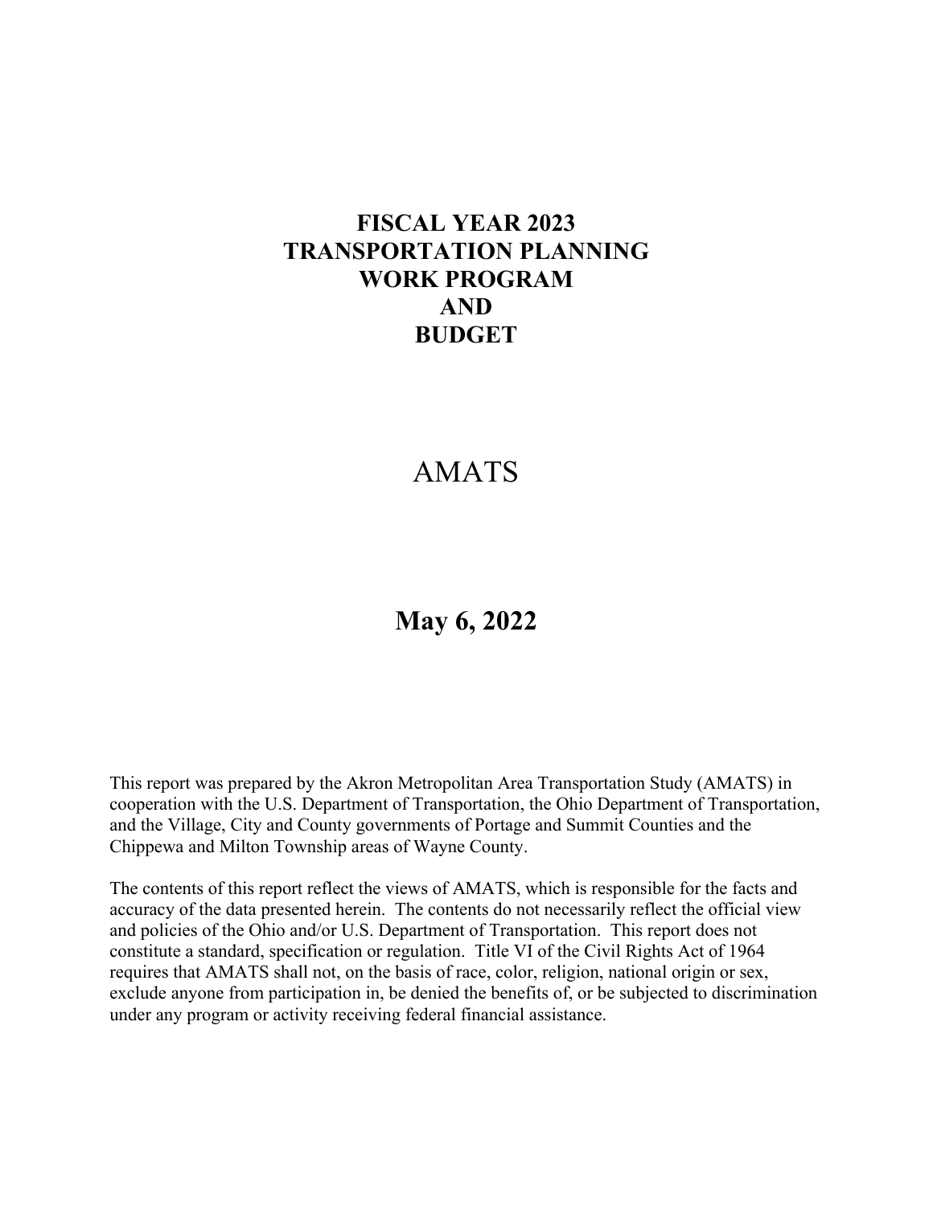# FISCAL YEAR 2023
# TRANSPORTATION PLANNING
# WORK PROGRAM
# AND
# BUDGET

AMATS

**May 6, 2022**

This report was prepared by the Akron Metropolitan Area Transportation Study (AMATS) in cooperation with the U.S. Department of Transportation, the Ohio Department of Transportation, and the Village, City and County governments of Portage and Summit Counties and the Chippewa and Milton Township areas of Wayne County.

The contents of this report reflect the views of AMATS, which is responsible for the facts and accuracy of the data presented herein. The contents do not necessarily reflect the official view and policies of the Ohio and/or U.S. Department of Transportation. This report does not constitute a standard, specification or regulation. Title VI of the Civil Rights Act of 1964 requires that AMATS shall not, on the basis of race, color, religion, national origin or sex, exclude anyone from participation in, be denied the benefits of, or be subjected to discrimination under any program or activity receiving federal financial assistance.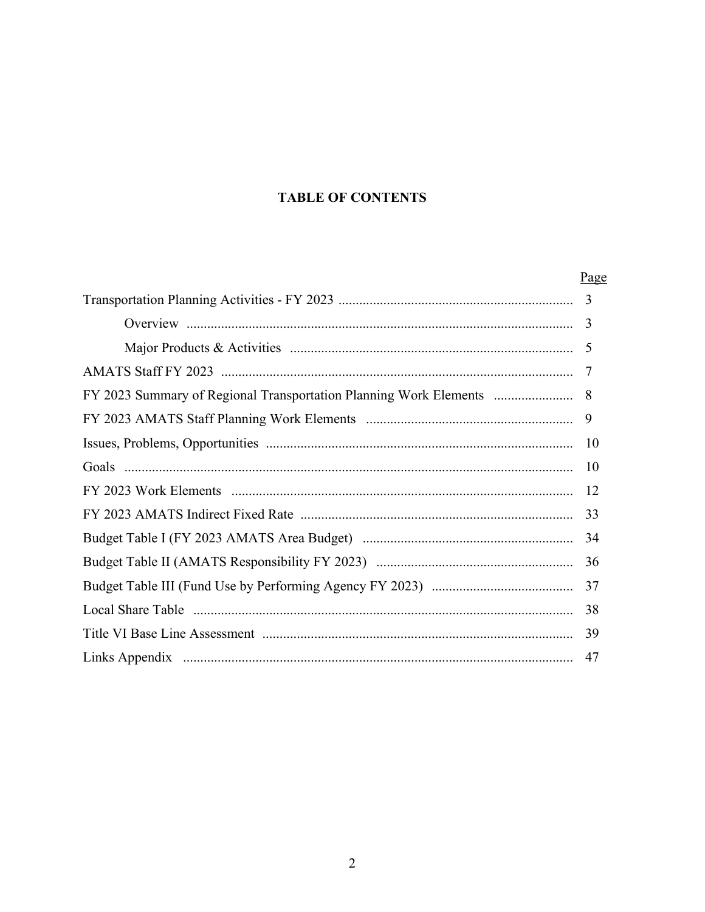# TABLE OF CONTENTS

| | Page |
|---|---|
| Transportation Planning Activities - FY 2023 | 3 |
| Overview | 3 |
| Major Products & Activities | 5 |
| AMATS Staff FY 2023 | 7 |
| FY 2023 Summary of Regional Transportation Planning Work Elements | 8 |
| FY 2023 AMATS Staff Planning Work Elements | 9 |
| Issues, Problems, Opportunities | 10 |
| Goals | 10 |
| FY 2023 Work Elements | 12 |
| FY 2023 AMATS Indirect Fixed Rate | 33 |
| Budget Table I (FY 2023 AMATS Area Budget) | 34 |
| Budget Table II (AMATS Responsibility FY 2023) | 36 |
| Budget Table III (Fund Use by Performing Agency FY 2023) | 37 |
| Local Share Table | 38 |
| Title VI Base Line Assessment | 39 |
| Links Appendix | 47 |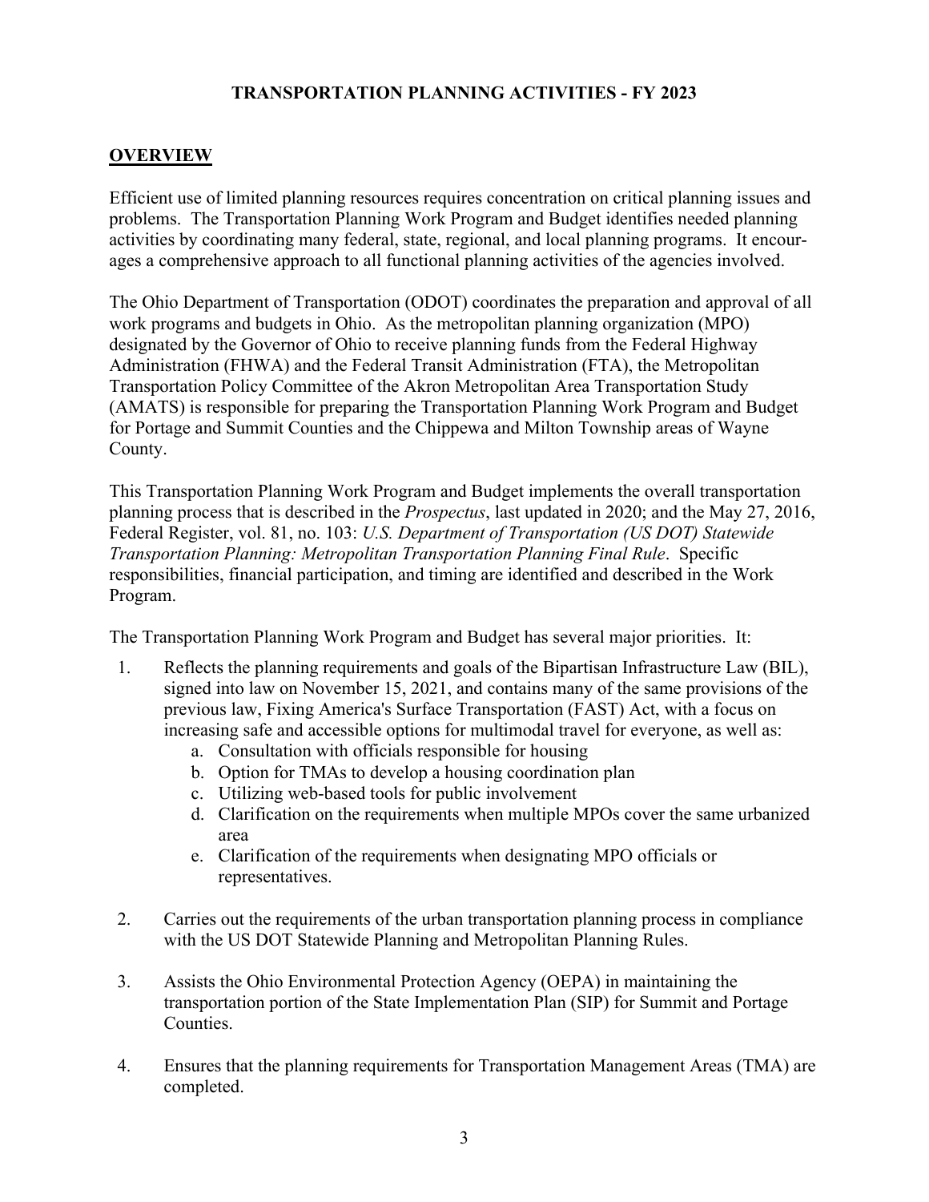# TRANSPORTATION PLANNING ACTIVITIES - FY 2023

## OVERVIEW

Efficient use of limited planning resources requires concentration on critical planning issues and problems. The Transportation Planning Work Program and Budget identifies needed planning activities by coordinating many federal, state, regional, and local planning programs. It encourages a comprehensive approach to all functional planning activities of the agencies involved.

The Ohio Department of Transportation (ODOT) coordinates the preparation and approval of all work programs and budgets in Ohio. As the metropolitan planning organization (MPO) designated by the Governor of Ohio to receive planning funds from the Federal Highway Administration (FHWA) and the Federal Transit Administration (FTA), the Metropolitan Transportation Policy Committee of the Akron Metropolitan Area Transportation Study (AMATS) is responsible for preparing the Transportation Planning Work Program and Budget for Portage and Summit Counties and the Chippewa and Milton Township areas of Wayne County.

This Transportation Planning Work Program and Budget implements the overall transportation planning process that is described in the *Prospectus*, last updated in 2020; and the May 27, 2016, Federal Register, vol. 81, no. 103: *U.S. Department of Transportation (US DOT) Statewide Transportation Planning: Metropolitan Transportation Planning Final Rule*. Specific responsibilities, financial participation, and timing are identified and described in the Work Program.

The Transportation Planning Work Program and Budget has several major priorities. It:

1. Reflects the planning requirements and goals of the Bipartisan Infrastructure Law (BIL), signed into law on November 15, 2021, and contains many of the same provisions of the previous law, Fixing America's Surface Transportation (FAST) Act, with a focus on increasing safe and accessible options for multimodal travel for everyone, as well as:
   a. Consultation with officials responsible for housing
   b. Option for TMAs to develop a housing coordination plan
   c. Utilizing web-based tools for public involvement
   d. Clarification on the requirements when multiple MPOs cover the same urbanized area
   e. Clarification of the requirements when designating MPO officials or representatives.

2. Carries out the requirements of the urban transportation planning process in compliance with the US DOT Statewide Planning and Metropolitan Planning Rules.

3. Assists the Ohio Environmental Protection Agency (OEPA) in maintaining the transportation portion of the State Implementation Plan (SIP) for Summit and Portage Counties.

4. Ensures that the planning requirements for Transportation Management Areas (TMA) are completed.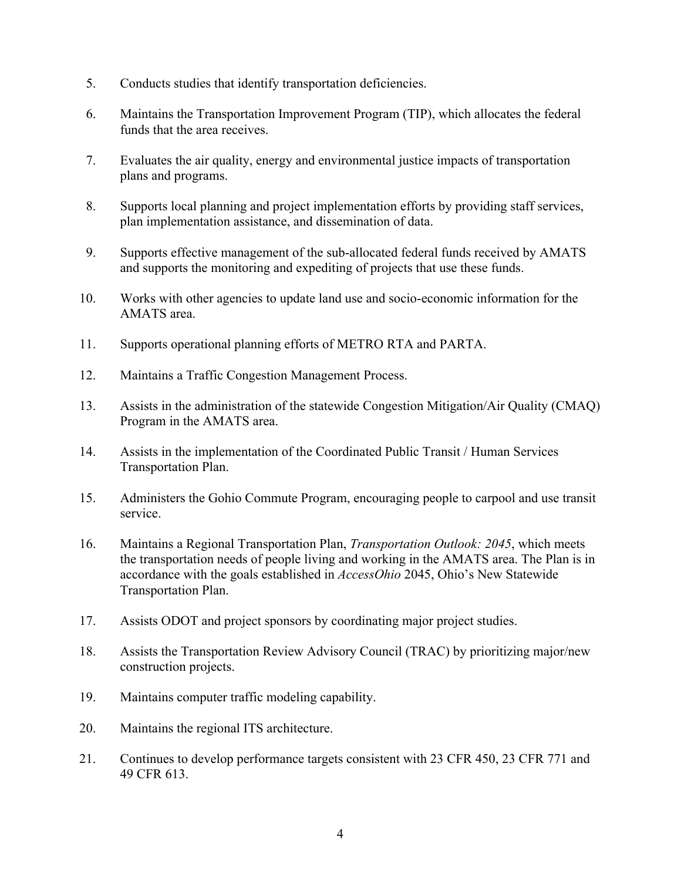5. Conducts studies that identify transportation deficiencies.

6. Maintains the Transportation Improvement Program (TIP), which allocates the federal funds that the area receives.

7. Evaluates the air quality, energy and environmental justice impacts of transportation plans and programs.

8. Supports local planning and project implementation efforts by providing staff services, plan implementation assistance, and dissemination of data.

9. Supports effective management of the sub-allocated federal funds received by AMATS and supports the monitoring and expediting of projects that use these funds.

10. Works with other agencies to update land use and socio-economic information for the AMATS area.

11. Supports operational planning efforts of METRO RTA and PARTA.

12. Maintains a Traffic Congestion Management Process.

13. Assists in the administration of the statewide Congestion Mitigation/Air Quality (CMAQ) Program in the AMATS area.

14. Assists in the implementation of the Coordinated Public Transit / Human Services Transportation Plan.

15. Administers the Gohio Commute Program, encouraging people to carpool and use transit service.

16. Maintains a Regional Transportation Plan, *Transportation Outlook: 2045*, which meets the transportation needs of people living and working in the AMATS area. The Plan is in accordance with the goals established in *AccessOhio* 2045, Ohio's New Statewide Transportation Plan.

17. Assists ODOT and project sponsors by coordinating major project studies.

18. Assists the Transportation Review Advisory Council (TRAC) by prioritizing major/new construction projects.

19. Maintains computer traffic modeling capability.

20. Maintains the regional ITS architecture.

21. Continues to develop performance targets consistent with 23 CFR 450, 23 CFR 771 and 49 CFR 613.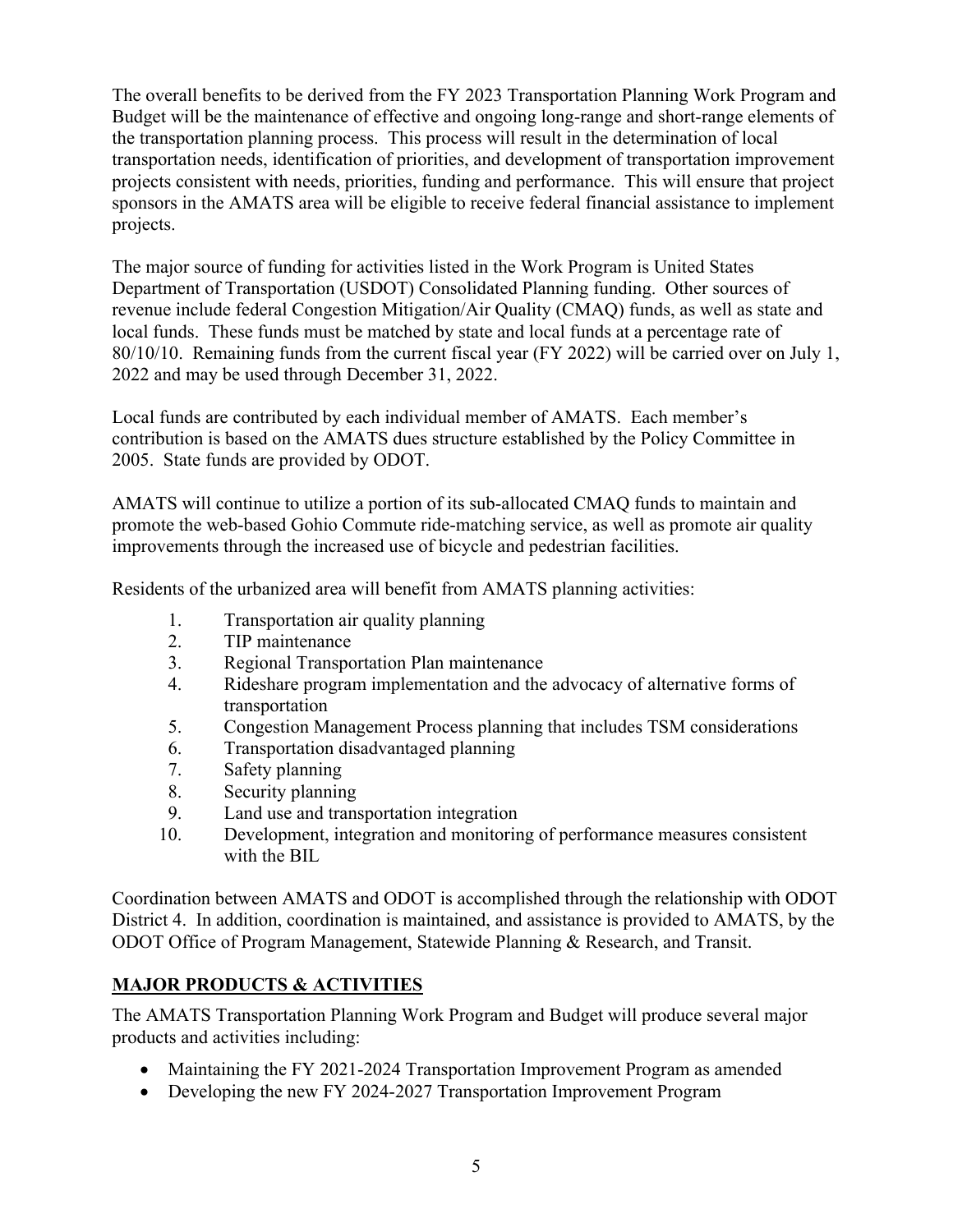The overall benefits to be derived from the FY 2023 Transportation Planning Work Program and Budget will be the maintenance of effective and ongoing long-range and short-range elements of the transportation planning process. This process will result in the determination of local transportation needs, identification of priorities, and development of transportation improvement projects consistent with needs, priorities, funding and performance. This will ensure that project sponsors in the AMATS area will be eligible to receive federal financial assistance to implement projects.

The major source of funding for activities listed in the Work Program is United States Department of Transportation (USDOT) Consolidated Planning funding. Other sources of revenue include federal Congestion Mitigation/Air Quality (CMAQ) funds, as well as state and local funds. These funds must be matched by state and local funds at a percentage rate of 80/10/10. Remaining funds from the current fiscal year (FY 2022) will be carried over on July 1, 2022 and may be used through December 31, 2022.

Local funds are contributed by each individual member of AMATS. Each member's contribution is based on the AMATS dues structure established by the Policy Committee in 2005. State funds are provided by ODOT.

AMATS will continue to utilize a portion of its sub-allocated CMAQ funds to maintain and promote the web-based Gohio Commute ride-matching service, as well as promote air quality improvements through the increased use of bicycle and pedestrian facilities.

Residents of the urbanized area will benefit from AMATS planning activities:

1. Transportation air quality planning
2. TIP maintenance
3. Regional Transportation Plan maintenance
4. Rideshare program implementation and the advocacy of alternative forms of transportation
5. Congestion Management Process planning that includes TSM considerations
6. Transportation disadvantaged planning
7. Safety planning
8. Security planning
9. Land use and transportation integration
10. Development, integration and monitoring of performance measures consistent with the BIL

Coordination between AMATS and ODOT is accomplished through the relationship with ODOT District 4. In addition, coordination is maintained, and assistance is provided to AMATS, by the ODOT Office of Program Management, Statewide Planning & Research, and Transit.

## MAJOR PRODUCTS & ACTIVITIES

The AMATS Transportation Planning Work Program and Budget will produce several major products and activities including:

- Maintaining the FY 2021-2024 Transportation Improvement Program as amended
- Developing the new FY 2024-2027 Transportation Improvement Program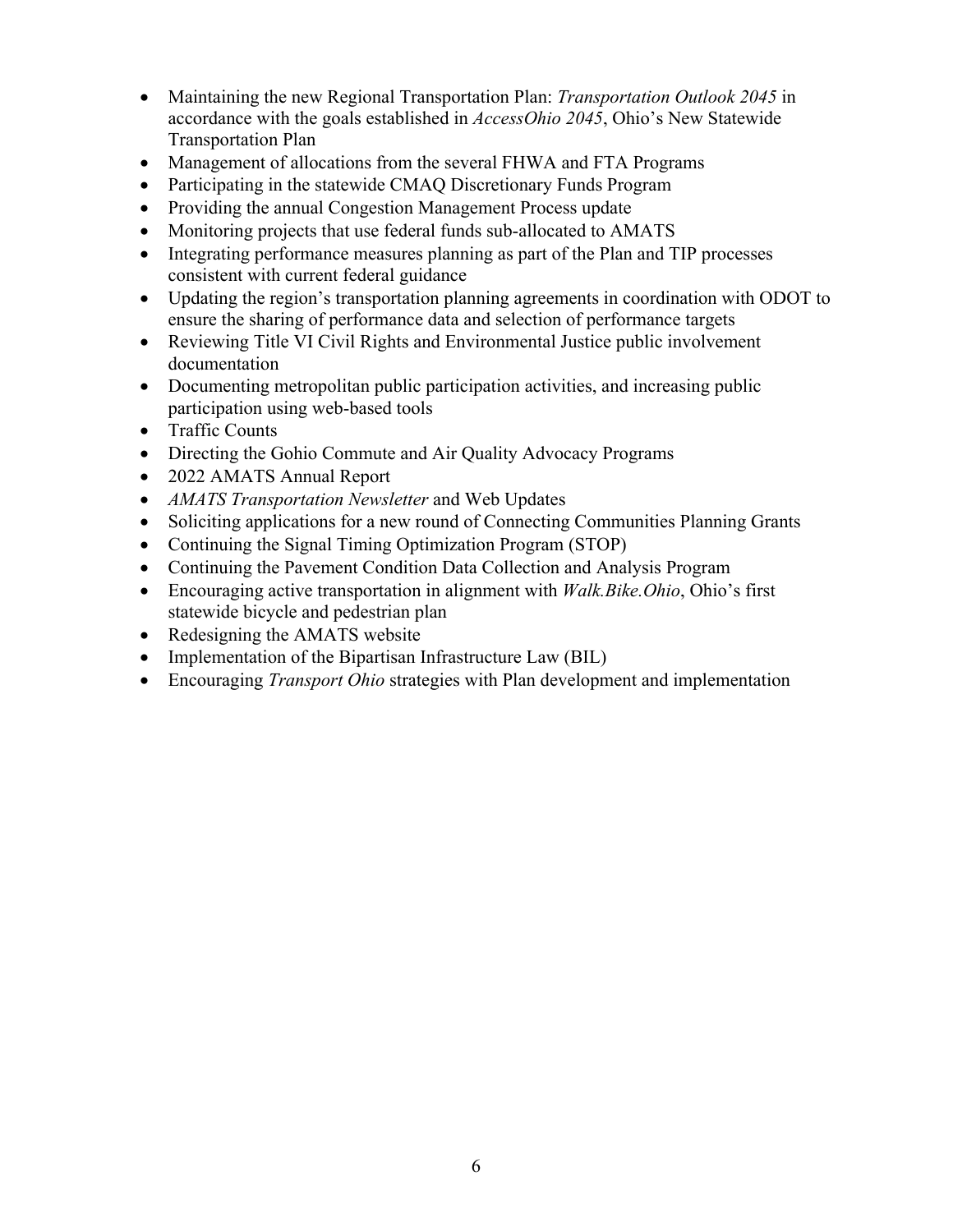- Maintaining the new Regional Transportation Plan: *Transportation Outlook 2045* in accordance with the goals established in *AccessOhio 2045*, Ohio's New Statewide Transportation Plan
- Management of allocations from the several FHWA and FTA Programs
- Participating in the statewide CMAQ Discretionary Funds Program
- Providing the annual Congestion Management Process update
- Monitoring projects that use federal funds sub-allocated to AMATS
- Integrating performance measures planning as part of the Plan and TIP processes consistent with current federal guidance
- Updating the region's transportation planning agreements in coordination with ODOT to ensure the sharing of performance data and selection of performance targets
- Reviewing Title VI Civil Rights and Environmental Justice public involvement documentation
- Documenting metropolitan public participation activities, and increasing public participation using web-based tools
- Traffic Counts
- Directing the Gohio Commute and Air Quality Advocacy Programs
- 2022 AMATS Annual Report
- *AMATS Transportation Newsletter* and Web Updates
- Soliciting applications for a new round of Connecting Communities Planning Grants
- Continuing the Signal Timing Optimization Program (STOP)
- Continuing the Pavement Condition Data Collection and Analysis Program
- Encouraging active transportation in alignment with *Walk.Bike.Ohio*, Ohio's first statewide bicycle and pedestrian plan
- Redesigning the AMATS website
- Implementation of the Bipartisan Infrastructure Law (BIL)
- Encouraging *Transport Ohio* strategies with Plan development and implementation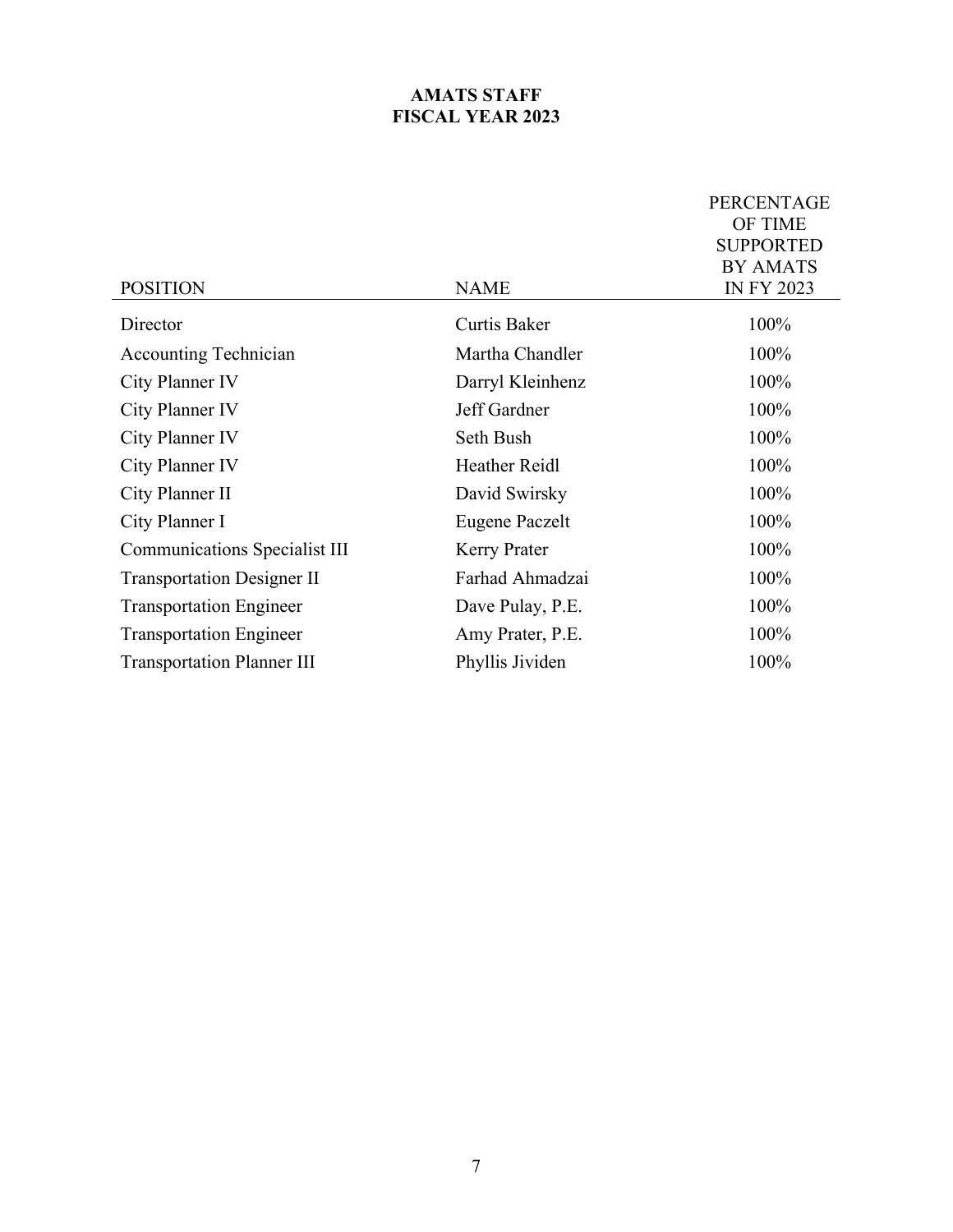# AMATS STAFF
# FISCAL YEAR 2023

| POSITION | NAME | PERCENTAGE OF TIME SUPPORTED BY AMATS IN FY 2023 |
|---|---|---|
| Director | Curtis Baker | 100% |
| Accounting Technician | Martha Chandler | 100% |
| City Planner IV | Darryl Kleinhenz | 100% |
| City Planner IV | Jeff Gardner | 100% |
| City Planner IV | Seth Bush | 100% |
| City Planner IV | Heather Reidl | 100% |
| City Planner II | David Swirsky | 100% |
| City Planner I | Eugene Paczelt | 100% |
| Communications Specialist III | Kerry Prater | 100% |
| Transportation Designer II | Farhad Ahmadzai | 100% |
| Transportation Engineer | Dave Pulay, P.E. | 100% |
| Transportation Engineer | Amy Prater, P.E. | 100% |
| Transportation Planner III | Phyllis Jividen | 100% |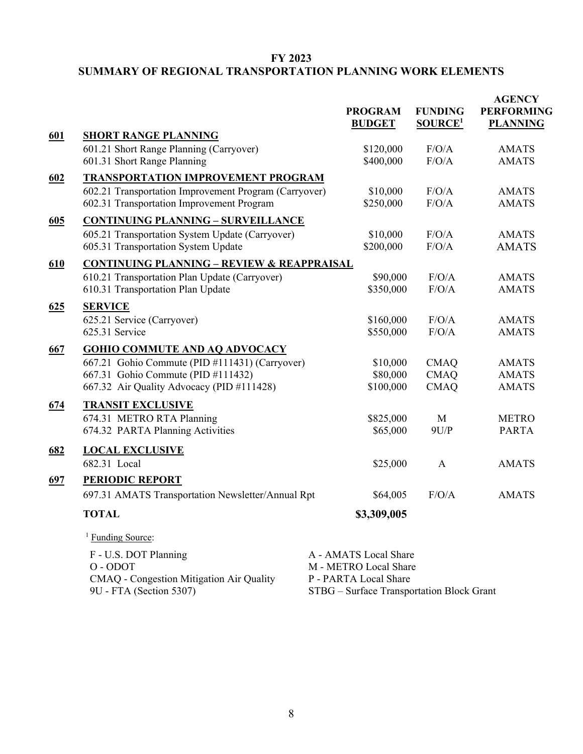## FY 2023
## SUMMARY OF REGIONAL TRANSPORTATION PLANNING WORK ELEMENTS

| | | PROGRAM BUDGET | FUNDING SOURCE[1] | AGENCY PERFORMING PLANNING |
|---|---|---|---|---|
| **601** | **SHORT RANGE PLANNING** | | | |
| | 601.21 Short Range Planning (Carryover) | $120,000 | F/O/A | AMATS |
| | 601.31 Short Range Planning | $400,000 | F/O/A | AMATS |
| **602** | **TRANSPORTATION IMPROVEMENT PROGRAM** | | | |
| | 602.21 Transportation Improvement Program (Carryover) | $10,000 | F/O/A | AMATS |
| | 602.31 Transportation Improvement Program | $250,000 | F/O/A | AMATS |
| **605** | **CONTINUING PLANNING – SURVEILLANCE** | | | |
| | 605.21 Transportation System Update (Carryover) | $10,000 | F/O/A | AMATS |
| | 605.31 Transportation System Update | $200,000 | F/O/A | AMATS |
| **610** | **CONTINUING PLANNING – REVIEW & REAPPRAISAL** | | | |
| | 610.21 Transportation Plan Update (Carryover) | $90,000 | F/O/A | AMATS |
| | 610.31 Transportation Plan Update | $350,000 | F/O/A | AMATS |
| **625** | **SERVICE** | | | |
| | 625.21 Service (Carryover) | $160,000 | F/O/A | AMATS |
| | 625.31 Service | $550,000 | F/O/A | AMATS |
| **667** | **GOHIO COMMUTE AND AQ ADVOCACY** | | | |
| | 667.21 Gohio Commute (PID #111431) (Carryover) | $10,000 | CMAQ | AMATS |
| | 667.31 Gohio Commute (PID #111432) | $80,000 | CMAQ | AMATS |
| | 667.32 Air Quality Advocacy (PID #111428) | $100,000 | CMAQ | AMATS |
| **674** | **TRANSIT EXCLUSIVE** | | | |
| | 674.31 METRO RTA Planning | $825,000 | M | METRO |
| | 674.32 PARTA Planning Activities | $65,000 | 9U/P | PARTA |
| **682** | **LOCAL EXCLUSIVE** | | | |
| | 682.31 Local | $25,000 | A | AMATS |
| **697** | **PERIODIC REPORT** | | | |
| | 697.31 AMATS Transportation Newsletter/Annual Rpt | $64,005 | F/O/A | AMATS |
| | **TOTAL** | **$3,309,005** | | |

[1] Funding Source:

| | |
|---|---|
| F - U.S. DOT Planning | A - AMATS Local Share |
| O - ODOT | M - METRO Local Share |
| CMAQ - Congestion Mitigation Air Quality | P - PARTA Local Share |
| 9U - FTA (Section 5307) | STBG – Surface Transportation Block Grant |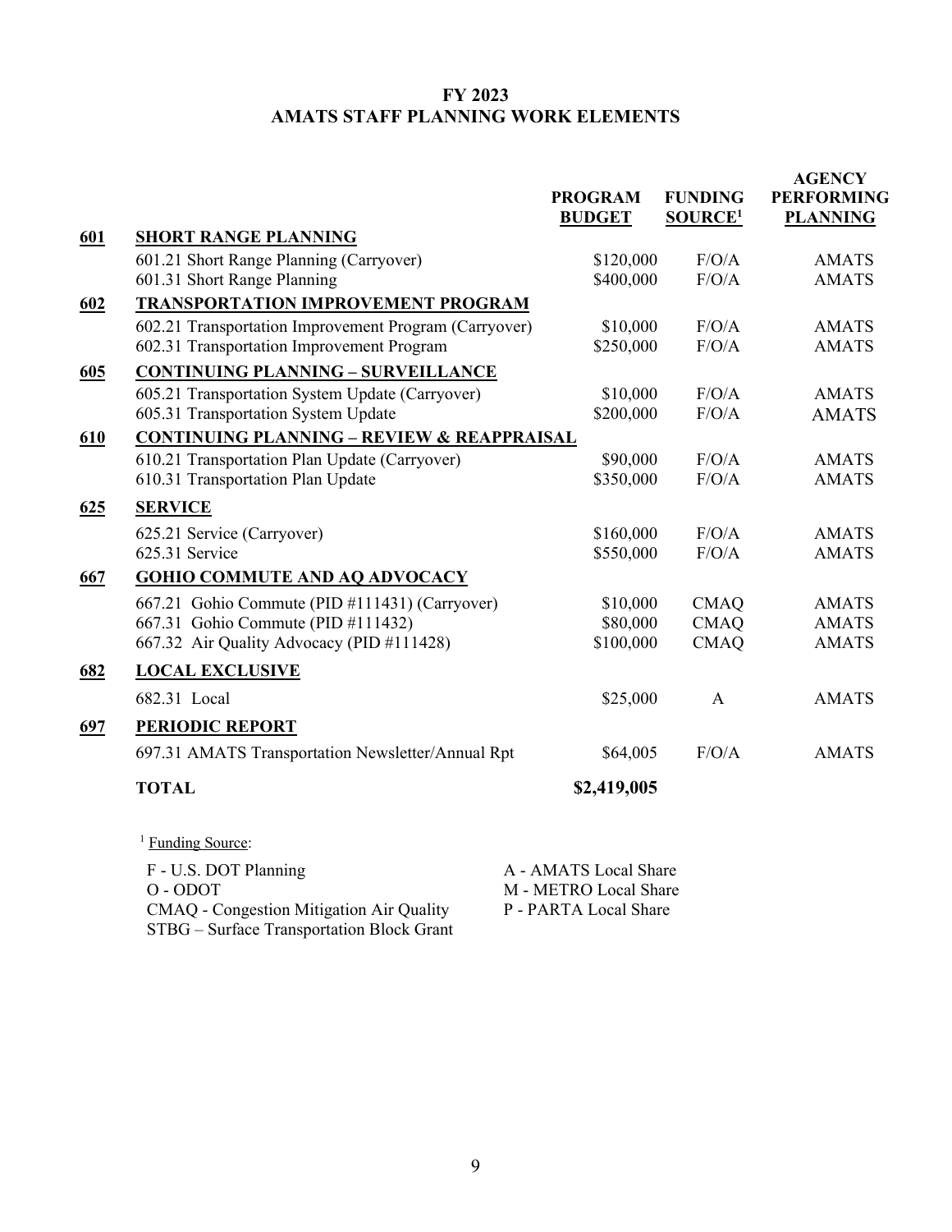# FY 2023
## AMATS STAFF PLANNING WORK ELEMENTS

| | | PROGRAM BUDGET | FUNDING SOURCE[1] | AGENCY PERFORMING PLANNING |
|---|---|---|---|---|
| **601** | **SHORT RANGE PLANNING** | | | |
| | 601.21 Short Range Planning (Carryover) | \$120,000 | F/O/A | AMATS |
| | 601.31 Short Range Planning | \$400,000 | F/O/A | AMATS |
| **602** | **TRANSPORTATION IMPROVEMENT PROGRAM** | | | |
| | 602.21 Transportation Improvement Program (Carryover) | \$10,000 | F/O/A | AMATS |
| | 602.31 Transportation Improvement Program | \$250,000 | F/O/A | AMATS |
| **605** | **CONTINUING PLANNING – SURVEILLANCE** | | | |
| | 605.21 Transportation System Update (Carryover) | \$10,000 | F/O/A | AMATS |
| | 605.31 Transportation System Update | \$200,000 | F/O/A | AMATS |
| **610** | **CONTINUING PLANNING – REVIEW & REAPPRAISAL** | | | |
| | 610.21 Transportation Plan Update (Carryover) | \$90,000 | F/O/A | AMATS |
| | 610.31 Transportation Plan Update | \$350,000 | F/O/A | AMATS |
| **625** | **SERVICE** | | | |
| | 625.21 Service (Carryover) | \$160,000 | F/O/A | AMATS |
| | 625.31 Service | \$550,000 | F/O/A | AMATS |
| **667** | **GOHIO COMMUTE AND AQ ADVOCACY** | | | |
| | 667.21 Gohio Commute (PID #111431) (Carryover) | \$10,000 | CMAQ | AMATS |
| | 667.31 Gohio Commute (PID #111432) | \$80,000 | CMAQ | AMATS |
| | 667.32 Air Quality Advocacy (PID #111428) | \$100,000 | CMAQ | AMATS |
| **682** | **LOCAL EXCLUSIVE** | | | |
| | 682.31 Local | \$25,000 | A | AMATS |
| **697** | **PERIODIC REPORT** | | | |
| | 697.31 AMATS Transportation Newsletter/Annual Rpt | \$64,005 | F/O/A | AMATS |
| | **TOTAL** | **\$2,419,005** | | |

[1] Funding Source:

F - U.S. DOT Planning
O - ODOT
CMAQ - Congestion Mitigation Air Quality
STBG – Surface Transportation Block Grant

A - AMATS Local Share
M - METRO Local Share
P - PARTA Local Share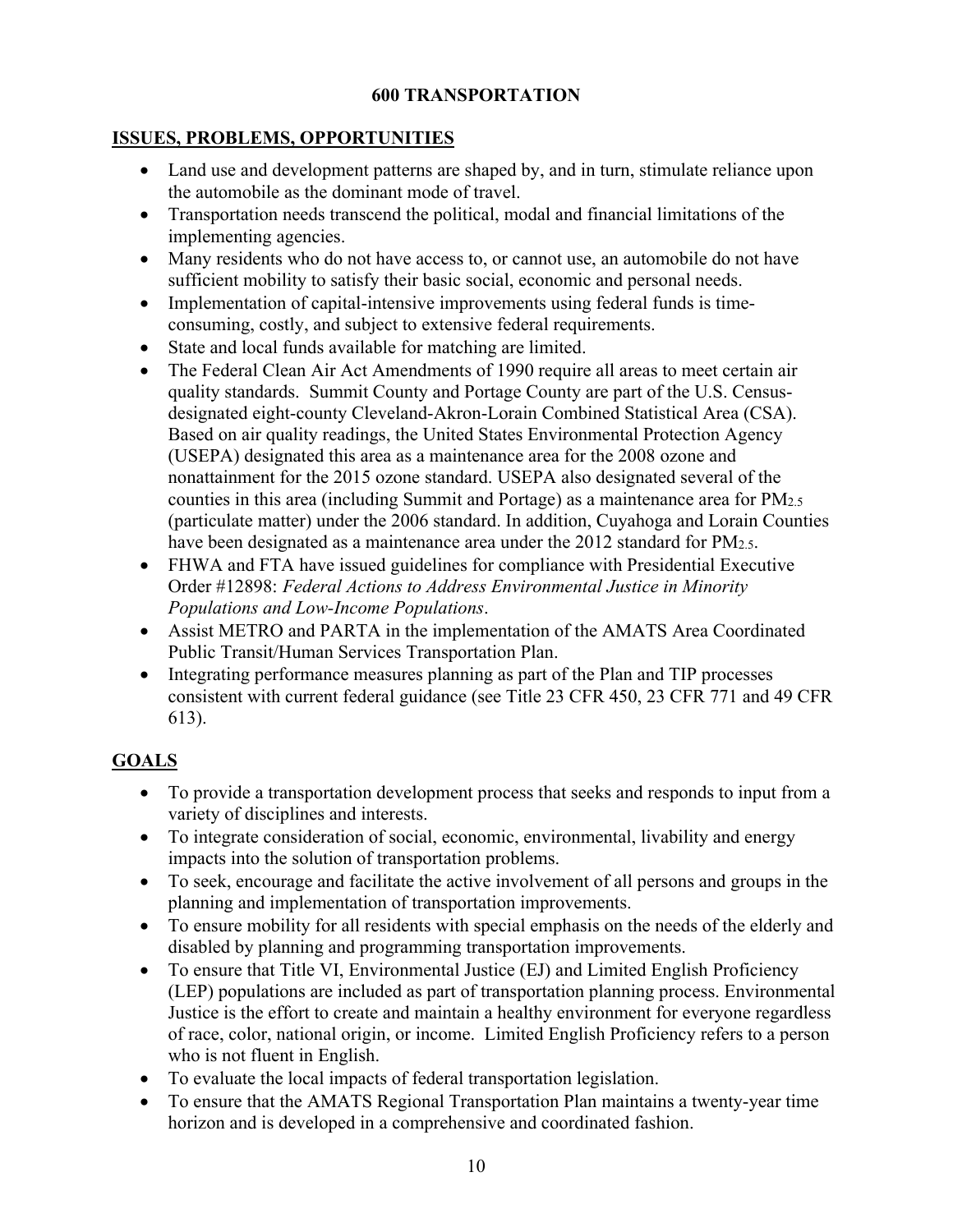# 600 TRANSPORTATION

## ISSUES, PROBLEMS, OPPORTUNITIES

- Land use and development patterns are shaped by, and in turn, stimulate reliance upon the automobile as the dominant mode of travel.
- Transportation needs transcend the political, modal and financial limitations of the implementing agencies.
- Many residents who do not have access to, or cannot use, an automobile do not have sufficient mobility to satisfy their basic social, economic and personal needs.
- Implementation of capital-intensive improvements using federal funds is time-consuming, costly, and subject to extensive federal requirements.
- State and local funds available for matching are limited.
- The Federal Clean Air Act Amendments of 1990 require all areas to meet certain air quality standards. Summit County and Portage County are part of the U.S. Census-designated eight-county Cleveland-Akron-Lorain Combined Statistical Area (CSA). Based on air quality readings, the United States Environmental Protection Agency (USEPA) designated this area as a maintenance area for the 2008 ozone and nonattainment for the 2015 ozone standard. USEPA also designated several of the counties in this area (including Summit and Portage) as a maintenance area for $PM_{2.5}$ (particulate matter) under the 2006 standard. In addition, Cuyahoga and Lorain Counties have been designated as a maintenance area under the 2012 standard for $PM_{2.5}$.
- FHWA and FTA have issued guidelines for compliance with Presidential Executive Order #12898: *Federal Actions to Address Environmental Justice in Minority Populations and Low-Income Populations*.
- Assist METRO and PARTA in the implementation of the AMATS Area Coordinated Public Transit/Human Services Transportation Plan.
- Integrating performance measures planning as part of the Plan and TIP processes consistent with current federal guidance (see Title 23 CFR 450, 23 CFR 771 and 49 CFR 613).

## GOALS

- To provide a transportation development process that seeks and responds to input from a variety of disciplines and interests.
- To integrate consideration of social, economic, environmental, livability and energy impacts into the solution of transportation problems.
- To seek, encourage and facilitate the active involvement of all persons and groups in the planning and implementation of transportation improvements.
- To ensure mobility for all residents with special emphasis on the needs of the elderly and disabled by planning and programming transportation improvements.
- To ensure that Title VI, Environmental Justice (EJ) and Limited English Proficiency (LEP) populations are included as part of transportation planning process. Environmental Justice is the effort to create and maintain a healthy environment for everyone regardless of race, color, national origin, or income. Limited English Proficiency refers to a person who is not fluent in English.
- To evaluate the local impacts of federal transportation legislation.
- To ensure that the AMATS Regional Transportation Plan maintains a twenty-year time horizon and is developed in a comprehensive and coordinated fashion.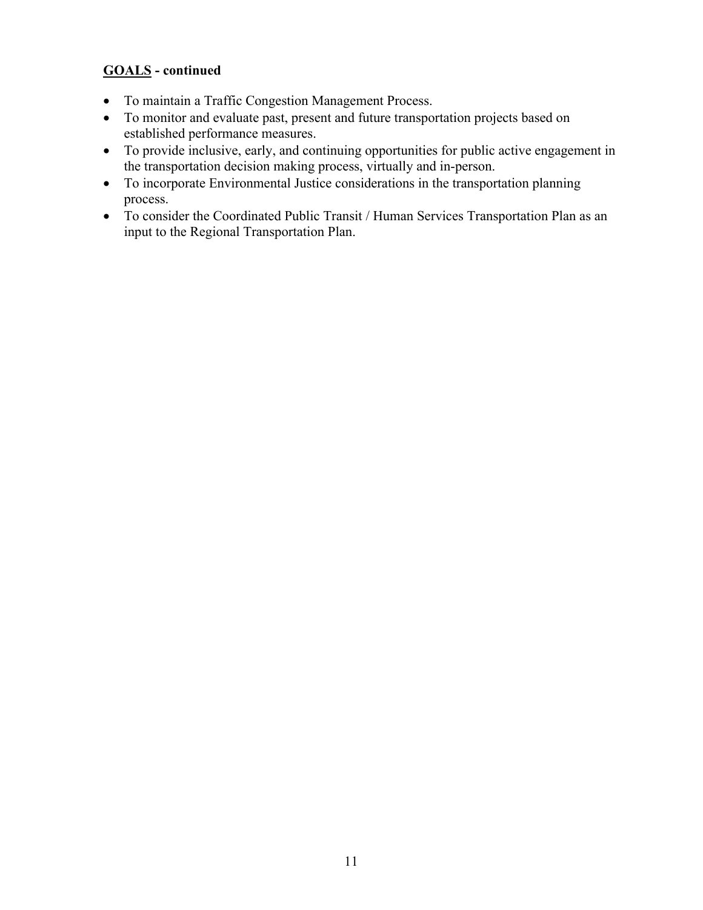**<u>GOALS</u> - continued**

- To maintain a Traffic Congestion Management Process.
- To monitor and evaluate past, present and future transportation projects based on established performance measures.
- To provide inclusive, early, and continuing opportunities for public active engagement in the transportation decision making process, virtually and in-person.
- To incorporate Environmental Justice considerations in the transportation planning process.
- To consider the Coordinated Public Transit / Human Services Transportation Plan as an input to the Regional Transportation Plan.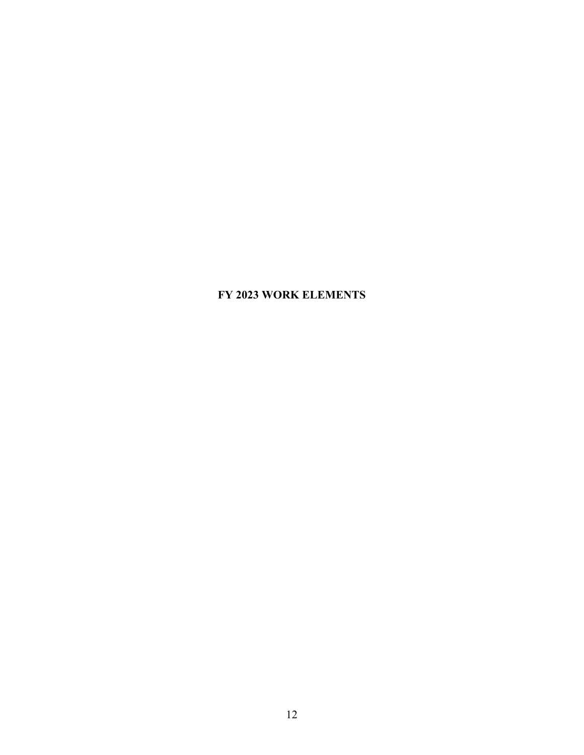# FY 2023 WORK ELEMENTS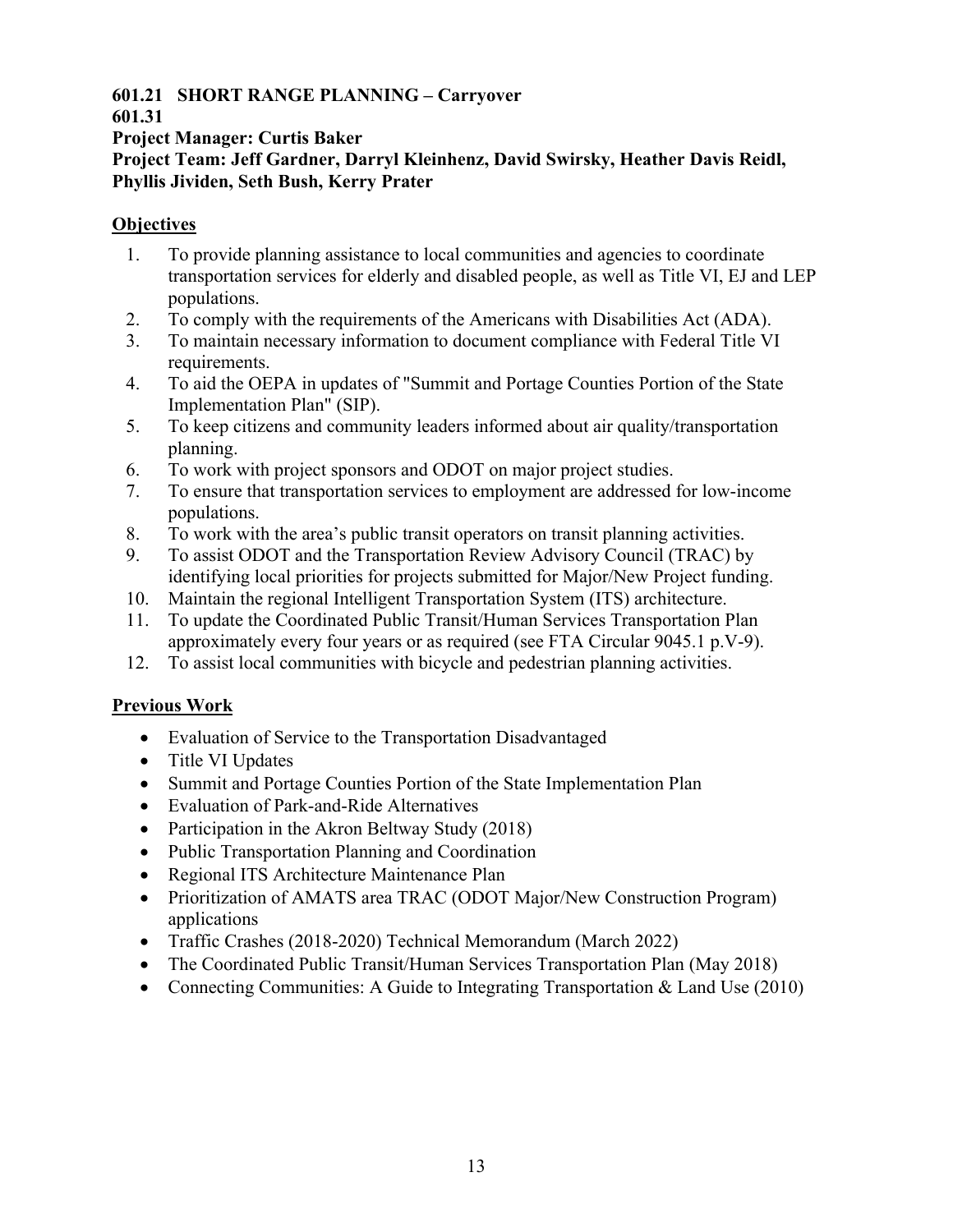**601.21 SHORT RANGE PLANNING – Carryover**
**601.31**
**Project Manager: Curtis Baker**
**Project Team: Jeff Gardner, Darryl Kleinhenz, David Swirsky, Heather Davis Reidl, Phyllis Jividen, Seth Bush, Kerry Prater**

## Objectives

1. To provide planning assistance to local communities and agencies to coordinate transportation services for elderly and disabled people, as well as Title VI, EJ and LEP populations.
2. To comply with the requirements of the Americans with Disabilities Act (ADA).
3. To maintain necessary information to document compliance with Federal Title VI requirements.
4. To aid the OEPA in updates of "Summit and Portage Counties Portion of the State Implementation Plan" (SIP).
5. To keep citizens and community leaders informed about air quality/transportation planning.
6. To work with project sponsors and ODOT on major project studies.
7. To ensure that transportation services to employment are addressed for low-income populations.
8. To work with the area's public transit operators on transit planning activities.
9. To assist ODOT and the Transportation Review Advisory Council (TRAC) by identifying local priorities for projects submitted for Major/New Project funding.
10. Maintain the regional Intelligent Transportation System (ITS) architecture.
11. To update the Coordinated Public Transit/Human Services Transportation Plan approximately every four years or as required (see FTA Circular 9045.1 p.V-9).
12. To assist local communities with bicycle and pedestrian planning activities.

## Previous Work

- Evaluation of Service to the Transportation Disadvantaged
- Title VI Updates
- Summit and Portage Counties Portion of the State Implementation Plan
- Evaluation of Park-and-Ride Alternatives
- Participation in the Akron Beltway Study (2018)
- Public Transportation Planning and Coordination
- Regional ITS Architecture Maintenance Plan
- Prioritization of AMATS area TRAC (ODOT Major/New Construction Program) applications
- Traffic Crashes (2018-2020) Technical Memorandum (March 2022)
- The Coordinated Public Transit/Human Services Transportation Plan (May 2018)
- Connecting Communities: A Guide to Integrating Transportation & Land Use (2010)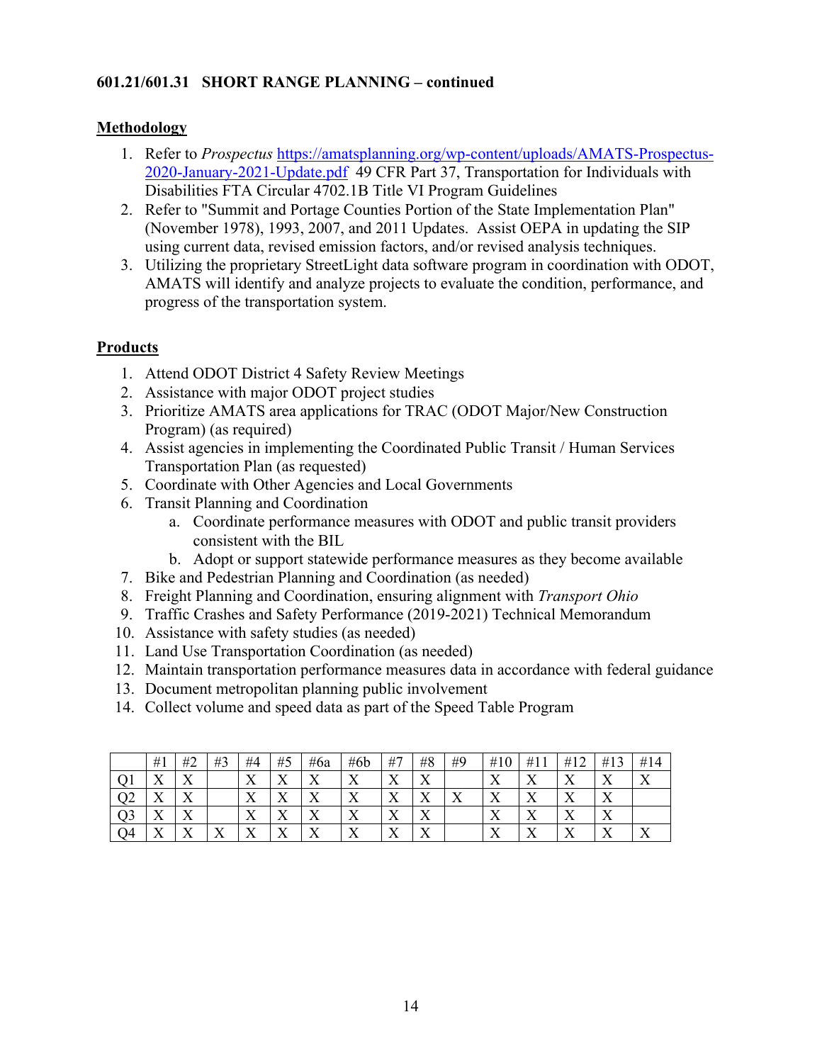**601.21/601.31 SHORT RANGE PLANNING – continued**

**Methodology**

1. Refer to *Prospectus* https://amatsplanning.org/wp-content/uploads/AMATS-Prospectus-2020-January-2021-Update.pdf 49 CFR Part 37, Transportation for Individuals with Disabilities FTA Circular 4702.1B Title VI Program Guidelines
2. Refer to "Summit and Portage Counties Portion of the State Implementation Plan" (November 1978), 1993, 2007, and 2011 Updates. Assist OEPA in updating the SIP using current data, revised emission factors, and/or revised analysis techniques.
3. Utilizing the proprietary StreetLight data software program in coordination with ODOT, AMATS will identify and analyze projects to evaluate the condition, performance, and progress of the transportation system.

**Products**

1. Attend ODOT District 4 Safety Review Meetings
2. Assistance with major ODOT project studies
3. Prioritize AMATS area applications for TRAC (ODOT Major/New Construction Program) (as required)
4. Assist agencies in implementing the Coordinated Public Transit / Human Services Transportation Plan (as requested)
5. Coordinate with Other Agencies and Local Governments
6. Transit Planning and Coordination
   a. Coordinate performance measures with ODOT and public transit providers consistent with the BIL
   b. Adopt or support statewide performance measures as they become available
7. Bike and Pedestrian Planning and Coordination (as needed)
8. Freight Planning and Coordination, ensuring alignment with *Transport Ohio*
9. Traffic Crashes and Safety Performance (2019-2021) Technical Memorandum
10. Assistance with safety studies (as needed)
11. Land Use Transportation Coordination (as needed)
12. Maintain transportation performance measures data in accordance with federal guidance
13. Document metropolitan planning public involvement
14. Collect volume and speed data as part of the Speed Table Program

| | #1 | #2 | #3 | #4 | #5 | #6a | #6b | #7 | #8 | #9 | #10 | #11 | #12 | #13 | #14 |
|---|---|---|---|---|---|---|---|---|---|---|---|---|---|---|---|
| Q1 | X | X | | X | X | X | X | X | X | | X | X | X | X | X |
| Q2 | X | X | | X | X | X | X | X | X | X | X | X | X | X | |
| Q3 | X | X | | X | X | X | X | X | X | | X | X | X | X | |
| Q4 | X | X | X | X | X | X | X | X | X | | X | X | X | X | X |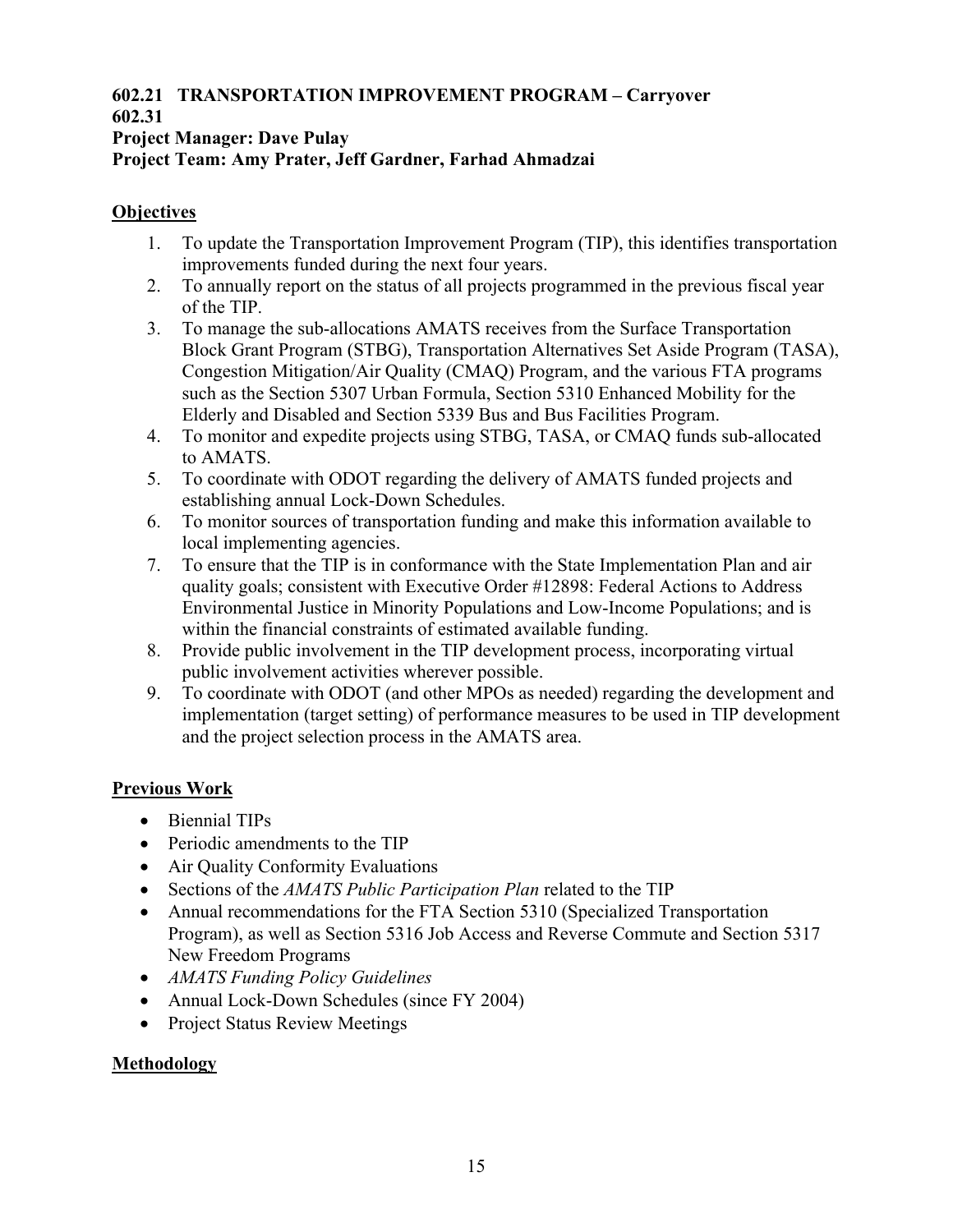**602.21 TRANSPORTATION IMPROVEMENT PROGRAM – Carryover**
**602.31**
**Project Manager: Dave Pulay**
**Project Team: Amy Prater, Jeff Gardner, Farhad Ahmadzai**

## Objectives

1. To update the Transportation Improvement Program (TIP), this identifies transportation improvements funded during the next four years.
2. To annually report on the status of all projects programmed in the previous fiscal year of the TIP.
3. To manage the sub-allocations AMATS receives from the Surface Transportation Block Grant Program (STBG), Transportation Alternatives Set Aside Program (TASA), Congestion Mitigation/Air Quality (CMAQ) Program, and the various FTA programs such as the Section 5307 Urban Formula, Section 5310 Enhanced Mobility for the Elderly and Disabled and Section 5339 Bus and Bus Facilities Program.
4. To monitor and expedite projects using STBG, TASA, or CMAQ funds sub-allocated to AMATS.
5. To coordinate with ODOT regarding the delivery of AMATS funded projects and establishing annual Lock-Down Schedules.
6. To monitor sources of transportation funding and make this information available to local implementing agencies.
7. To ensure that the TIP is in conformance with the State Implementation Plan and air quality goals; consistent with Executive Order #12898: Federal Actions to Address Environmental Justice in Minority Populations and Low-Income Populations; and is within the financial constraints of estimated available funding.
8. Provide public involvement in the TIP development process, incorporating virtual public involvement activities wherever possible.
9. To coordinate with ODOT (and other MPOs as needed) regarding the development and implementation (target setting) of performance measures to be used in TIP development and the project selection process in the AMATS area.

## Previous Work

- Biennial TIPs
- Periodic amendments to the TIP
- Air Quality Conformity Evaluations
- Sections of the *AMATS Public Participation Plan* related to the TIP
- Annual recommendations for the FTA Section 5310 (Specialized Transportation Program), as well as Section 5316 Job Access and Reverse Commute and Section 5317 New Freedom Programs
- *AMATS Funding Policy Guidelines*
- Annual Lock-Down Schedules (since FY 2004)
- Project Status Review Meetings

## Methodology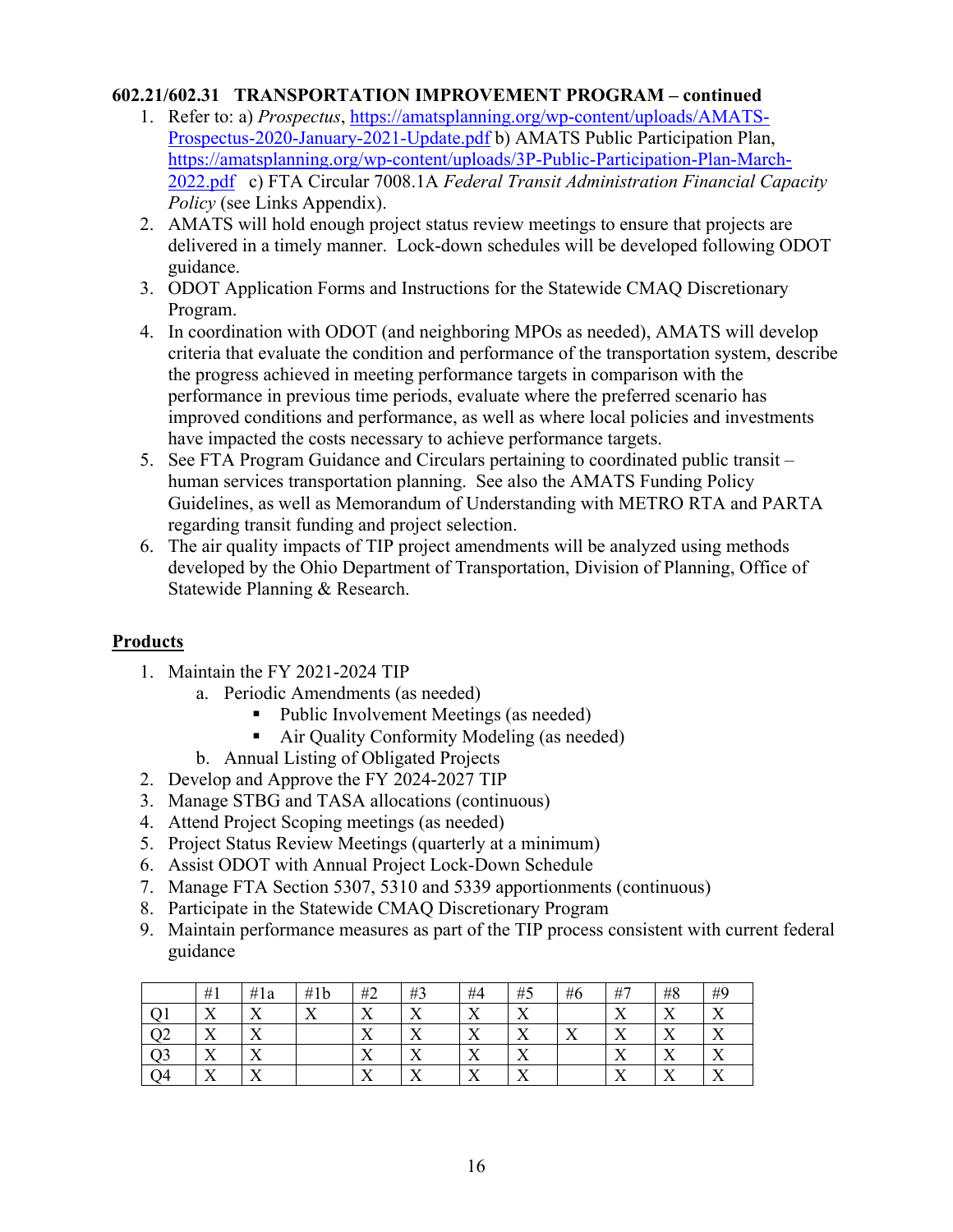### 602.21/602.31 TRANSPORTATION IMPROVEMENT PROGRAM – continued

1. Refer to: a) *Prospectus*, https://amatsplanning.org/wp-content/uploads/AMATS-Prospectus-2020-January-2021-Update.pdf b) AMATS Public Participation Plan, https://amatsplanning.org/wp-content/uploads/3P-Public-Participation-Plan-March-2022.pdf c) FTA Circular 7008.1A *Federal Transit Administration Financial Capacity Policy* (see Links Appendix).
2. AMATS will hold enough project status review meetings to ensure that projects are delivered in a timely manner. Lock-down schedules will be developed following ODOT guidance.
3. ODOT Application Forms and Instructions for the Statewide CMAQ Discretionary Program.
4. In coordination with ODOT (and neighboring MPOs as needed), AMATS will develop criteria that evaluate the condition and performance of the transportation system, describe the progress achieved in meeting performance targets in comparison with the performance in previous time periods, evaluate where the preferred scenario has improved conditions and performance, as well as where local policies and investments have impacted the costs necessary to achieve performance targets.
5. See FTA Program Guidance and Circulars pertaining to coordinated public transit – human services transportation planning. See also the AMATS Funding Policy Guidelines, as well as Memorandum of Understanding with METRO RTA and PARTA regarding transit funding and project selection.
6. The air quality impacts of TIP project amendments will be analyzed using methods developed by the Ohio Department of Transportation, Division of Planning, Office of Statewide Planning & Research.

**Products**

1. Maintain the FY 2021-2024 TIP
   a. Periodic Amendments (as needed)
      - Public Involvement Meetings (as needed)
      - Air Quality Conformity Modeling (as needed)
   b. Annual Listing of Obligated Projects
2. Develop and Approve the FY 2024-2027 TIP
3. Manage STBG and TASA allocations (continuous)
4. Attend Project Scoping meetings (as needed)
5. Project Status Review Meetings (quarterly at a minimum)
6. Assist ODOT with Annual Project Lock-Down Schedule
7. Manage FTA Section 5307, 5310 and 5339 apportionments (continuous)
8. Participate in the Statewide CMAQ Discretionary Program
9. Maintain performance measures as part of the TIP process consistent with current federal guidance

| | #1 | #1a | #1b | #2 | #3 | #4 | #5 | #6 | #7 | #8 | #9 |
|---|---|---|---|---|---|---|---|---|---|---|---|
| Q1 | X | X | X | X | X | X | X | | X | X | X |
| Q2 | X | X | | X | X | X | X | X | X | X | X |
| Q3 | X | X | | X | X | X | X | | X | X | X |
| Q4 | X | X | | X | X | X | X | | X | X | X |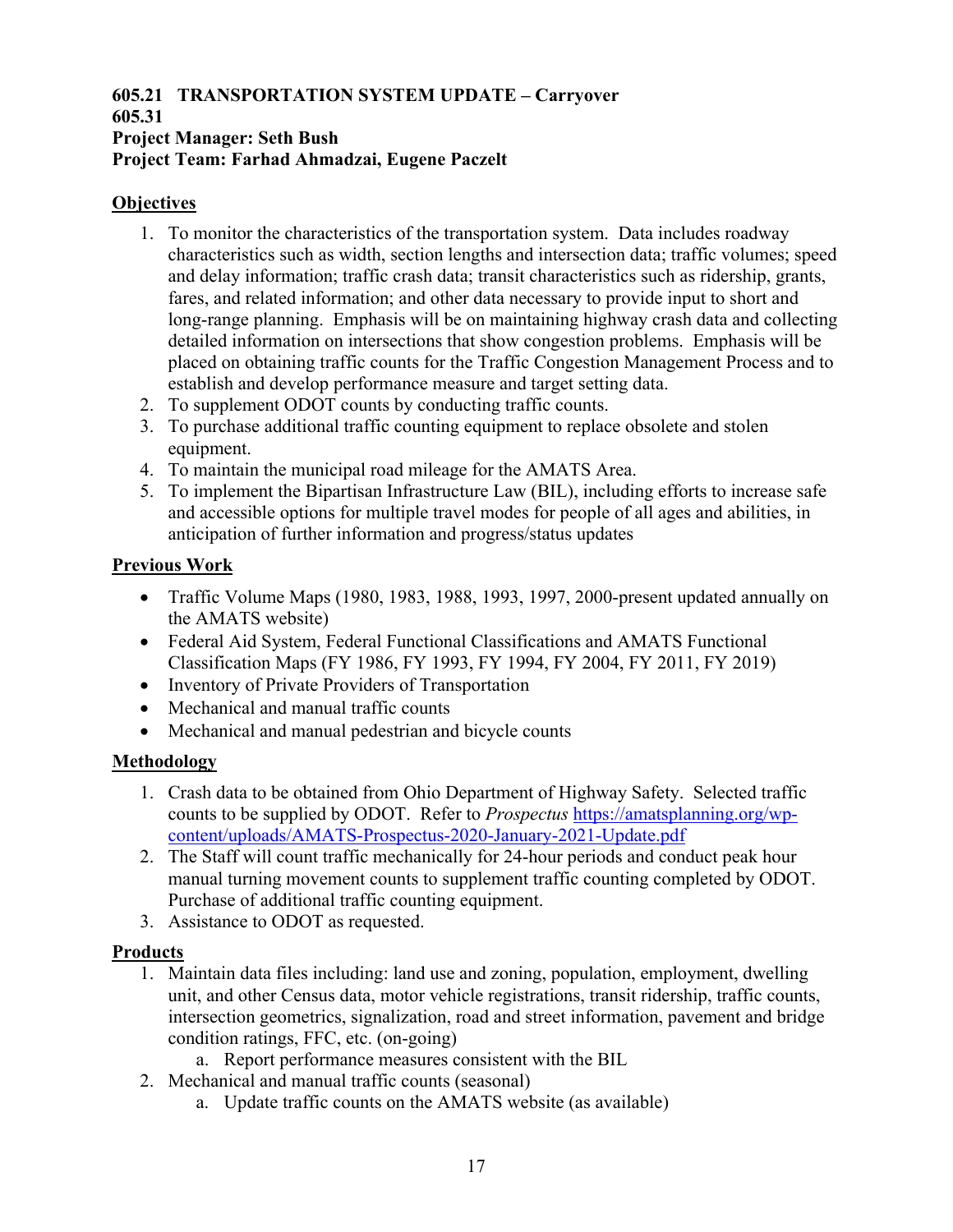**605.21 TRANSPORTATION SYSTEM UPDATE – Carryover**
**605.31**
**Project Manager: Seth Bush**
**Project Team: Farhad Ahmadzai, Eugene Paczelt**

**Objectives**

1. To monitor the characteristics of the transportation system. Data includes roadway characteristics such as width, section lengths and intersection data; traffic volumes; speed and delay information; traffic crash data; transit characteristics such as ridership, grants, fares, and related information; and other data necessary to provide input to short and long-range planning. Emphasis will be on maintaining highway crash data and collecting detailed information on intersections that show congestion problems. Emphasis will be placed on obtaining traffic counts for the Traffic Congestion Management Process and to establish and develop performance measure and target setting data.
2. To supplement ODOT counts by conducting traffic counts.
3. To purchase additional traffic counting equipment to replace obsolete and stolen equipment.
4. To maintain the municipal road mileage for the AMATS Area.
5. To implement the Bipartisan Infrastructure Law (BIL), including efforts to increase safe and accessible options for multiple travel modes for people of all ages and abilities, in anticipation of further information and progress/status updates

**Previous Work**

- Traffic Volume Maps (1980, 1983, 1988, 1993, 1997, 2000-present updated annually on the AMATS website)
- Federal Aid System, Federal Functional Classifications and AMATS Functional Classification Maps (FY 1986, FY 1993, FY 1994, FY 2004, FY 2011, FY 2019)
- Inventory of Private Providers of Transportation
- Mechanical and manual traffic counts
- Mechanical and manual pedestrian and bicycle counts

**Methodology**

1. Crash data to be obtained from Ohio Department of Highway Safety. Selected traffic counts to be supplied by ODOT. Refer to *Prospectus* https://amatsplanning.org/wp-content/uploads/AMATS-Prospectus-2020-January-2021-Update.pdf
2. The Staff will count traffic mechanically for 24-hour periods and conduct peak hour manual turning movement counts to supplement traffic counting completed by ODOT. Purchase of additional traffic counting equipment.
3. Assistance to ODOT as requested.

**Products**

1. Maintain data files including: land use and zoning, population, employment, dwelling unit, and other Census data, motor vehicle registrations, transit ridership, traffic counts, intersection geometrics, signalization, road and street information, pavement and bridge condition ratings, FFC, etc. (on-going)
   a. Report performance measures consistent with the BIL
2. Mechanical and manual traffic counts (seasonal)
   a. Update traffic counts on the AMATS website (as available)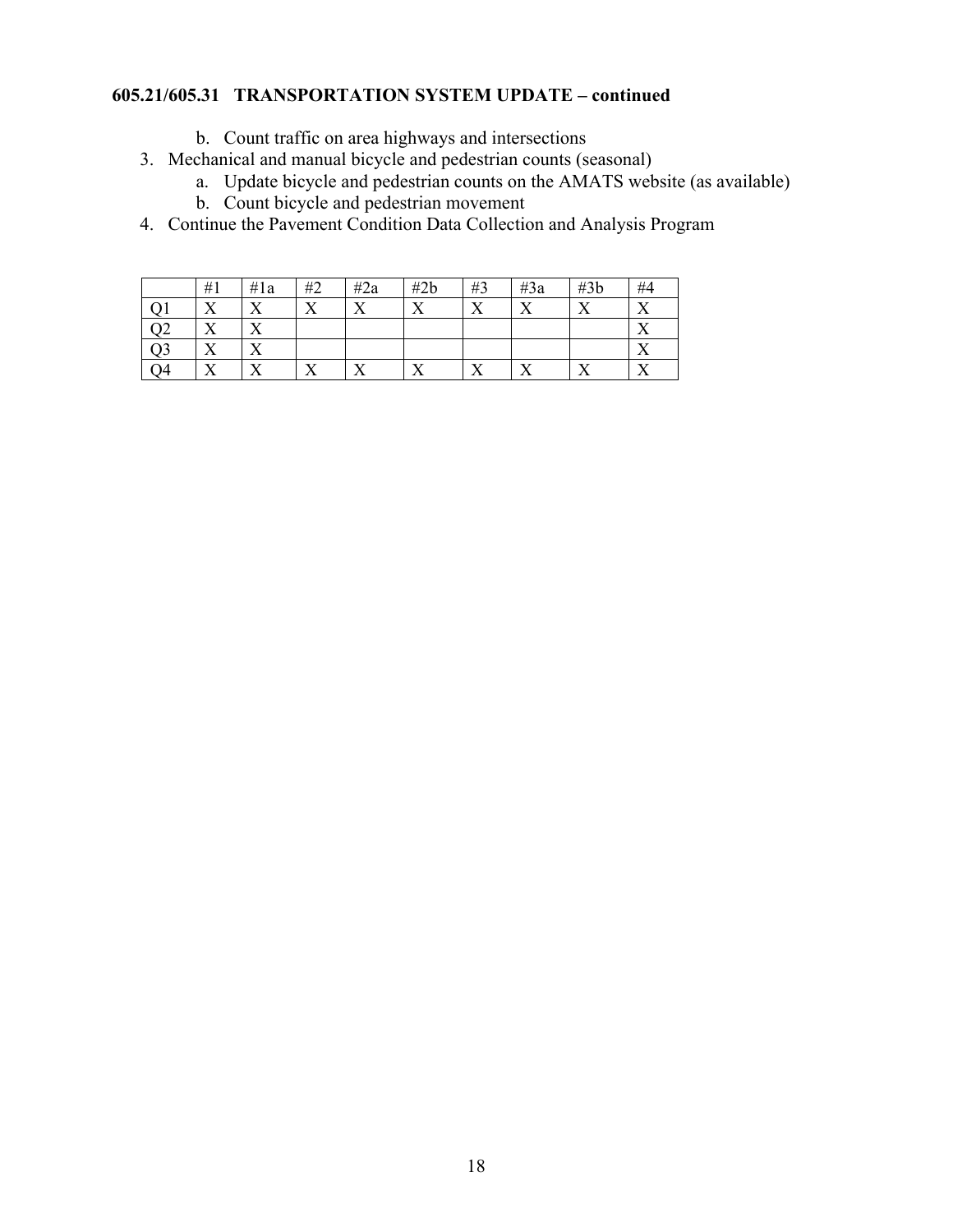**605.21/605.31 TRANSPORTATION SYSTEM UPDATE – continued**

    b. Count traffic on area highways and intersections

3. Mechanical and manual bicycle and pedestrian counts (seasonal)
    a. Update bicycle and pedestrian counts on the AMATS website (as available)
    b. Count bicycle and pedestrian movement
4. Continue the Pavement Condition Data Collection and Analysis Program

| | #1 | #1a | #2 | #2a | #2b | #3 | #3a | #3b | #4 |
|---|---|---|---|---|---|---|---|---|---|
| Q1 | X | X | X | X | X | X | X | X | X |
| Q2 | X | X | | | | | | | X |
| Q3 | X | X | | | | | | | X |
| Q4 | X | X | X | X | X | X | X | X | X |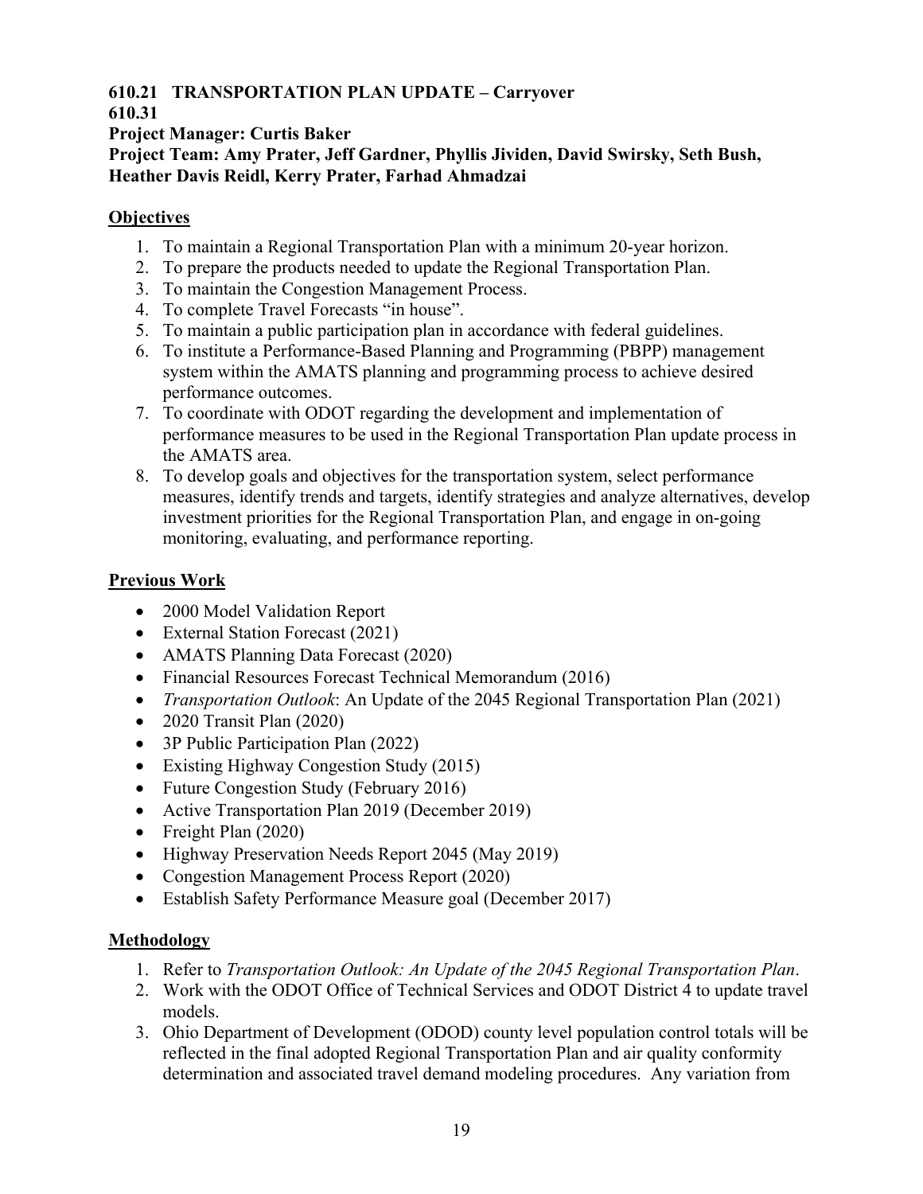**610.21 TRANSPORTATION PLAN UPDATE – Carryover**
**610.31**
**Project Manager: Curtis Baker**
**Project Team: Amy Prater, Jeff Gardner, Phyllis Jividen, David Swirsky, Seth Bush, Heather Davis Reidl, Kerry Prater, Farhad Ahmadzai**

## Objectives

1. To maintain a Regional Transportation Plan with a minimum 20-year horizon.
2. To prepare the products needed to update the Regional Transportation Plan.
3. To maintain the Congestion Management Process.
4. To complete Travel Forecasts "in house".
5. To maintain a public participation plan in accordance with federal guidelines.
6. To institute a Performance-Based Planning and Programming (PBPP) management system within the AMATS planning and programming process to achieve desired performance outcomes.
7. To coordinate with ODOT regarding the development and implementation of performance measures to be used in the Regional Transportation Plan update process in the AMATS area.
8. To develop goals and objectives for the transportation system, select performance measures, identify trends and targets, identify strategies and analyze alternatives, develop investment priorities for the Regional Transportation Plan, and engage in on-going monitoring, evaluating, and performance reporting.

## Previous Work

- 2000 Model Validation Report
- External Station Forecast (2021)
- AMATS Planning Data Forecast (2020)
- Financial Resources Forecast Technical Memorandum (2016)
- *Transportation Outlook*: An Update of the 2045 Regional Transportation Plan (2021)
- 2020 Transit Plan (2020)
- 3P Public Participation Plan (2022)
- Existing Highway Congestion Study (2015)
- Future Congestion Study (February 2016)
- Active Transportation Plan 2019 (December 2019)
- Freight Plan (2020)
- Highway Preservation Needs Report 2045 (May 2019)
- Congestion Management Process Report (2020)
- Establish Safety Performance Measure goal (December 2017)

## Methodology

1. Refer to *Transportation Outlook: An Update of the 2045 Regional Transportation Plan*.
2. Work with the ODOT Office of Technical Services and ODOT District 4 to update travel models.
3. Ohio Department of Development (ODOD) county level population control totals will be reflected in the final adopted Regional Transportation Plan and air quality conformity determination and associated travel demand modeling procedures. Any variation from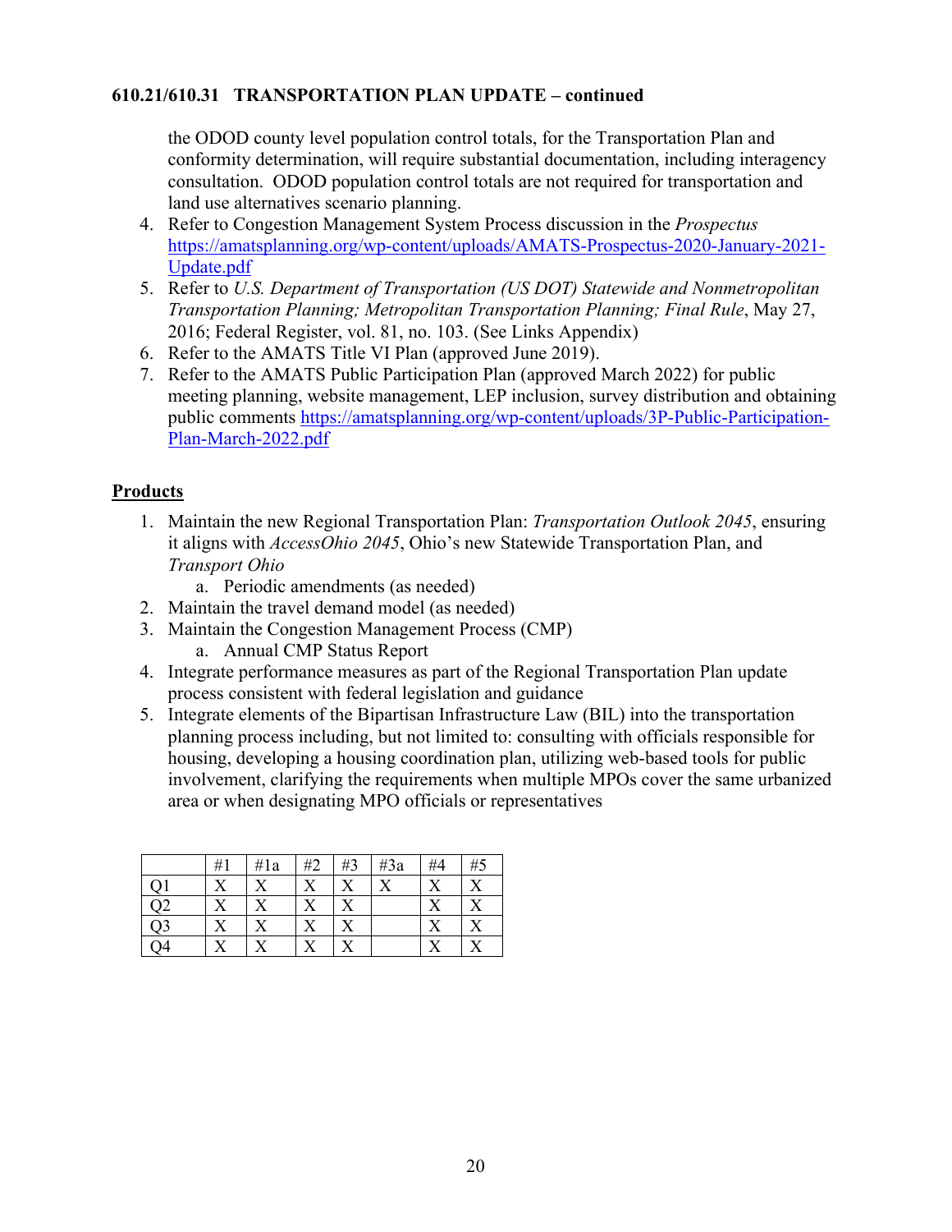**610.21/610.31 TRANSPORTATION PLAN UPDATE – continued**

the ODOD county level population control totals, for the Transportation Plan and conformity determination, will require substantial documentation, including interagency consultation. ODOD population control totals are not required for transportation and land use alternatives scenario planning.

4. Refer to Congestion Management System Process discussion in the *Prospectus* https://amatsplanning.org/wp-content/uploads/AMATS-Prospectus-2020-January-2021-Update.pdf
5. Refer to *U.S. Department of Transportation (US DOT) Statewide and Nonmetropolitan Transportation Planning; Metropolitan Transportation Planning; Final Rule*, May 27, 2016; Federal Register, vol. 81, no. 103. (See Links Appendix)
6. Refer to the AMATS Title VI Plan (approved June 2019).
7. Refer to the AMATS Public Participation Plan (approved March 2022) for public meeting planning, website management, LEP inclusion, survey distribution and obtaining public comments https://amatsplanning.org/wp-content/uploads/3P-Public-Participation-Plan-March-2022.pdf

## Products

1. Maintain the new Regional Transportation Plan: *Transportation Outlook 2045*, ensuring it aligns with *AccessOhio 2045*, Ohio's new Statewide Transportation Plan, and *Transport Ohio*
   a. Periodic amendments (as needed)
2. Maintain the travel demand model (as needed)
3. Maintain the Congestion Management Process (CMP)
   a. Annual CMP Status Report
4. Integrate performance measures as part of the Regional Transportation Plan update process consistent with federal legislation and guidance
5. Integrate elements of the Bipartisan Infrastructure Law (BIL) into the transportation planning process including, but not limited to: consulting with officials responsible for housing, developing a housing coordination plan, utilizing web-based tools for public involvement, clarifying the requirements when multiple MPOs cover the same urbanized area or when designating MPO officials or representatives

| | #1 | #1a | #2 | #3 | #3a | #4 | #5 |
|---|---|---|---|---|---|---|---|
| Q1 | X | X | X | X | X | X | X |
| Q2 | X | X | X | X | | X | X |
| Q3 | X | X | X | X | | X | X |
| Q4 | X | X | X | X | | X | X |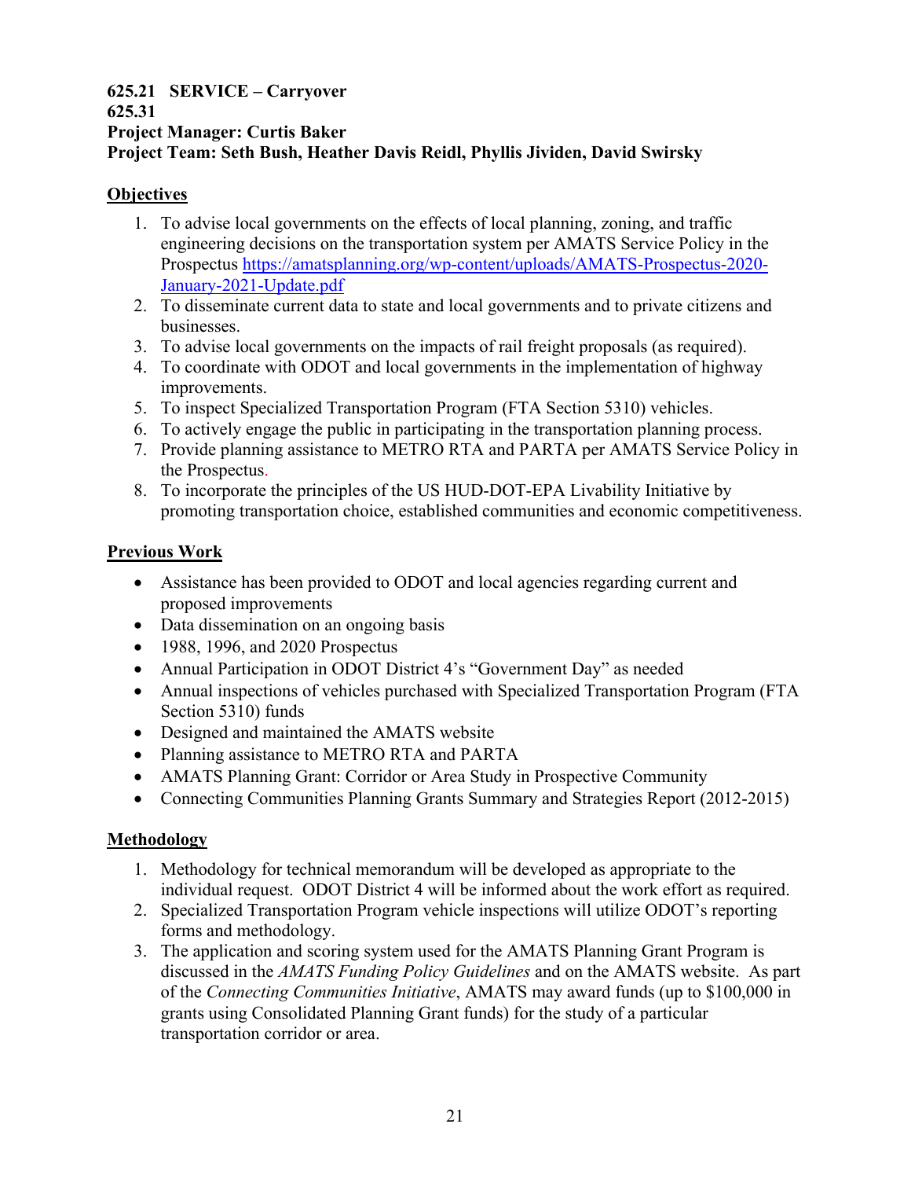**625.21 SERVICE – Carryover**
**625.31**
**Project Manager: Curtis Baker**
**Project Team: Seth Bush, Heather Davis Reidl, Phyllis Jividen, David Swirsky**

**Objectives**

1. To advise local governments on the effects of local planning, zoning, and traffic engineering decisions on the transportation system per AMATS Service Policy in the Prospectus https://amatsplanning.org/wp-content/uploads/AMATS-Prospectus-2020-January-2021-Update.pdf
2. To disseminate current data to state and local governments and to private citizens and businesses.
3. To advise local governments on the impacts of rail freight proposals (as required).
4. To coordinate with ODOT and local governments in the implementation of highway improvements.
5. To inspect Specialized Transportation Program (FTA Section 5310) vehicles.
6. To actively engage the public in participating in the transportation planning process.
7. Provide planning assistance to METRO RTA and PARTA per AMATS Service Policy in the Prospectus.
8. To incorporate the principles of the US HUD-DOT-EPA Livability Initiative by promoting transportation choice, established communities and economic competitiveness.

**Previous Work**

- Assistance has been provided to ODOT and local agencies regarding current and proposed improvements
- Data dissemination on an ongoing basis
- 1988, 1996, and 2020 Prospectus
- Annual Participation in ODOT District 4's "Government Day" as needed
- Annual inspections of vehicles purchased with Specialized Transportation Program (FTA Section 5310) funds
- Designed and maintained the AMATS website
- Planning assistance to METRO RTA and PARTA
- AMATS Planning Grant: Corridor or Area Study in Prospective Community
- Connecting Communities Planning Grants Summary and Strategies Report (2012-2015)

**Methodology**

1. Methodology for technical memorandum will be developed as appropriate to the individual request. ODOT District 4 will be informed about the work effort as required.
2. Specialized Transportation Program vehicle inspections will utilize ODOT's reporting forms and methodology.
3. The application and scoring system used for the AMATS Planning Grant Program is discussed in the *AMATS Funding Policy Guidelines* and on the AMATS website. As part of the *Connecting Communities Initiative*, AMATS may award funds (up to $100,000 in grants using Consolidated Planning Grant funds) for the study of a particular transportation corridor or area.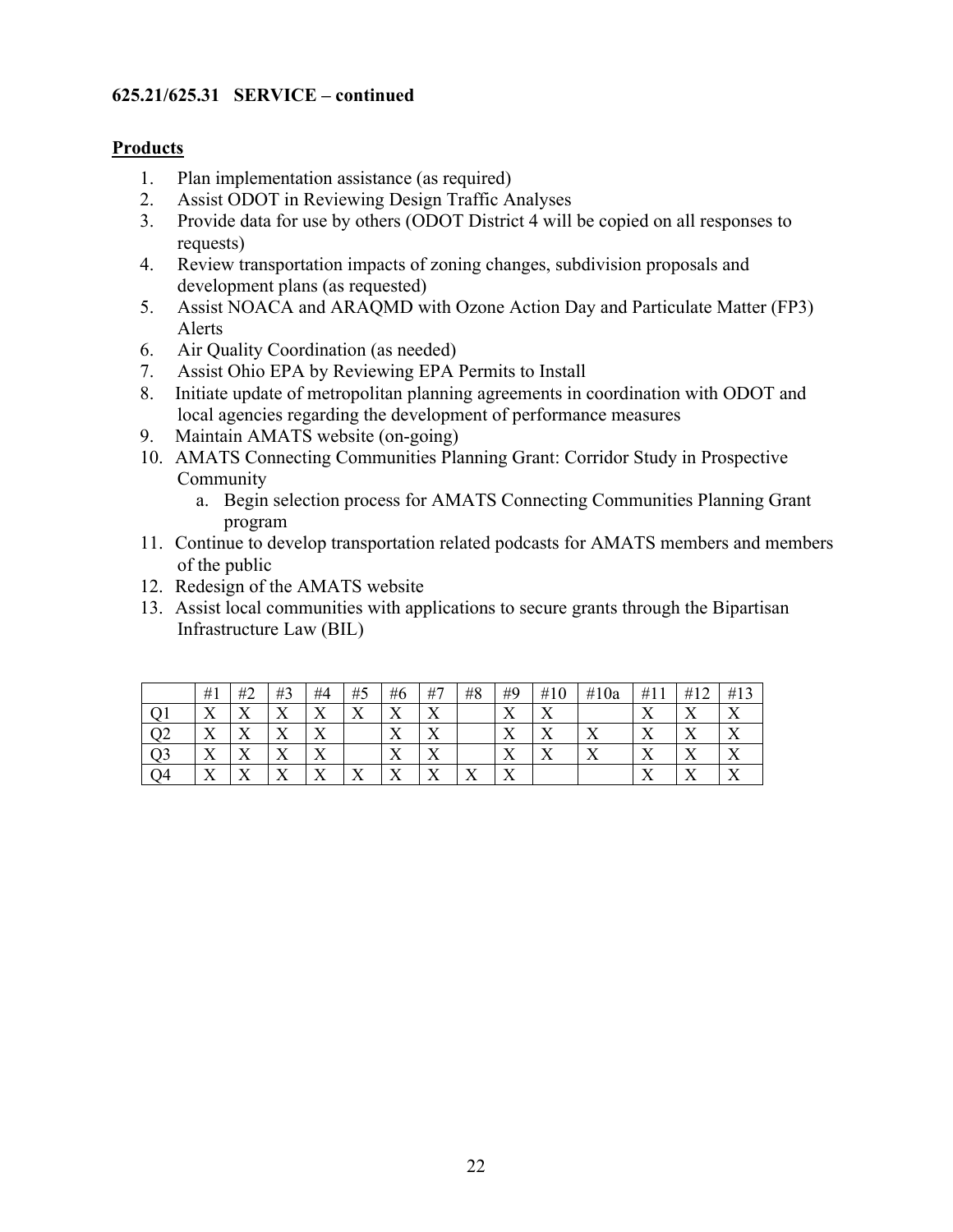**625.21/625.31 SERVICE – continued**

**Products**

1. Plan implementation assistance (as required)
2. Assist ODOT in Reviewing Design Traffic Analyses
3. Provide data for use by others (ODOT District 4 will be copied on all responses to requests)
4. Review transportation impacts of zoning changes, subdivision proposals and development plans (as requested)
5. Assist NOACA and ARAQMD with Ozone Action Day and Particulate Matter (FP3) Alerts
6. Air Quality Coordination (as needed)
7. Assist Ohio EPA by Reviewing EPA Permits to Install
8. Initiate update of metropolitan planning agreements in coordination with ODOT and local agencies regarding the development of performance measures
9. Maintain AMATS website (on-going)
10. AMATS Connecting Communities Planning Grant: Corridor Study in Prospective Community
    a. Begin selection process for AMATS Connecting Communities Planning Grant program
11. Continue to develop transportation related podcasts for AMATS members and members of the public
12. Redesign of the AMATS website
13. Assist local communities with applications to secure grants through the Bipartisan Infrastructure Law (BIL)

| | #1 | #2 | #3 | #4 | #5 | #6 | #7 | #8 | #9 | #10 | #10a | #11 | #12 | #13 |
|---|---|---|---|---|---|---|---|---|---|---|---|---|---|---|
| Q1 | X | X | X | X | X | X | X | | X | X | | X | X | X |
| Q2 | X | X | X | X | | X | X | | X | X | X | X | X | X |
| Q3 | X | X | X | X | | X | X | | X | X | X | X | X | X |
| Q4 | X | X | X | X | X | X | X | X | X | | | X | X | X |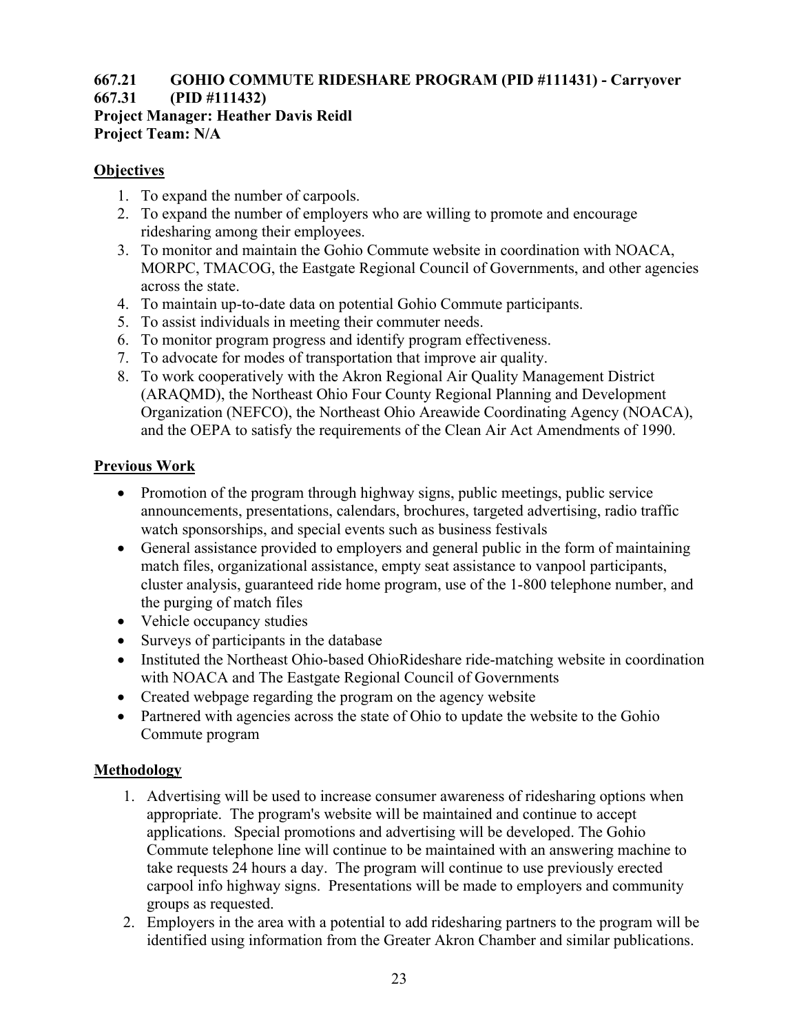**667.21 GOHIO COMMUTE RIDESHARE PROGRAM (PID #111431) - Carryover**
**667.31 (PID #111432)**
**Project Manager: Heather Davis Reidl**
**Project Team: N/A**

## Objectives

1. To expand the number of carpools.
2. To expand the number of employers who are willing to promote and encourage ridesharing among their employees.
3. To monitor and maintain the Gohio Commute website in coordination with NOACA, MORPC, TMACOG, the Eastgate Regional Council of Governments, and other agencies across the state.
4. To maintain up-to-date data on potential Gohio Commute participants.
5. To assist individuals in meeting their commuter needs.
6. To monitor program progress and identify program effectiveness.
7. To advocate for modes of transportation that improve air quality.
8. To work cooperatively with the Akron Regional Air Quality Management District (ARAQMD), the Northeast Ohio Four County Regional Planning and Development Organization (NEFCO), the Northeast Ohio Areawide Coordinating Agency (NOACA), and the OEPA to satisfy the requirements of the Clean Air Act Amendments of 1990.

## Previous Work

- Promotion of the program through highway signs, public meetings, public service announcements, presentations, calendars, brochures, targeted advertising, radio traffic watch sponsorships, and special events such as business festivals
- General assistance provided to employers and general public in the form of maintaining match files, organizational assistance, empty seat assistance to vanpool participants, cluster analysis, guaranteed ride home program, use of the 1-800 telephone number, and the purging of match files
- Vehicle occupancy studies
- Surveys of participants in the database
- Instituted the Northeast Ohio-based OhioRideshare ride-matching website in coordination with NOACA and The Eastgate Regional Council of Governments
- Created webpage regarding the program on the agency website
- Partnered with agencies across the state of Ohio to update the website to the Gohio Commute program

## Methodology

1. Advertising will be used to increase consumer awareness of ridesharing options when appropriate. The program's website will be maintained and continue to accept applications. Special promotions and advertising will be developed. The Gohio Commute telephone line will continue to be maintained with an answering machine to take requests 24 hours a day. The program will continue to use previously erected carpool info highway signs. Presentations will be made to employers and community groups as requested.
2. Employers in the area with a potential to add ridesharing partners to the program will be identified using information from the Greater Akron Chamber and similar publications.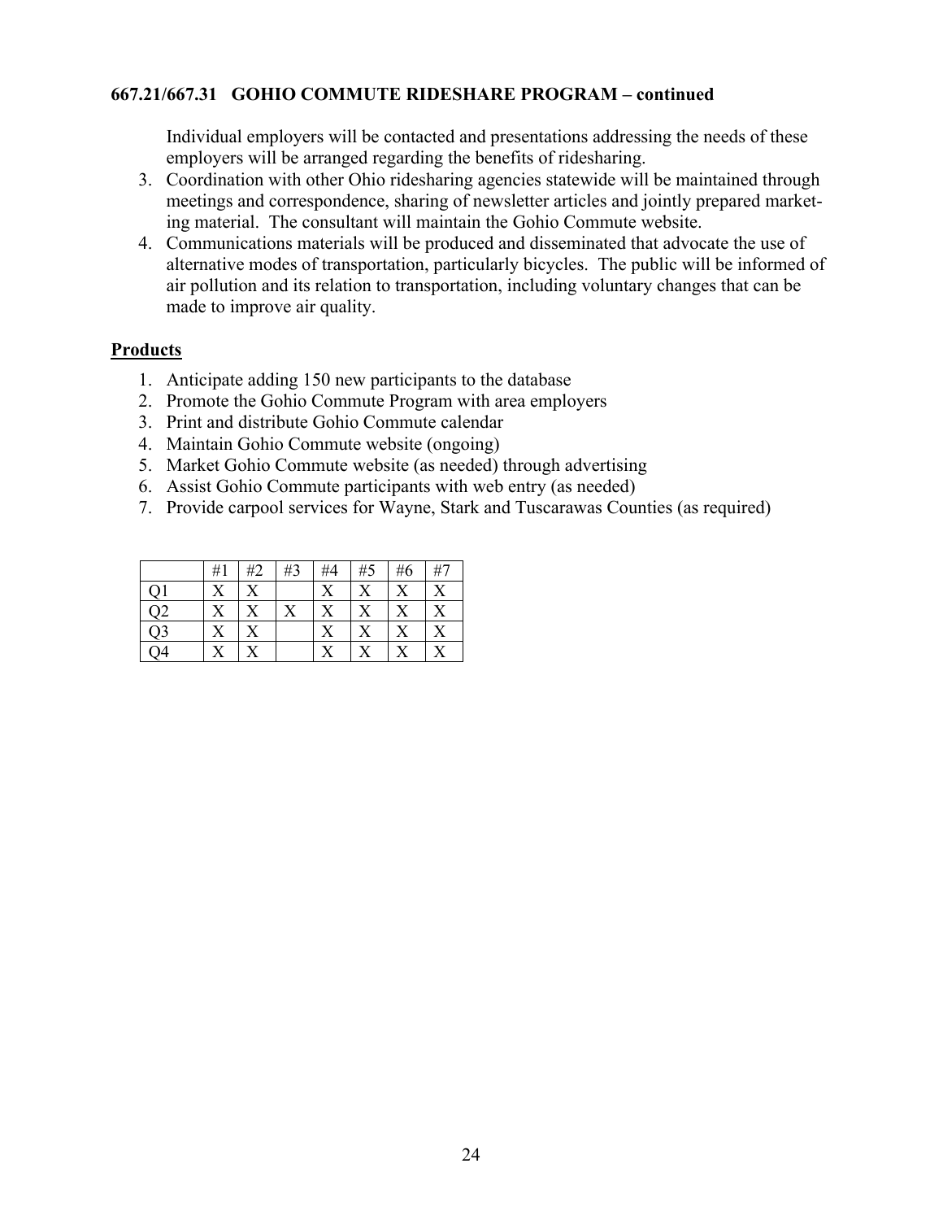**667.21/667.31 GOHIO COMMUTE RIDESHARE PROGRAM – continued**

Individual employers will be contacted and presentations addressing the needs of these employers will be arranged regarding the benefits of ridesharing.

3. Coordination with other Ohio ridesharing agencies statewide will be maintained through meetings and correspondence, sharing of newsletter articles and jointly prepared marketing material. The consultant will maintain the Gohio Commute website.
4. Communications materials will be produced and disseminated that advocate the use of alternative modes of transportation, particularly bicycles. The public will be informed of air pollution and its relation to transportation, including voluntary changes that can be made to improve air quality.

**Products**

1. Anticipate adding 150 new participants to the database
2. Promote the Gohio Commute Program with area employers
3. Print and distribute Gohio Commute calendar
4. Maintain Gohio Commute website (ongoing)
5. Market Gohio Commute website (as needed) through advertising
6. Assist Gohio Commute participants with web entry (as needed)
7. Provide carpool services for Wayne, Stark and Tuscarawas Counties (as required)

| | #1 | #2 | #3 | #4 | #5 | #6 | #7 |
|---|---|---|---|---|---|---|---|
| Q1 | X | X | | X | X | X | X |
| Q2 | X | X | X | X | X | X | X |
| Q3 | X | X | | X | X | X | X |
| Q4 | X | X | | X | X | X | X |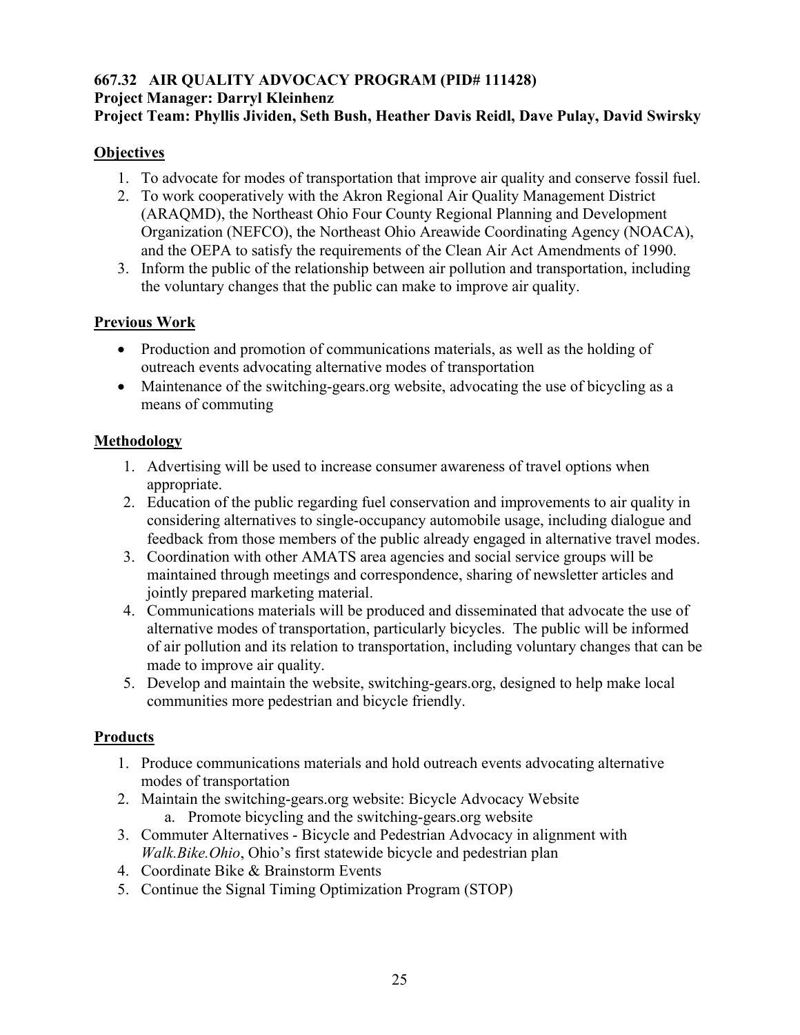**667.32 AIR QUALITY ADVOCACY PROGRAM (PID# 111428)**
**Project Manager: Darryl Kleinhenz**
**Project Team: Phyllis Jividen, Seth Bush, Heather Davis Reidl, Dave Pulay, David Swirsky**

## Objectives

1. To advocate for modes of transportation that improve air quality and conserve fossil fuel.
2. To work cooperatively with the Akron Regional Air Quality Management District (ARAQMD), the Northeast Ohio Four County Regional Planning and Development Organization (NEFCO), the Northeast Ohio Areawide Coordinating Agency (NOACA), and the OEPA to satisfy the requirements of the Clean Air Act Amendments of 1990.
3. Inform the public of the relationship between air pollution and transportation, including the voluntary changes that the public can make to improve air quality.

## Previous Work

- Production and promotion of communications materials, as well as the holding of outreach events advocating alternative modes of transportation
- Maintenance of the switching-gears.org website, advocating the use of bicycling as a means of commuting

## Methodology

1. Advertising will be used to increase consumer awareness of travel options when appropriate.
2. Education of the public regarding fuel conservation and improvements to air quality in considering alternatives to single-occupancy automobile usage, including dialogue and feedback from those members of the public already engaged in alternative travel modes.
3. Coordination with other AMATS area agencies and social service groups will be maintained through meetings and correspondence, sharing of newsletter articles and jointly prepared marketing material.
4. Communications materials will be produced and disseminated that advocate the use of alternative modes of transportation, particularly bicycles. The public will be informed of air pollution and its relation to transportation, including voluntary changes that can be made to improve air quality.
5. Develop and maintain the website, switching-gears.org, designed to help make local communities more pedestrian and bicycle friendly.

## Products

1. Produce communications materials and hold outreach events advocating alternative modes of transportation
2. Maintain the switching-gears.org website: Bicycle Advocacy Website
   a. Promote bicycling and the switching-gears.org website
3. Commuter Alternatives - Bicycle and Pedestrian Advocacy in alignment with *Walk.Bike.Ohio*, Ohio's first statewide bicycle and pedestrian plan
4. Coordinate Bike & Brainstorm Events
5. Continue the Signal Timing Optimization Program (STOP)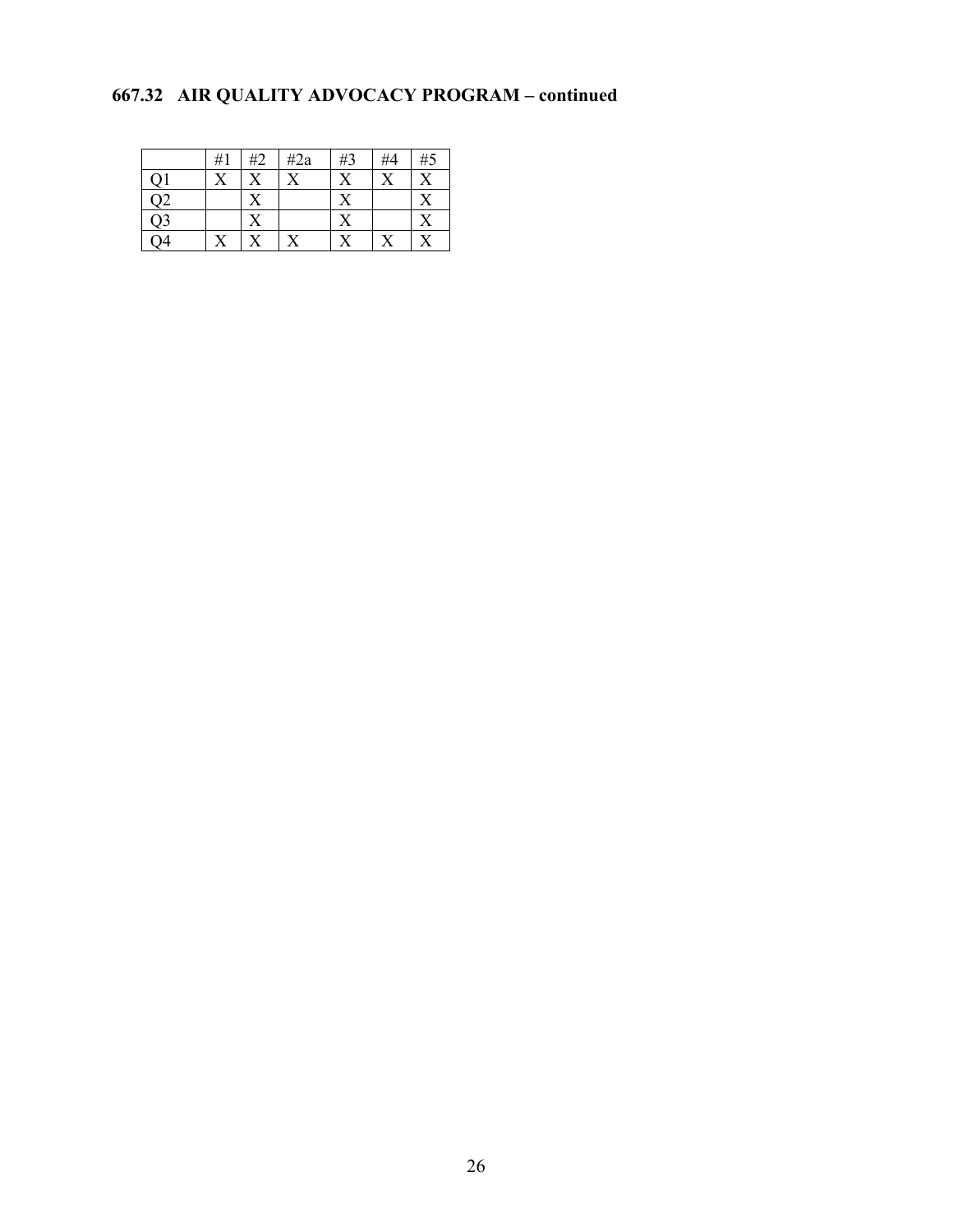## 667.32 AIR QUALITY ADVOCACY PROGRAM – continued

| | #1 | #2 | #2a | #3 | #4 | #5 |
|---|---|---|---|---|---|---|
| Q1 | X | X | X | X | X | X |
| Q2 | | X | | X | | X |
| Q3 | | X | | X | | X |
| Q4 | X | X | X | X | X | X |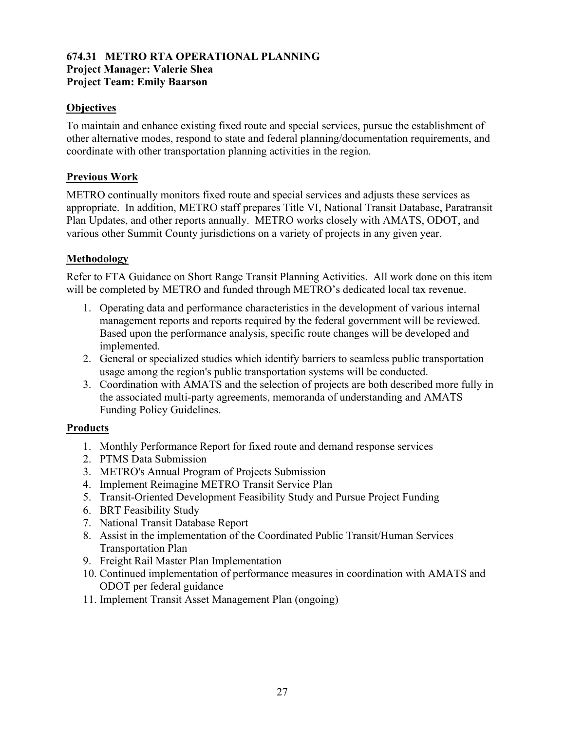### 674.31 METRO RTA OPERATIONAL PLANNING
**Project Manager: Valerie Shea**
**Project Team: Emily Baarson**

**Objectives**

To maintain and enhance existing fixed route and special services, pursue the establishment of other alternative modes, respond to state and federal planning/documentation requirements, and coordinate with other transportation planning activities in the region.

**Previous Work**

METRO continually monitors fixed route and special services and adjusts these services as appropriate. In addition, METRO staff prepares Title VI, National Transit Database, Paratransit Plan Updates, and other reports annually. METRO works closely with AMATS, ODOT, and various other Summit County jurisdictions on a variety of projects in any given year.

**Methodology**

Refer to FTA Guidance on Short Range Transit Planning Activities. All work done on this item will be completed by METRO and funded through METRO's dedicated local tax revenue.

1. Operating data and performance characteristics in the development of various internal management reports and reports required by the federal government will be reviewed. Based upon the performance analysis, specific route changes will be developed and implemented.
2. General or specialized studies which identify barriers to seamless public transportation usage among the region's public transportation systems will be conducted.
3. Coordination with AMATS and the selection of projects are both described more fully in the associated multi-party agreements, memoranda of understanding and AMATS Funding Policy Guidelines.

**Products**

1. Monthly Performance Report for fixed route and demand response services
2. PTMS Data Submission
3. METRO's Annual Program of Projects Submission
4. Implement Reimagine METRO Transit Service Plan
5. Transit-Oriented Development Feasibility Study and Pursue Project Funding
6. BRT Feasibility Study
7. National Transit Database Report
8. Assist in the implementation of the Coordinated Public Transit/Human Services Transportation Plan
9. Freight Rail Master Plan Implementation
10. Continued implementation of performance measures in coordination with AMATS and ODOT per federal guidance
11. Implement Transit Asset Management Plan (ongoing)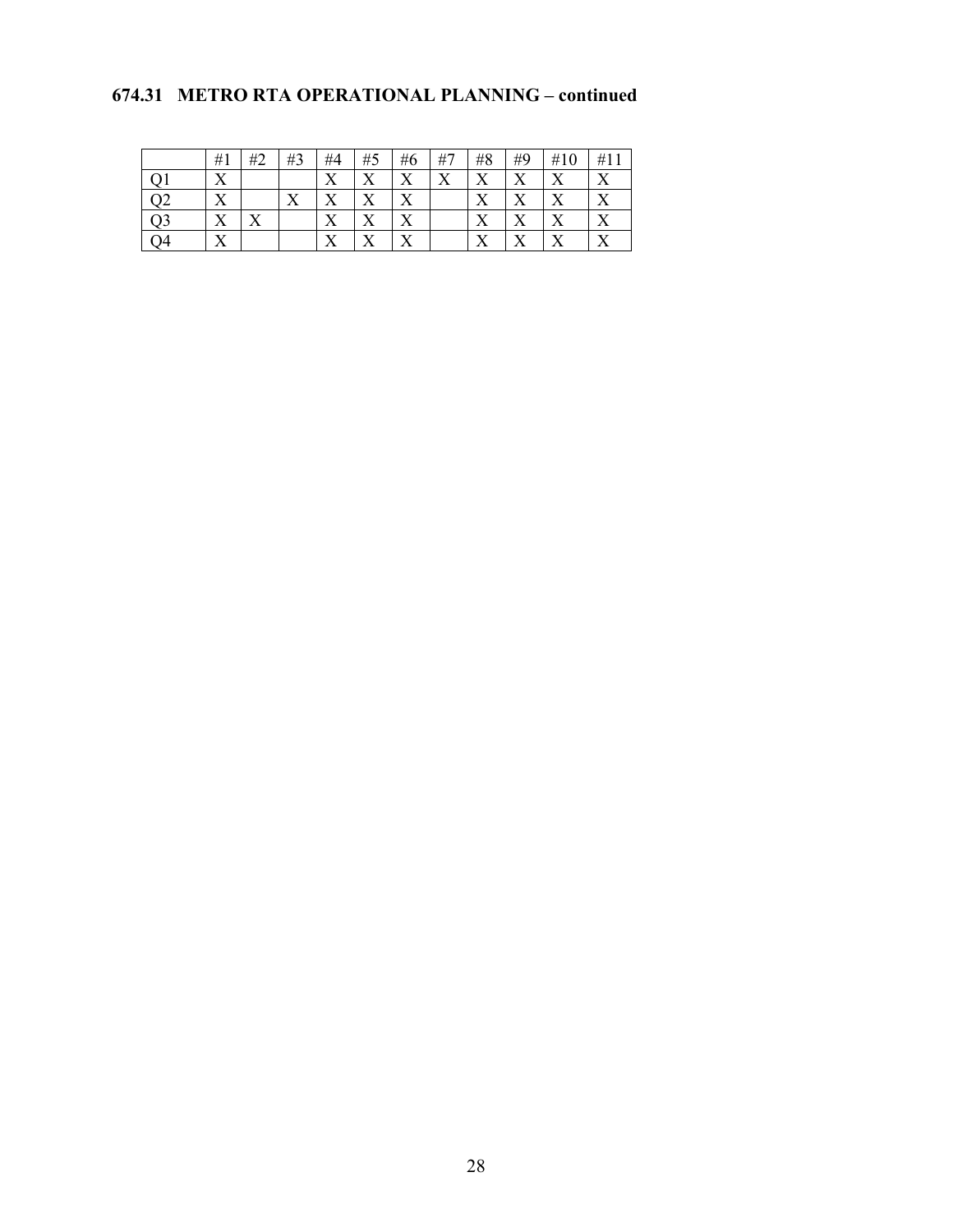## 674.31 METRO RTA OPERATIONAL PLANNING – continued

| | #1 | #2 | #3 | #4 | #5 | #6 | #7 | #8 | #9 | #10 | #11 |
|---|---|---|---|---|---|---|---|---|---|---|---|
| Q1 | X | | | X | X | X | X | X | X | X | X |
| Q2 | X | | X | X | X | X | | X | X | X | X |
| Q3 | X | X | | X | X | X | | X | X | X | X |
| Q4 | X | | | X | X | X | | X | X | X | X |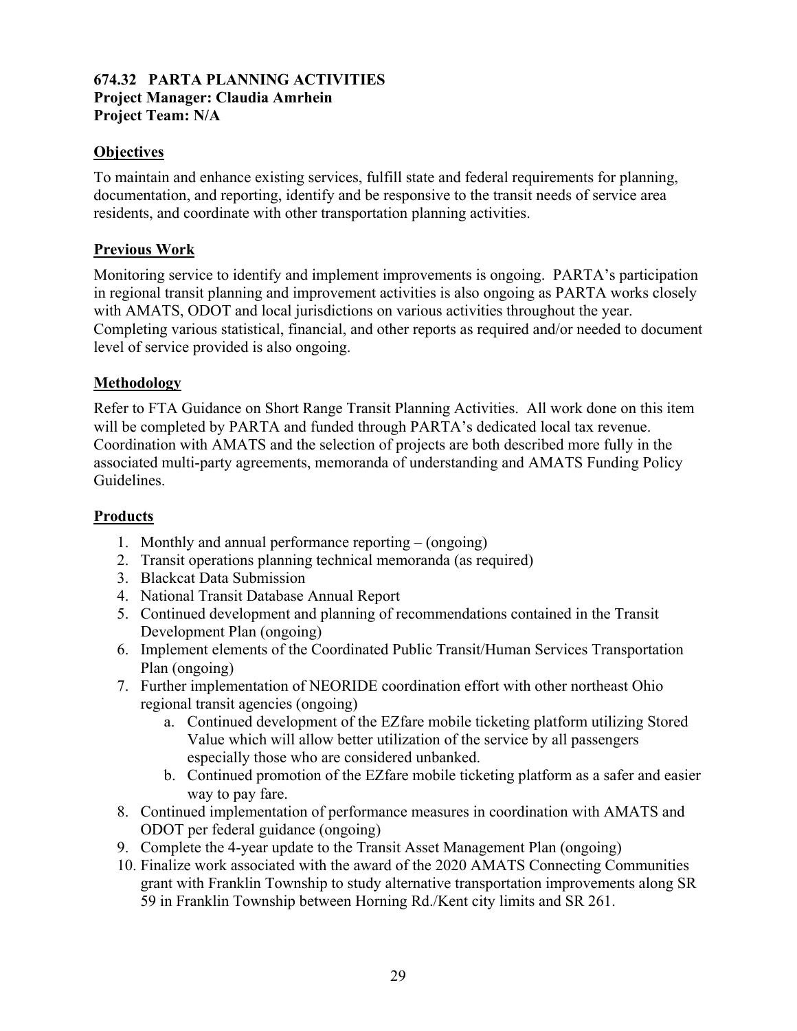**674.32 PARTA PLANNING ACTIVITIES**
**Project Manager: Claudia Amrhein**
**Project Team: N/A**

## Objectives

To maintain and enhance existing services, fulfill state and federal requirements for planning, documentation, and reporting, identify and be responsive to the transit needs of service area residents, and coordinate with other transportation planning activities.

## Previous Work

Monitoring service to identify and implement improvements is ongoing. PARTA's participation in regional transit planning and improvement activities is also ongoing as PARTA works closely with AMATS, ODOT and local jurisdictions on various activities throughout the year. Completing various statistical, financial, and other reports as required and/or needed to document level of service provided is also ongoing.

## Methodology

Refer to FTA Guidance on Short Range Transit Planning Activities. All work done on this item will be completed by PARTA and funded through PARTA's dedicated local tax revenue. Coordination with AMATS and the selection of projects are both described more fully in the associated multi-party agreements, memoranda of understanding and AMATS Funding Policy Guidelines.

## Products

1. Monthly and annual performance reporting – (ongoing)
2. Transit operations planning technical memoranda (as required)
3. Blackcat Data Submission
4. National Transit Database Annual Report
5. Continued development and planning of recommendations contained in the Transit Development Plan (ongoing)
6. Implement elements of the Coordinated Public Transit/Human Services Transportation Plan (ongoing)
7. Further implementation of NEORIDE coordination effort with other northeast Ohio regional transit agencies (ongoing)
    a. Continued development of the EZfare mobile ticketing platform utilizing Stored Value which will allow better utilization of the service by all passengers especially those who are considered unbanked.
    b. Continued promotion of the EZfare mobile ticketing platform as a safer and easier way to pay fare.
8. Continued implementation of performance measures in coordination with AMATS and ODOT per federal guidance (ongoing)
9. Complete the 4-year update to the Transit Asset Management Plan (ongoing)
10. Finalize work associated with the award of the 2020 AMATS Connecting Communities grant with Franklin Township to study alternative transportation improvements along SR 59 in Franklin Township between Horning Rd./Kent city limits and SR 261.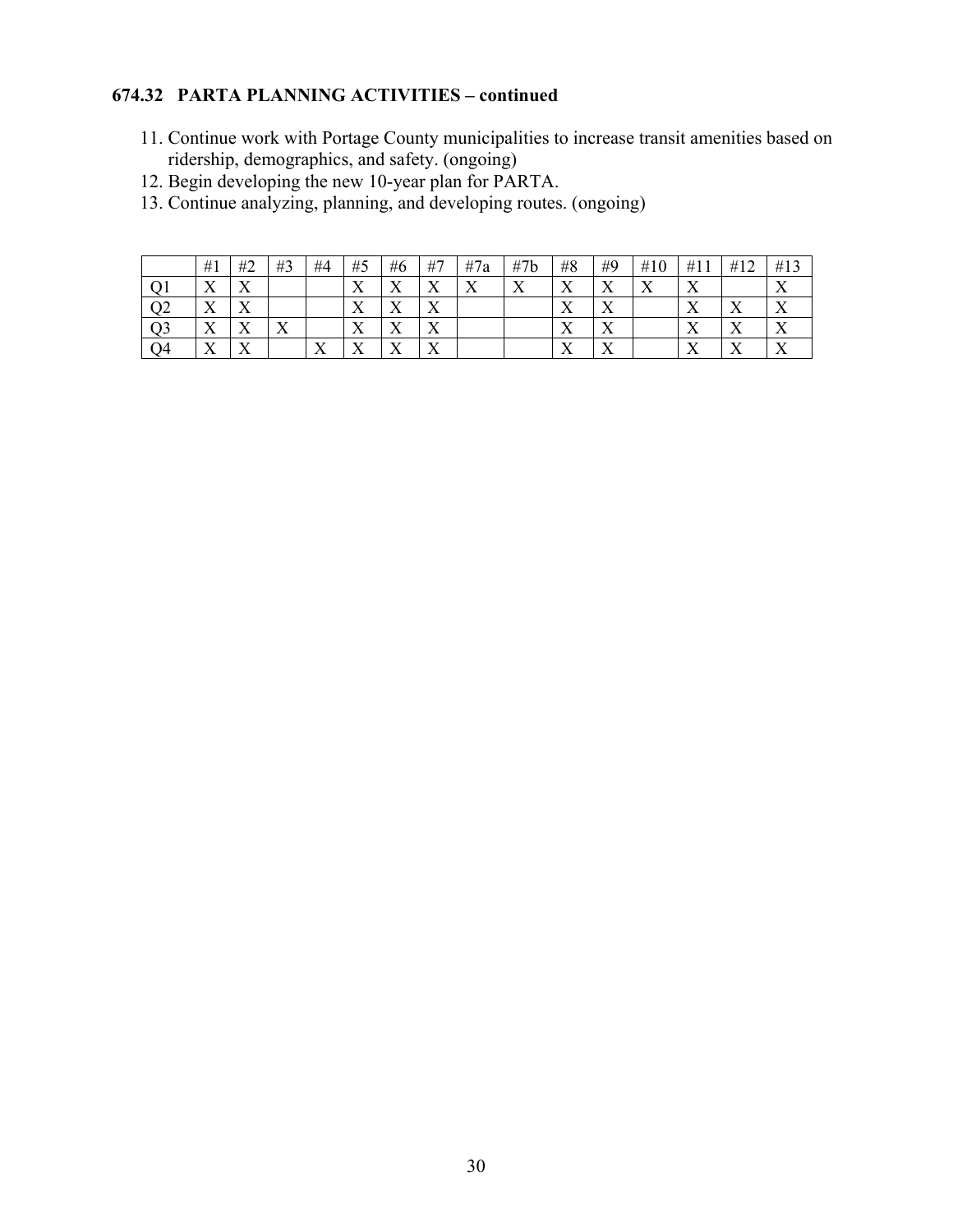### 674.32 PARTA PLANNING ACTIVITIES – continued

11. Continue work with Portage County municipalities to increase transit amenities based on ridership, demographics, and safety. (ongoing)
12. Begin developing the new 10-year plan for PARTA.
13. Continue analyzing, planning, and developing routes. (ongoing)

| | #1 | #2 | #3 | #4 | #5 | #6 | #7 | #7a | #7b | #8 | #9 | #10 | #11 | #12 | #13 |
|---|---|---|---|---|---|---|---|---|---|---|---|---|---|---|---|
| Q1 | X | X | | | X | X | X | X | X | X | X | X | X | | X |
| Q2 | X | X | | | X | X | X | | | X | X | | X | X | X |
| Q3 | X | X | X | | X | X | X | | | X | X | | X | X | X |
| Q4 | X | X | | X | X | X | X | | | X | X | | X | X | X |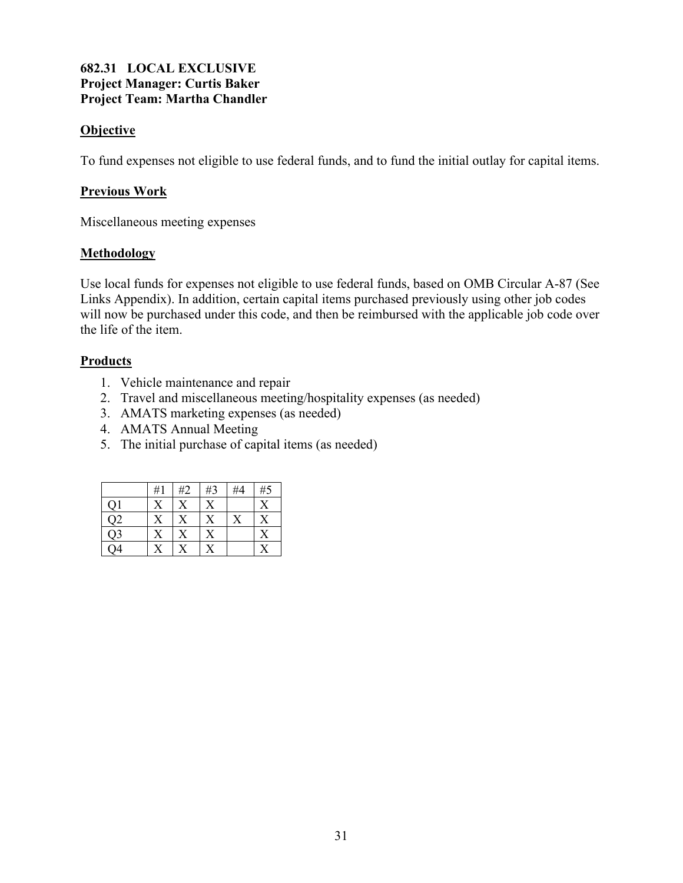**682.31 LOCAL EXCLUSIVE**
**Project Manager: Curtis Baker**
**Project Team: Martha Chandler**

## Objective

To fund expenses not eligible to use federal funds, and to fund the initial outlay for capital items.

## Previous Work

Miscellaneous meeting expenses

## Methodology

Use local funds for expenses not eligible to use federal funds, based on OMB Circular A-87 (See Links Appendix). In addition, certain capital items purchased previously using other job codes will now be purchased under this code, and then be reimbursed with the applicable job code over the life of the item.

## Products

1. Vehicle maintenance and repair
2. Travel and miscellaneous meeting/hospitality expenses (as needed)
3. AMATS marketing expenses (as needed)
4. AMATS Annual Meeting
5. The initial purchase of capital items (as needed)

| | #1 | #2 | #3 | #4 | #5 |
|---|---|---|---|---|---|
| Q1 | X | X | X | | X |
| Q2 | X | X | X | X | X |
| Q3 | X | X | X | | X |
| Q4 | X | X | X | | X |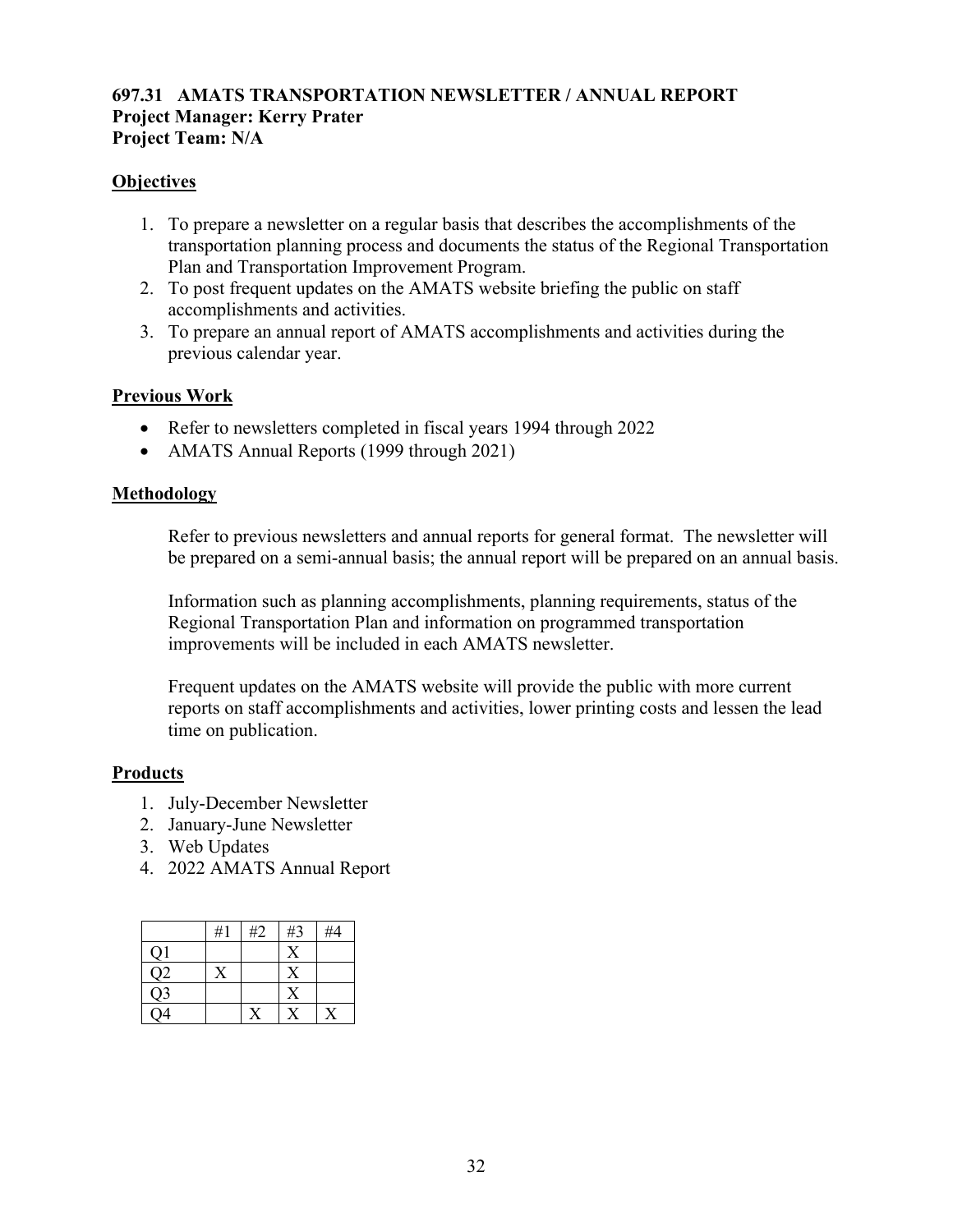**697.31 AMATS TRANSPORTATION NEWSLETTER / ANNUAL REPORT**
**Project Manager: Kerry Prater**
**Project Team: N/A**

## Objectives

1. To prepare a newsletter on a regular basis that describes the accomplishments of the transportation planning process and documents the status of the Regional Transportation Plan and Transportation Improvement Program.
2. To post frequent updates on the AMATS website briefing the public on staff accomplishments and activities.
3. To prepare an annual report of AMATS accomplishments and activities during the previous calendar year.

## Previous Work

- Refer to newsletters completed in fiscal years 1994 through 2022
- AMATS Annual Reports (1999 through 2021)

## Methodology

Refer to previous newsletters and annual reports for general format. The newsletter will be prepared on a semi-annual basis; the annual report will be prepared on an annual basis.

Information such as planning accomplishments, planning requirements, status of the Regional Transportation Plan and information on programmed transportation improvements will be included in each AMATS newsletter.

Frequent updates on the AMATS website will provide the public with more current reports on staff accomplishments and activities, lower printing costs and lessen the lead time on publication.

## Products

1. July-December Newsletter
2. January-June Newsletter
3. Web Updates
4. 2022 AMATS Annual Report

| | #1 | #2 | #3 | #4 |
|---|---|---|---|---|
| Q1 | | | X | |
| Q2 | X | | X | |
| Q3 | | | X | |
| Q4 | | X | X | X |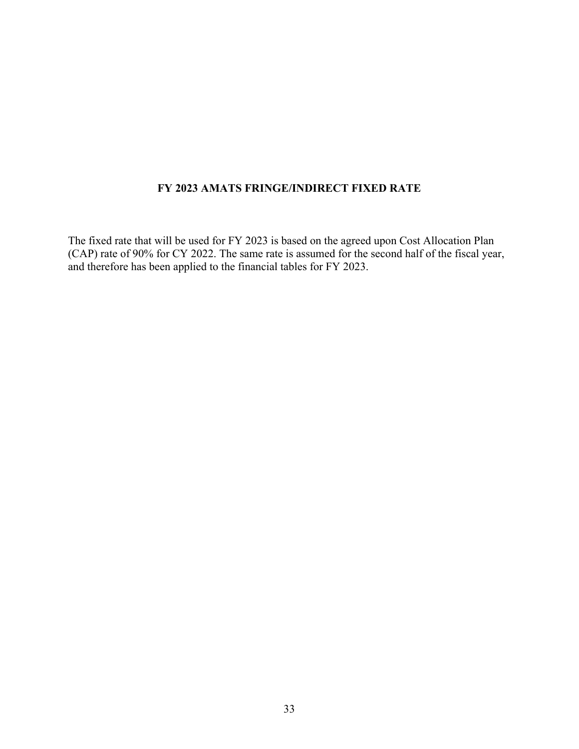## FY 2023 AMATS FRINGE/INDIRECT FIXED RATE

The fixed rate that will be used for FY 2023 is based on the agreed upon Cost Allocation Plan (CAP) rate of 90% for CY 2022. The same rate is assumed for the second half of the fiscal year, and therefore has been applied to the financial tables for FY 2023.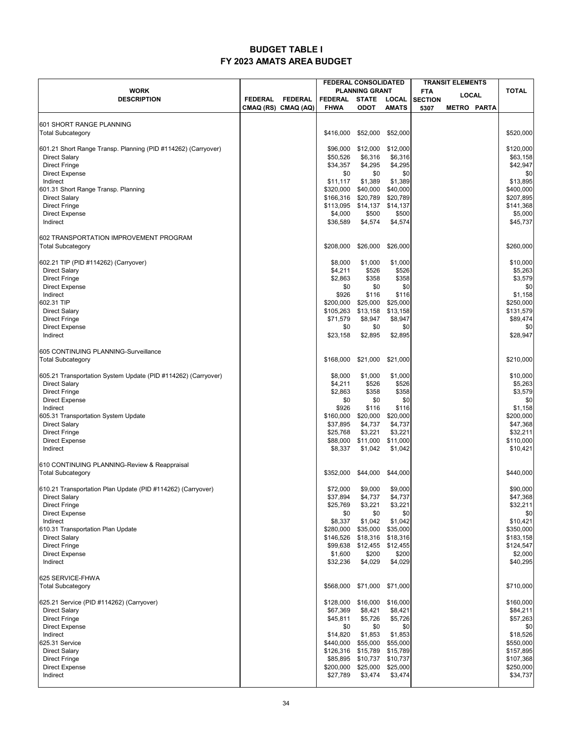# BUDGET TABLE I
## FY 2023 AMATS AREA BUDGET

| WORK DESCRIPTION | FEDERAL CMAQ (RS) | FEDERAL CMAQ (AQ) | FEDERAL CONSOLIDATED PLANNING GRANT FEDERAL FHWA | STATE ODOT | LOCAL AMATS | TRANSIT ELEMENTS FTA SECTION 5307 | LOCAL METRO | PARTA | TOTAL |
|---|---|---|---|---|---|---|---|---|---|
| 601 SHORT RANGE PLANNING | | | | | | | | | |
| Total Subcategory | | | $416,000 | $52,000 | $52,000 | | | | $520,000 |
| 601.21 Short Range Transp. Planning (PID #114262) (Carryover) | | | $96,000 | $12,000 | $12,000 | | | | $120,000 |
| Direct Salary | | | $50,526 | $6,316 | $6,316 | | | | $63,158 |
| Direct Fringe | | | $34,357 | $4,295 | $4,295 | | | | $42,947 |
| Direct Expense | | | $0 | $0 | $0 | | | | $0 |
| Indirect | | | $11,117 | $1,389 | $1,389 | | | | $13,895 |
| 601.31 Short Range Transp. Planning | | | $320,000 | $40,000 | $40,000 | | | | $400,000 |
| Direct Salary | | | $166,316 | $20,789 | $20,789 | | | | $207,895 |
| Direct Fringe | | | $113,095 | $14,137 | $14,137 | | | | $141,368 |
| Direct Expense | | | $4,000 | $500 | $500 | | | | $5,000 |
| Indirect | | | $36,589 | $4,574 | $4,574 | | | | $45,737 |
| 602 TRANSPORTATION IMPROVEMENT PROGRAM | | | | | | | | | |
| Total Subcategory | | | $208,000 | $26,000 | $26,000 | | | | $260,000 |
| 602.21 TIP (PID #114262) (Carryover) | | | $8,000 | $1,000 | $1,000 | | | | $10,000 |
| Direct Salary | | | $4,211 | $526 | $526 | | | | $5,263 |
| Direct Fringe | | | $2,863 | $358 | $358 | | | | $3,579 |
| Direct Expense | | | $0 | $0 | $0 | | | | $0 |
| Indirect | | | $926 | $116 | $116 | | | | $1,158 |
| 602.31 TIP | | | $200,000 | $25,000 | $25,000 | | | | $250,000 |
| Direct Salary | | | $105,263 | $13,158 | $13,158 | | | | $131,579 |
| Direct Fringe | | | $71,579 | $8,947 | $8,947 | | | | $89,474 |
| Direct Expense | | | $0 | $0 | $0 | | | | $0 |
| Indirect | | | $23,158 | $2,895 | $2,895 | | | | $28,947 |
| 605 CONTINUING PLANNING-Surveillance | | | | | | | | | |
| Total Subcategory | | | $168,000 | $21,000 | $21,000 | | | | $210,000 |
| 605.21 Transportation System Update (PID #114262) (Carryover) | | | $8,000 | $1,000 | $1,000 | | | | $10,000 |
| Direct Salary | | | $4,211 | $526 | $526 | | | | $5,263 |
| Direct Fringe | | | $2,863 | $358 | $358 | | | | $3,579 |
| Direct Expense | | | $0 | $0 | $0 | | | | $0 |
| Indirect | | | $926 | $116 | $116 | | | | $1,158 |
| 605.31 Transportation System Update | | | $160,000 | $20,000 | $20,000 | | | | $200,000 |
| Direct Salary | | | $37,895 | $4,737 | $4,737 | | | | $47,368 |
| Direct Fringe | | | $25,768 | $3,221 | $3,221 | | | | $32,211 |
| Direct Expense | | | $88,000 | $11,000 | $11,000 | | | | $110,000 |
| Indirect | | | $8,337 | $1,042 | $1,042 | | | | $10,421 |
| 610 CONTINUING PLANNING-Review & Reappraisal | | | | | | | | | |
| Total Subcategory | | | $352,000 | $44,000 | $44,000 | | | | $440,000 |
| 610.21 Transportation Plan Update (PID #114262) (Carryover) | | | $72,000 | $9,000 | $9,000 | | | | $90,000 |
| Direct Salary | | | $37,894 | $4,737 | $4,737 | | | | $47,368 |
| Direct Fringe | | | $25,769 | $3,221 | $3,221 | | | | $32,211 |
| Direct Expense | | | $0 | $0 | $0 | | | | $0 |
| Indirect | | | $8,337 | $1,042 | $1,042 | | | | $10,421 |
| 610.31 Transportation Plan Update | | | $280,000 | $35,000 | $35,000 | | | | $350,000 |
| Direct Salary | | | $146,526 | $18,316 | $18,316 | | | | $183,158 |
| Direct Fringe | | | $99,638 | $12,455 | $12,455 | | | | $124,547 |
| Direct Expense | | | $1,600 | $200 | $200 | | | | $2,000 |
| Indirect | | | $32,236 | $4,029 | $4,029 | | | | $40,295 |
| 625 SERVICE-FHWA | | | | | | | | | |
| Total Subcategory | | | $568,000 | $71,000 | $71,000 | | | | $710,000 |
| 625.21 Service (PID #114262) (Carryover) | | | $128,000 | $16,000 | $16,000 | | | | $160,000 |
| Direct Salary | | | $67,369 | $8,421 | $8,421 | | | | $84,211 |
| Direct Fringe | | | $45,811 | $5,726 | $5,726 | | | | $57,263 |
| Direct Expense | | | $0 | $0 | $0 | | | | $0 |
| Indirect | | | $14,820 | $1,853 | $1,853 | | | | $18,526 |
| 625.31 Service | | | $440,000 | $55,000 | $55,000 | | | | $550,000 |
| Direct Salary | | | $126,316 | $15,789 | $15,789 | | | | $157,895 |
| Direct Fringe | | | $85,895 | $10,737 | $10,737 | | | | $107,368 |
| Direct Expense | | | $200,000 | $25,000 | $25,000 | | | | $250,000 |
| Indirect | | | $27,789 | $3,474 | $3,474 | | | | $34,737 |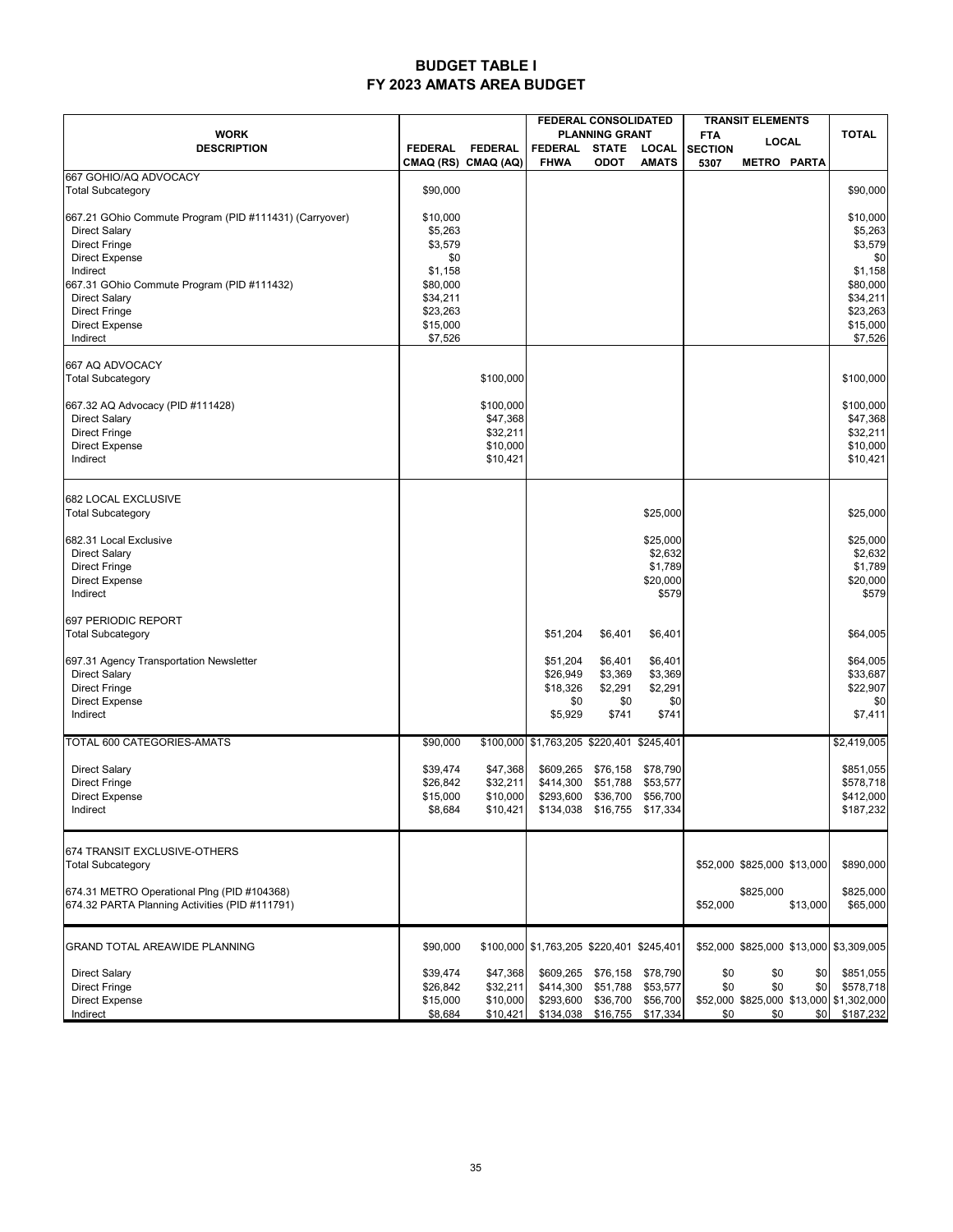# BUDGET TABLE I
## FY 2023 AMATS AREA BUDGET

| WORK DESCRIPTION | FEDERAL CMAQ (RS) | FEDERAL CMAQ (AQ) | FEDERAL CONSOLIDATED PLANNING GRANT FEDERAL FHWA | STATE ODOT | LOCAL AMATS | TRANSIT ELEMENTS FTA SECTION 5307 | LOCAL METRO | PARTA | TOTAL |
|---|---|---|---|---|---|---|---|---|---|
| 667 GOHIO/AQ ADVOCACY | | | | | | | | | |
| Total Subcategory | $90,000 | | | | | | | | $90,000 |
| 667.21 GOhio Commute Program (PID #111431) (Carryover) | $10,000 | | | | | | | | $10,000 |
| Direct Salary | $5,263 | | | | | | | | $5,263 |
| Direct Fringe | $3,579 | | | | | | | | $3,579 |
| Direct Expense | $0 | | | | | | | | $0 |
| Indirect | $1,158 | | | | | | | | $1,158 |
| 667.31 GOhio Commute Program (PID #111432) | $80,000 | | | | | | | | $80,000 |
| Direct Salary | $34,211 | | | | | | | | $34,211 |
| Direct Fringe | $23,263 | | | | | | | | $23,263 |
| Direct Expense | $15,000 | | | | | | | | $15,000 |
| Indirect | $7,526 | | | | | | | | $7,526 |
| 667 AQ ADVOCACY | | | | | | | | | |
| Total Subcategory | | $100,000 | | | | | | | $100,000 |
| 667.32 AQ Advocacy (PID #111428) | | $100,000 | | | | | | | $100,000 |
| Direct Salary | | $47,368 | | | | | | | $47,368 |
| Direct Fringe | | $32,211 | | | | | | | $32,211 |
| Direct Expense | | $10,000 | | | | | | | $10,000 |
| Indirect | | $10,421 | | | | | | | $10,421 |
| 682 LOCAL EXCLUSIVE | | | | | | | | | |
| Total Subcategory | | | | | $25,000 | | | | $25,000 |
| 682.31 Local Exclusive | | | | | $25,000 | | | | $25,000 |
| Direct Salary | | | | | $2,632 | | | | $2,632 |
| Direct Fringe | | | | | $1,789 | | | | $1,789 |
| Direct Expense | | | | | $20,000 | | | | $20,000 |
| Indirect | | | | | $579 | | | | $579 |
| 697 PERIODIC REPORT | | | | | | | | | |
| Total Subcategory | | | $51,204 | $6,401 | $6,401 | | | | $64,005 |
| 697.31 Agency Transportation Newsletter | | | $51,204 | $6,401 | $6,401 | | | | $64,005 |
| Direct Salary | | | $26,949 | $3,369 | $3,369 | | | | $33,687 |
| Direct Fringe | | | $18,326 | $2,291 | $2,291 | | | | $22,907 |
| Direct Expense | | | $0 | $0 | $0 | | | | $0 |
| Indirect | | | $5,929 | $741 | $741 | | | | $7,411 |
| TOTAL 600 CATEGORIES-AMATS | $90,000 | $100,000 | $1,763,205 | $220,401 | $245,401 | | | | $2,419,005 |
| Direct Salary | $39,474 | $47,368 | $609,265 | $76,158 | $78,790 | | | | $851,055 |
| Direct Fringe | $26,842 | $32,211 | $414,300 | $51,788 | $53,577 | | | | $578,718 |
| Direct Expense | $15,000 | $10,000 | $293,600 | $36,700 | $56,700 | | | | $412,000 |
| Indirect | $8,684 | $10,421 | $134,038 | $16,755 | $17,334 | | | | $187,232 |
| 674 TRANSIT EXCLUSIVE-OTHERS | | | | | | | | | |
| Total Subcategory | | | | | | $52,000 | $825,000 | $13,000 | $890,000 |
| 674.31 METRO Operational Plng (PID #104368) | | | | | | | $825,000 | | $825,000 |
| 674.32 PARTA Planning Activities (PID #111791) | | | | | | $52,000 | | $13,000 | $65,000 |
| GRAND TOTAL AREAWIDE PLANNING | $90,000 | $100,000 | $1,763,205 | $220,401 | $245,401 | $52,000 | $825,000 | $13,000 | $3,309,005 |
| Direct Salary | $39,474 | $47,368 | $609,265 | $76,158 | $78,790 | $0 | $0 | $0 | $851,055 |
| Direct Fringe | $26,842 | $32,211 | $414,300 | $51,788 | $53,577 | $0 | $0 | $0 | $578,718 |
| Direct Expense | $15,000 | $10,000 | $293,600 | $36,700 | $56,700 | $52,000 | $825,000 | $13,000 | $1,302,000 |
| Indirect | $8,684 | $10,421 | $134,038 | $16,755 | $17,334 | $0 | $0 | $0 | $187,232 |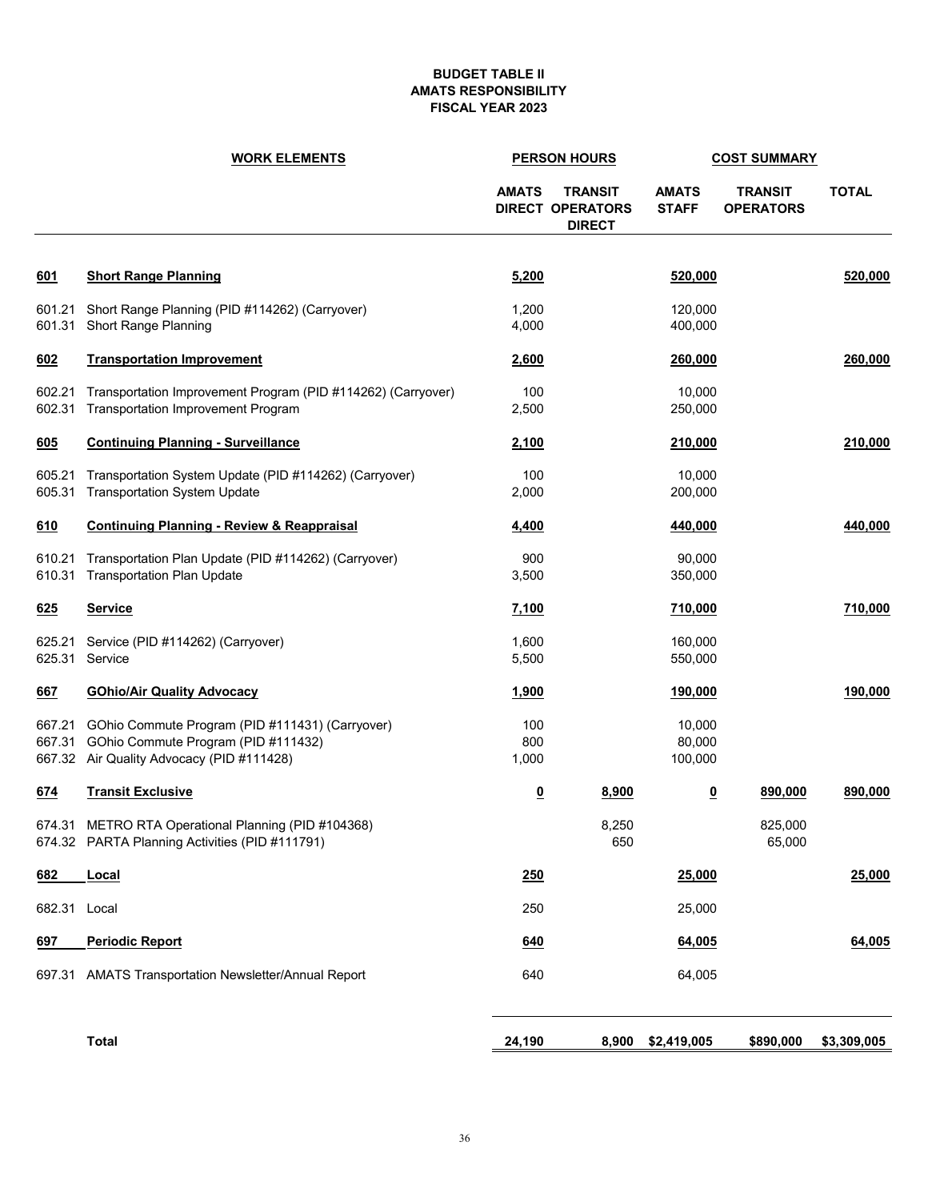**BUDGET TABLE II**
**AMATS RESPONSIBILITY**
**FISCAL YEAR 2023**

| | WORK ELEMENTS | PERSON HOURS | | COST SUMMARY | | |
|---|---|---|---|---|---|---|
| | | AMATS DIRECT | TRANSIT OPERATORS DIRECT | AMATS STAFF | TRANSIT OPERATORS | TOTAL |
| **601** | **Short Range Planning** | **5,200** | | **520,000** | | **520,000** |
| 601.21 | Short Range Planning (PID #114262) (Carryover) | 1,200 | | 120,000 | | |
| 601.31 | Short Range Planning | 4,000 | | 400,000 | | |
| **602** | **Transportation Improvement** | **2,600** | | **260,000** | | **260,000** |
| 602.21 | Transportation Improvement Program (PID #114262) (Carryover) | 100 | | 10,000 | | |
| 602.31 | Transportation Improvement Program | 2,500 | | 250,000 | | |
| **605** | **Continuing Planning - Surveillance** | **2,100** | | **210,000** | | **210,000** |
| 605.21 | Transportation System Update (PID #114262) (Carryover) | 100 | | 10,000 | | |
| 605.31 | Transportation System Update | 2,000 | | 200,000 | | |
| **610** | **Continuing Planning - Review & Reappraisal** | **4,400** | | **440,000** | | **440,000** |
| 610.21 | Transportation Plan Update (PID #114262) (Carryover) | 900 | | 90,000 | | |
| 610.31 | Transportation Plan Update | 3,500 | | 350,000 | | |
| **625** | **Service** | **7,100** | | **710,000** | | **710,000** |
| 625.21 | Service (PID #114262) (Carryover) | 1,600 | | 160,000 | | |
| 625.31 | Service | 5,500 | | 550,000 | | |
| **667** | **GOhio/Air Quality Advocacy** | **1,900** | | **190,000** | | **190,000** |
| 667.21 | GOhio Commute Program (PID #111431) (Carryover) | 100 | | 10,000 | | |
| 667.31 | GOhio Commute Program (PID #111432) | 800 | | 80,000 | | |
| 667.32 | Air Quality Advocacy (PID #111428) | 1,000 | | 100,000 | | |
| **674** | **Transit Exclusive** | **0** | **8,900** | **0** | **890,000** | **890,000** |
| 674.31 | METRO RTA Operational Planning (PID #104368) | | 8,250 | | 825,000 | |
| 674.32 | PARTA Planning Activities (PID #111791) | | 650 | | 65,000 | |
| **682** | **Local** | **250** | | **25,000** | | **25,000** |
| 682.31 | Local | 250 | | 25,000 | | |
| **697** | **Periodic Report** | **640** | | **64,005** | | **64,005** |
| 697.31 | AMATS Transportation Newsletter/Annual Report | 640 | | 64,005 | | |
| | **Total** | **24,190** | **8,900** | **$2,419,005** | **$890,000** | **$3,309,005** |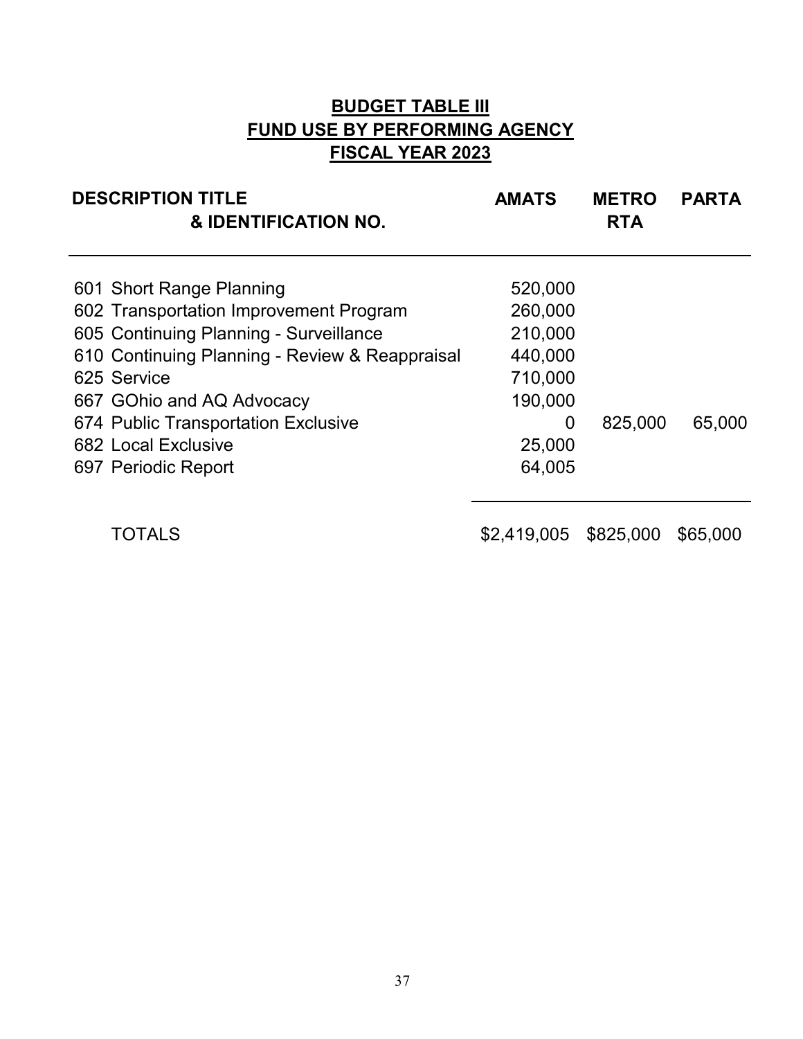# BUDGET TABLE III
## FUND USE BY PERFORMING AGENCY
## FISCAL YEAR 2023

| DESCRIPTION TITLE & IDENTIFICATION NO. | AMATS | METRO RTA | PARTA |
|---|---|---|---|
| 601 Short Range Planning | 520,000 | | |
| 602 Transportation Improvement Program | 260,000 | | |
| 605 Continuing Planning - Surveillance | 210,000 | | |
| 610 Continuing Planning - Review & Reappraisal | 440,000 | | |
| 625 Service | 710,000 | | |
| 667 GOhio and AQ Advocacy | 190,000 | | |
| 674 Public Transportation Exclusive | 0 | 825,000 | 65,000 |
| 682 Local Exclusive | 25,000 | | |
| 697 Periodic Report | 64,005 | | |
| TOTALS | $2,419,005 | $825,000 | $65,000 |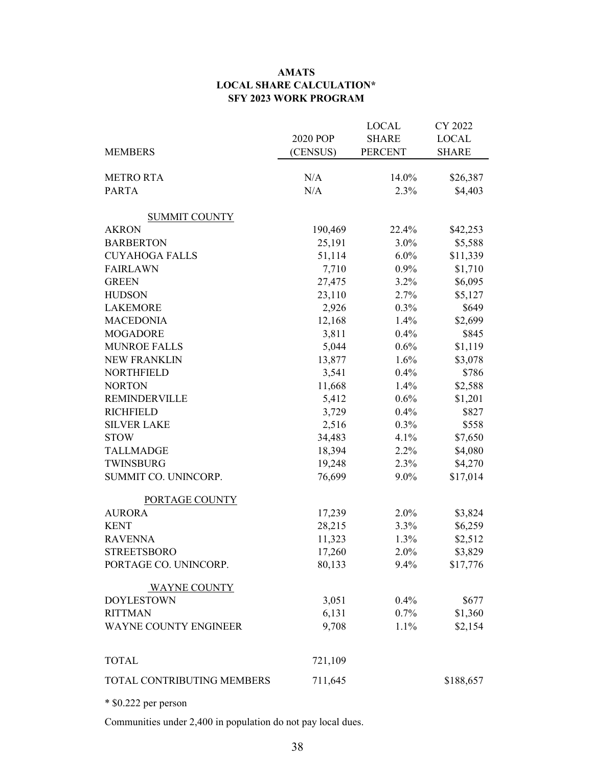**AMATS**
**LOCAL SHARE CALCULATION***
**SFY 2023 WORK PROGRAM**

| MEMBERS | 2020 POP (CENSUS) | LOCAL SHARE PERCENT | CY 2022 LOCAL SHARE |
|---|---|---|---|
| METRO RTA | N/A | 14.0% | $26,387 |
| PARTA | N/A | 2.3% | $4,403 |
| SUMMIT COUNTY | | | |
| AKRON | 190,469 | 22.4% | $42,253 |
| BARBERTON | 25,191 | 3.0% | $5,588 |
| CUYAHOGA FALLS | 51,114 | 6.0% | $11,339 |
| FAIRLAWN | 7,710 | 0.9% | $1,710 |
| GREEN | 27,475 | 3.2% | $6,095 |
| HUDSON | 23,110 | 2.7% | $5,127 |
| LAKEMORE | 2,926 | 0.3% | $649 |
| MACEDONIA | 12,168 | 1.4% | $2,699 |
| MOGADORE | 3,811 | 0.4% | $845 |
| MUNROE FALLS | 5,044 | 0.6% | $1,119 |
| NEW FRANKLIN | 13,877 | 1.6% | $3,078 |
| NORTHFIELD | 3,541 | 0.4% | $786 |
| NORTON | 11,668 | 1.4% | $2,588 |
| REMINDERVILLE | 5,412 | 0.6% | $1,201 |
| RICHFIELD | 3,729 | 0.4% | $827 |
| SILVER LAKE | 2,516 | 0.3% | $558 |
| STOW | 34,483 | 4.1% | $7,650 |
| TALLMADGE | 18,394 | 2.2% | $4,080 |
| TWINSBURG | 19,248 | 2.3% | $4,270 |
| SUMMIT CO. UNINCORP. | 76,699 | 9.0% | $17,014 |
| PORTAGE COUNTY | | | |
| AURORA | 17,239 | 2.0% | $3,824 |
| KENT | 28,215 | 3.3% | $6,259 |
| RAVENNA | 11,323 | 1.3% | $2,512 |
| STREETSBORO | 17,260 | 2.0% | $3,829 |
| PORTAGE CO. UNINCORP. | 80,133 | 9.4% | $17,776 |
| WAYNE COUNTY | | | |
| DOYLESTOWN | 3,051 | 0.4% | $677 |
| RITTMAN | 6,131 | 0.7% | $1,360 |
| WAYNE COUNTY ENGINEER | 9,708 | 1.1% | $2,154 |
| TOTAL | 721,109 | | |
| TOTAL CONTRIBUTING MEMBERS | 711,645 | | $188,657 |

* $0.222 per person

Communities under 2,400 in population do not pay local dues.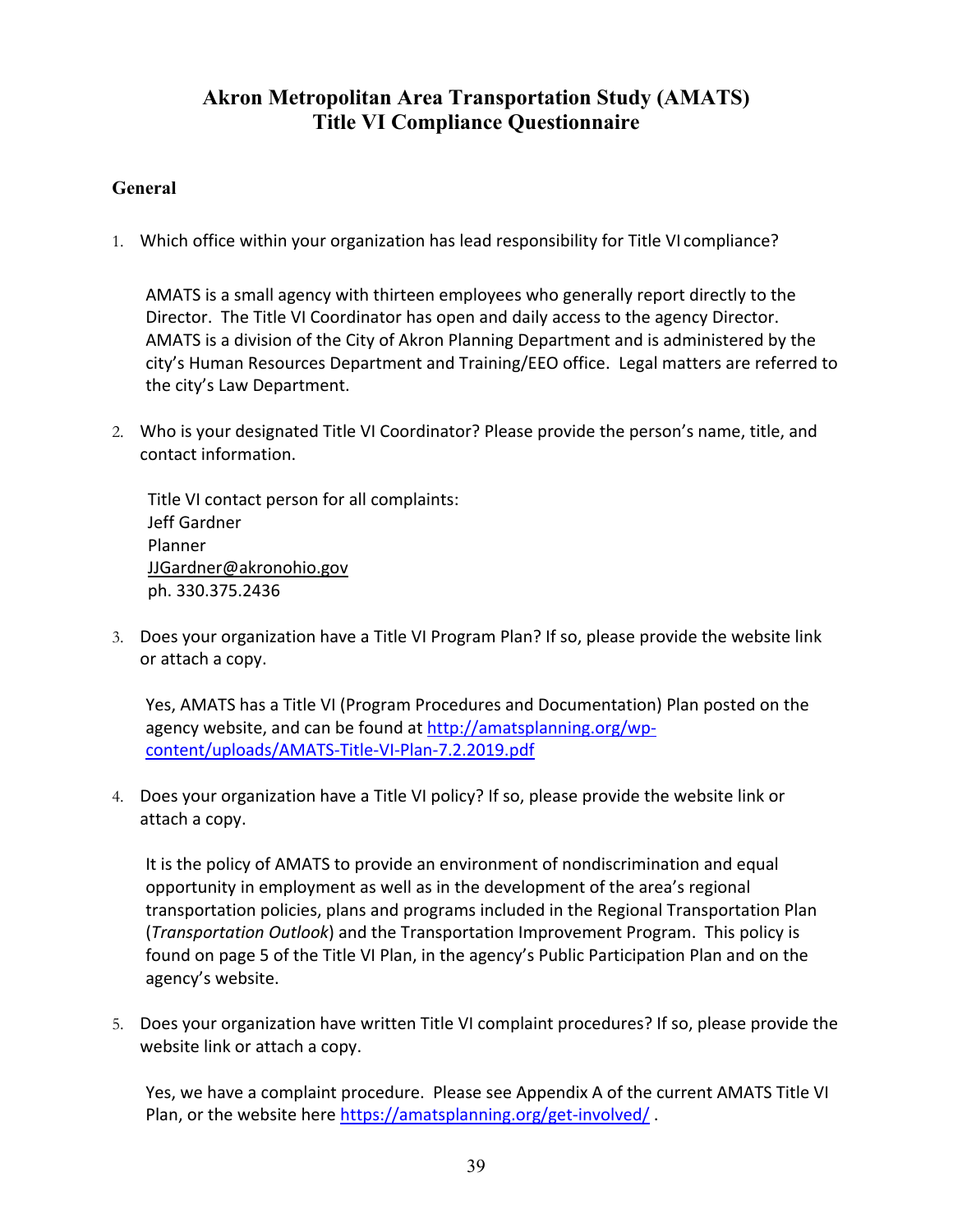# Akron Metropolitan Area Transportation Study (AMATS)
# Title VI Compliance Questionnaire

## General

1. Which office within your organization has lead responsibility for Title VI compliance?

   AMATS is a small agency with thirteen employees who generally report directly to the Director. The Title VI Coordinator has open and daily access to the agency Director. AMATS is a division of the City of Akron Planning Department and is administered by the city's Human Resources Department and Training/EEO office. Legal matters are referred to the city's Law Department.

2. Who is your designated Title VI Coordinator? Please provide the person's name, title, and contact information.

   Title VI contact person for all complaints:
   Jeff Gardner
   Planner
   JJGardner@akronohio.gov
   ph. 330.375.2436

3. Does your organization have a Title VI Program Plan? If so, please provide the website link or attach a copy.

   Yes, AMATS has a Title VI (Program Procedures and Documentation) Plan posted on the agency website, and can be found at http://amatsplanning.org/wp-content/uploads/AMATS-Title-VI-Plan-7.2.2019.pdf

4. Does your organization have a Title VI policy? If so, please provide the website link or attach a copy.

   It is the policy of AMATS to provide an environment of nondiscrimination and equal opportunity in employment as well as in the development of the area's regional transportation policies, plans and programs included in the Regional Transportation Plan (*Transportation Outlook*) and the Transportation Improvement Program. This policy is found on page 5 of the Title VI Plan, in the agency's Public Participation Plan and on the agency's website.

5. Does your organization have written Title VI complaint procedures? If so, please provide the website link or attach a copy.

   Yes, we have a complaint procedure. Please see Appendix A of the current AMATS Title VI Plan, or the website here https://amatsplanning.org/get-involved/ .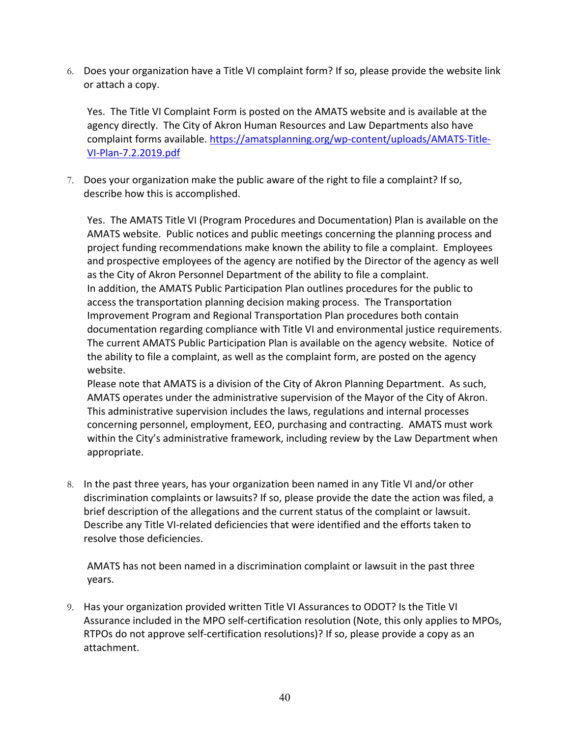6. Does your organization have a Title VI complaint form? If so, please provide the website link or attach a copy.

   Yes. The Title VI Complaint Form is posted on the AMATS website and is available at the agency directly. The City of Akron Human Resources and Law Departments also have complaint forms available. https://amatsplanning.org/wp-content/uploads/AMATS-Title-VI-Plan-7.2.2019.pdf

7. Does your organization make the public aware of the right to file a complaint? If so, describe how this is accomplished.

   Yes. The AMATS Title VI (Program Procedures and Documentation) Plan is available on the AMATS website. Public notices and public meetings concerning the planning process and project funding recommendations make known the ability to file a complaint. Employees and prospective employees of the agency are notified by the Director of the agency as well as the City of Akron Personnel Department of the ability to file a complaint.
   In addition, the AMATS Public Participation Plan outlines procedures for the public to access the transportation planning decision making process. The Transportation Improvement Program and Regional Transportation Plan procedures both contain documentation regarding compliance with Title VI and environmental justice requirements. The current AMATS Public Participation Plan is available on the agency website. Notice of the ability to file a complaint, as well as the complaint form, are posted on the agency website.
   Please note that AMATS is a division of the City of Akron Planning Department. As such, AMATS operates under the administrative supervision of the Mayor of the City of Akron. This administrative supervision includes the laws, regulations and internal processes concerning personnel, employment, EEO, purchasing and contracting. AMATS must work within the City's administrative framework, including review by the Law Department when appropriate.

8. In the past three years, has your organization been named in any Title VI and/or other discrimination complaints or lawsuits? If so, please provide the date the action was filed, a brief description of the allegations and the current status of the complaint or lawsuit. Describe any Title VI-related deficiencies that were identified and the efforts taken to resolve those deficiencies.

   AMATS has not been named in a discrimination complaint or lawsuit in the past three years.

9. Has your organization provided written Title VI Assurances to ODOT? Is the Title VI Assurance included in the MPO self-certification resolution (Note, this only applies to MPOs, RTPOs do not approve self-certification resolutions)? If so, please provide a copy as an attachment.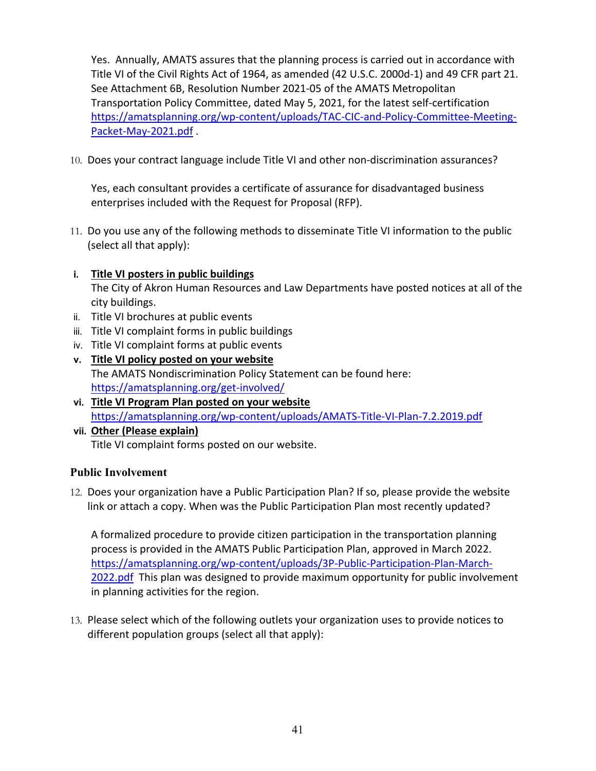Yes. Annually, AMATS assures that the planning process is carried out in accordance with Title VI of the Civil Rights Act of 1964, as amended (42 U.S.C. 2000d-1) and 49 CFR part 21. See Attachment 6B, Resolution Number 2021-05 of the AMATS Metropolitan Transportation Policy Committee, dated May 5, 2021, for the latest self-certification https://amatsplanning.org/wp-content/uploads/TAC-CIC-and-Policy-Committee-Meeting-Packet-May-2021.pdf .

10. Does your contract language include Title VI and other non-discrimination assurances?

    Yes, each consultant provides a certificate of assurance for disadvantaged business enterprises included with the Request for Proposal (RFP).

11. Do you use any of the following methods to disseminate Title VI information to the public (select all that apply):

- **i. <u>Title VI posters in public buildings</u>**
  The City of Akron Human Resources and Law Departments have posted notices at all of the city buildings.
- ii. Title VI brochures at public events
- iii. Title VI complaint forms in public buildings
- iv. Title VI complaint forms at public events
- **v. <u>Title VI policy posted on your website</u>**
  The AMATS Nondiscrimination Policy Statement can be found here: https://amatsplanning.org/get-involved/
- **vi. <u>Title VI Program Plan posted on your website</u>**
  https://amatsplanning.org/wp-content/uploads/AMATS-Title-VI-Plan-7.2.2019.pdf
- **vii. <u>Other (Please explain)</u>**
  Title VI complaint forms posted on our website.

### Public Involvement

12. Does your organization have a Public Participation Plan? If so, please provide the website link or attach a copy. When was the Public Participation Plan most recently updated?

    A formalized procedure to provide citizen participation in the transportation planning process is provided in the AMATS Public Participation Plan, approved in March 2022. https://amatsplanning.org/wp-content/uploads/3P-Public-Participation-Plan-March-2022.pdf This plan was designed to provide maximum opportunity for public involvement in planning activities for the region.

13. Please select which of the following outlets your organization uses to provide notices to different population groups (select all that apply):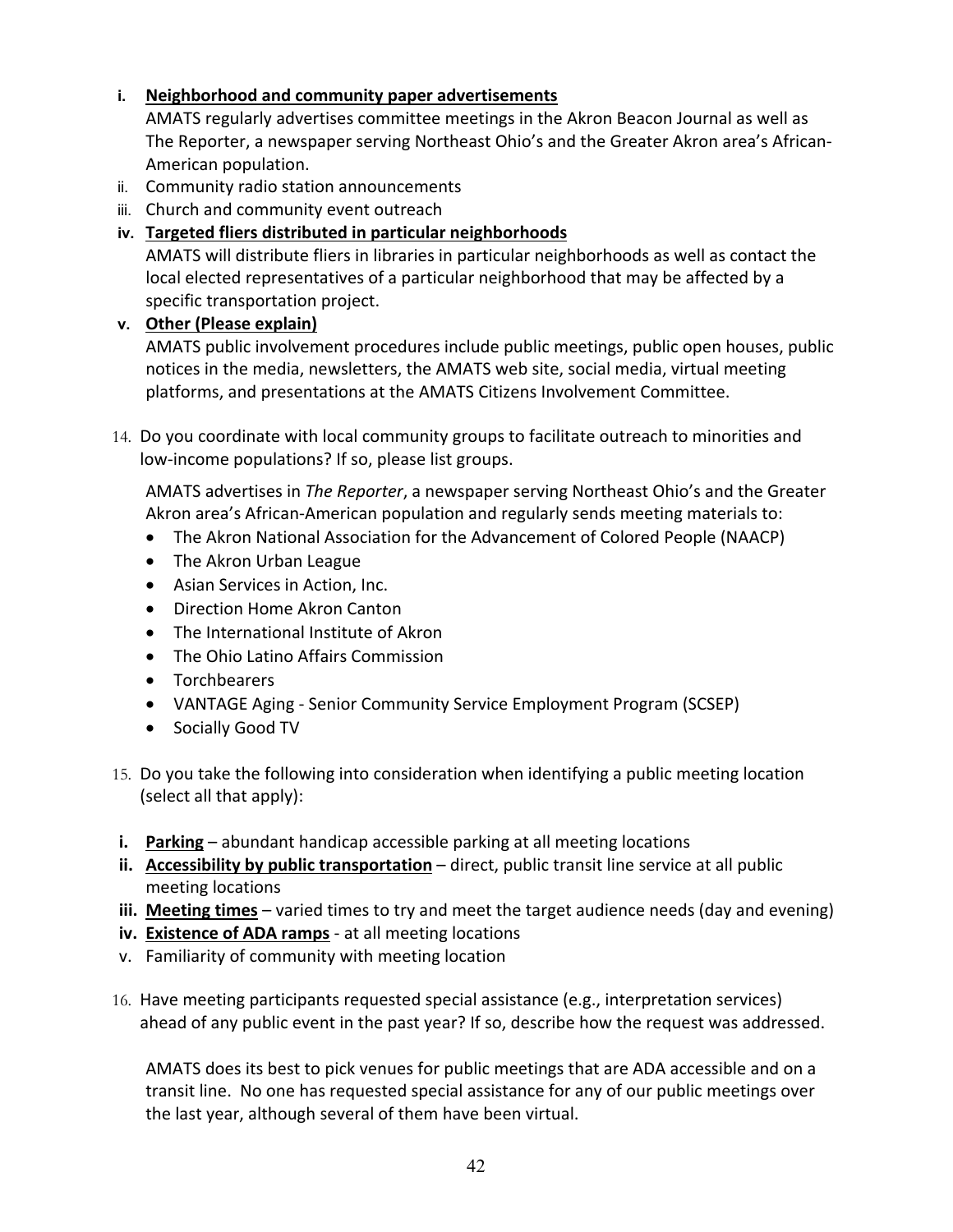i. **<u>Neighborhood and community paper advertisements</u>**
   AMATS regularly advertises committee meetings in the Akron Beacon Journal as well as The Reporter, a newspaper serving Northeast Ohio's and the Greater Akron area's African-American population.
ii. Community radio station announcements
iii. Church and community event outreach
iv. **<u>Targeted fliers distributed in particular neighborhoods</u>**
   AMATS will distribute fliers in libraries in particular neighborhoods as well as contact the local elected representatives of a particular neighborhood that may be affected by a specific transportation project.
v. **<u>Other (Please explain)</u>**
   AMATS public involvement procedures include public meetings, public open houses, public notices in the media, newsletters, the AMATS web site, social media, virtual meeting platforms, and presentations at the AMATS Citizens Involvement Committee.

14. Do you coordinate with local community groups to facilitate outreach to minorities and low-income populations? If so, please list groups.

    AMATS advertises in *The Reporter*, a newspaper serving Northeast Ohio's and the Greater Akron area's African-American population and regularly sends meeting materials to:

    - The Akron National Association for the Advancement of Colored People (NAACP)
    - The Akron Urban League
    - Asian Services in Action, Inc.
    - Direction Home Akron Canton
    - The International Institute of Akron
    - The Ohio Latino Affairs Commission
    - Torchbearers
    - VANTAGE Aging - Senior Community Service Employment Program (SCSEP)
    - Socially Good TV

15. Do you take the following into consideration when identifying a public meeting location (select all that apply):

i. **<u>Parking</u>** – abundant handicap accessible parking at all meeting locations
ii. **<u>Accessibility by public transportation</u>** – direct, public transit line service at all public meeting locations
iii. **<u>Meeting times</u>** – varied times to try and meet the target audience needs (day and evening)
iv. **<u>Existence of ADA ramps</u>** - at all meeting locations
v. Familiarity of community with meeting location

16. Have meeting participants requested special assistance (e.g., interpretation services) ahead of any public event in the past year? If so, describe how the request was addressed.

    AMATS does its best to pick venues for public meetings that are ADA accessible and on a transit line. No one has requested special assistance for any of our public meetings over the last year, although several of them have been virtual.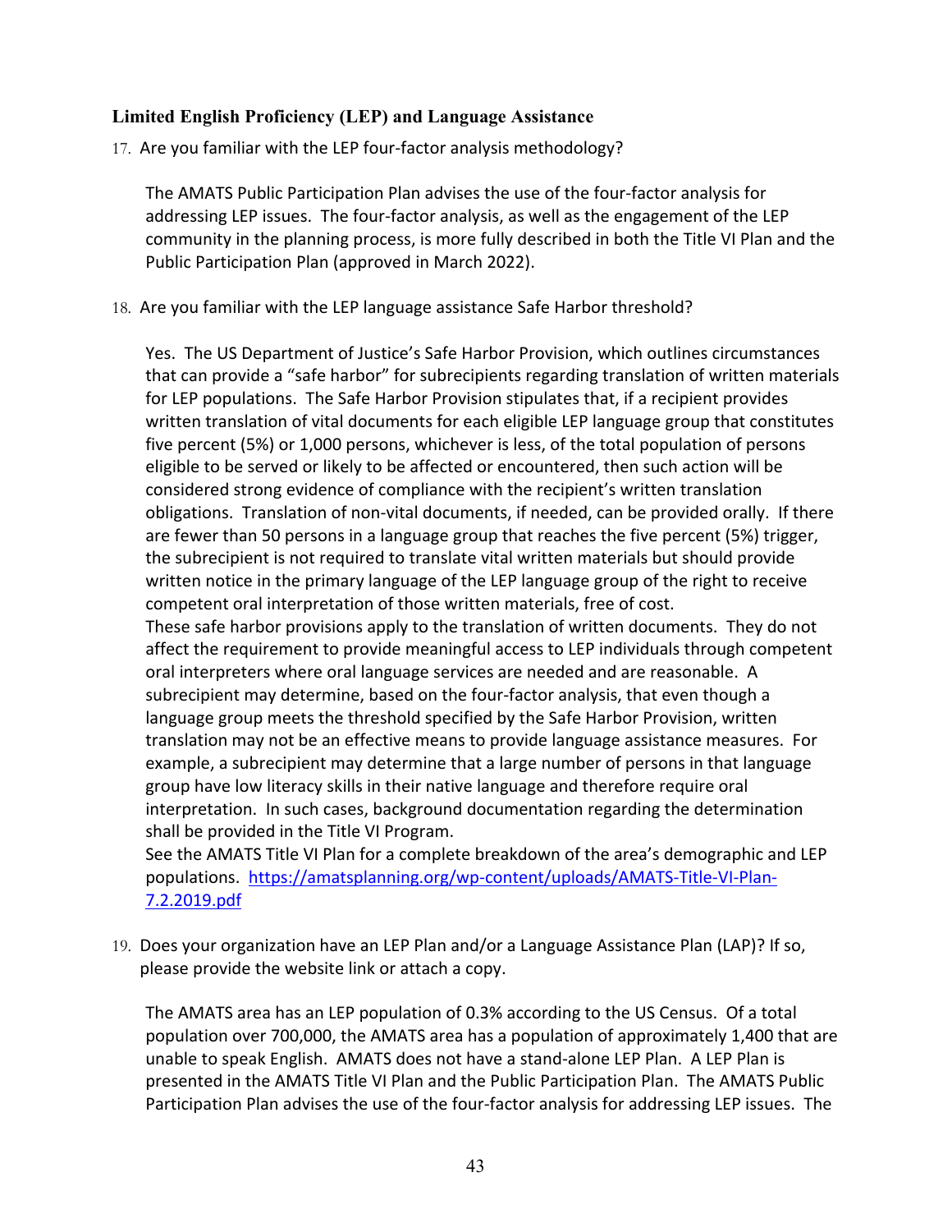### Limited English Proficiency (LEP) and Language Assistance

17. Are you familiar with the LEP four-factor analysis methodology?

    The AMATS Public Participation Plan advises the use of the four-factor analysis for addressing LEP issues. The four-factor analysis, as well as the engagement of the LEP community in the planning process, is more fully described in both the Title VI Plan and the Public Participation Plan (approved in March 2022).

18. Are you familiar with the LEP language assistance Safe Harbor threshold?

    Yes. The US Department of Justice's Safe Harbor Provision, which outlines circumstances that can provide a "safe harbor" for subrecipients regarding translation of written materials for LEP populations. The Safe Harbor Provision stipulates that, if a recipient provides written translation of vital documents for each eligible LEP language group that constitutes five percent (5%) or 1,000 persons, whichever is less, of the total population of persons eligible to be served or likely to be affected or encountered, then such action will be considered strong evidence of compliance with the recipient's written translation obligations. Translation of non-vital documents, if needed, can be provided orally. If there are fewer than 50 persons in a language group that reaches the five percent (5%) trigger, the subrecipient is not required to translate vital written materials but should provide written notice in the primary language of the LEP language group of the right to receive competent oral interpretation of those written materials, free of cost.

    These safe harbor provisions apply to the translation of written documents. They do not affect the requirement to provide meaningful access to LEP individuals through competent oral interpreters where oral language services are needed and are reasonable. A subrecipient may determine, based on the four-factor analysis, that even though a language group meets the threshold specified by the Safe Harbor Provision, written translation may not be an effective means to provide language assistance measures. For example, a subrecipient may determine that a large number of persons in that language group have low literacy skills in their native language and therefore require oral interpretation. In such cases, background documentation regarding the determination shall be provided in the Title VI Program.

    See the AMATS Title VI Plan for a complete breakdown of the area's demographic and LEP populations. https://amatsplanning.org/wp-content/uploads/AMATS-Title-VI-Plan-7.2.2019.pdf

19. Does your organization have an LEP Plan and/or a Language Assistance Plan (LAP)? If so, please provide the website link or attach a copy.

    The AMATS area has an LEP population of 0.3% according to the US Census. Of a total population over 700,000, the AMATS area has a population of approximately 1,400 that are unable to speak English. AMATS does not have a stand-alone LEP Plan. A LEP Plan is presented in the AMATS Title VI Plan and the Public Participation Plan. The AMATS Public Participation Plan advises the use of the four-factor analysis for addressing LEP issues. The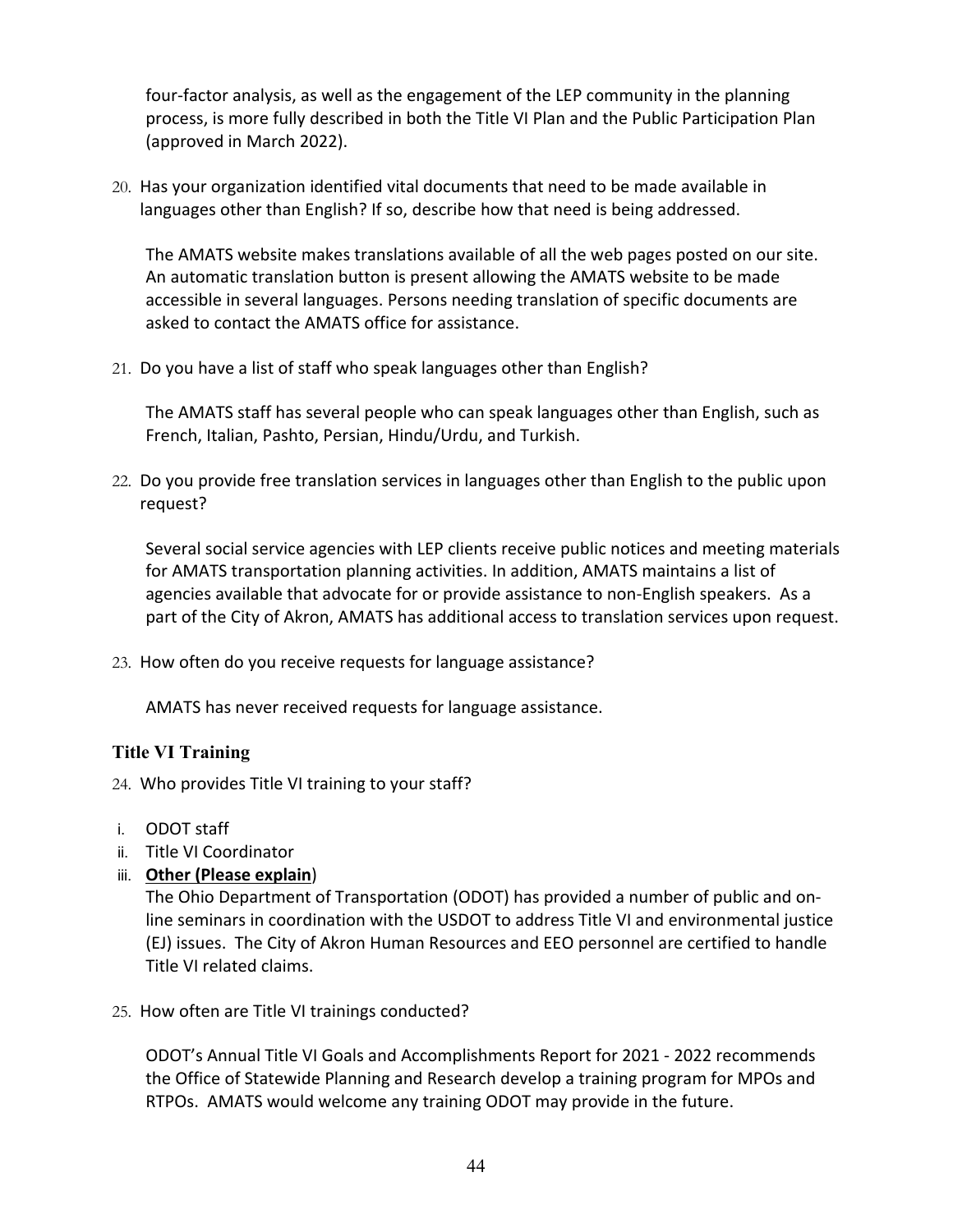four-factor analysis, as well as the engagement of the LEP community in the planning process, is more fully described in both the Title VI Plan and the Public Participation Plan (approved in March 2022).

20. Has your organization identified vital documents that need to be made available in languages other than English? If so, describe how that need is being addressed.

    The AMATS website makes translations available of all the web pages posted on our site. An automatic translation button is present allowing the AMATS website to be made accessible in several languages. Persons needing translation of specific documents are asked to contact the AMATS office for assistance.

21. Do you have a list of staff who speak languages other than English?

    The AMATS staff has several people who can speak languages other than English, such as French, Italian, Pashto, Persian, Hindu/Urdu, and Turkish.

22. Do you provide free translation services in languages other than English to the public upon request?

    Several social service agencies with LEP clients receive public notices and meeting materials for AMATS transportation planning activities. In addition, AMATS maintains a list of agencies available that advocate for or provide assistance to non-English speakers. As a part of the City of Akron, AMATS has additional access to translation services upon request.

23. How often do you receive requests for language assistance?

    AMATS has never received requests for language assistance.

### Title VI Training

24. Who provides Title VI training to your staff?

    i. ODOT staff
    ii. Title VI Coordinator
    iii. **Other (Please explain**)
    The Ohio Department of Transportation (ODOT) has provided a number of public and on-line seminars in coordination with the USDOT to address Title VI and environmental justice (EJ) issues. The City of Akron Human Resources and EEO personnel are certified to handle Title VI related claims.

25. How often are Title VI trainings conducted?

    ODOT's Annual Title VI Goals and Accomplishments Report for 2021 - 2022 recommends the Office of Statewide Planning and Research develop a training program for MPOs and RTPOs. AMATS would welcome any training ODOT may provide in the future.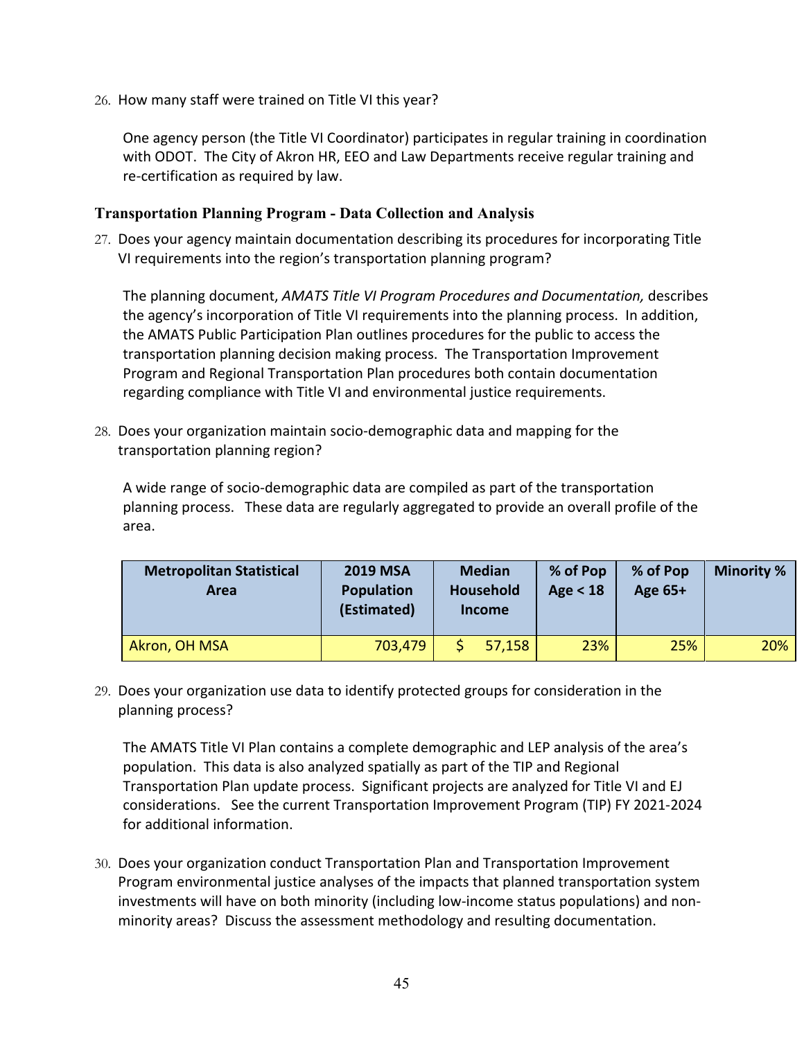26. How many staff were trained on Title VI this year?

    One agency person (the Title VI Coordinator) participates in regular training in coordination with ODOT. The City of Akron HR, EEO and Law Departments receive regular training and re-certification as required by law.

### Transportation Planning Program - Data Collection and Analysis

27. Does your agency maintain documentation describing its procedures for incorporating Title VI requirements into the region's transportation planning program?

    The planning document, *AMATS Title VI Program Procedures and Documentation,* describes the agency's incorporation of Title VI requirements into the planning process. In addition, the AMATS Public Participation Plan outlines procedures for the public to access the transportation planning decision making process. The Transportation Improvement Program and Regional Transportation Plan procedures both contain documentation regarding compliance with Title VI and environmental justice requirements.

28. Does your organization maintain socio-demographic data and mapping for the transportation planning region?

    A wide range of socio-demographic data are compiled as part of the transportation planning process. These data are regularly aggregated to provide an overall profile of the area.

| Metropolitan Statistical Area | 2019 MSA Population (Estimated) | Median Household Income | % of Pop Age < 18 | % of Pop Age 65+ | Minority % |
|---|---|---|---|---|---|
| Akron, OH MSA | 703,479 | $ 57,158 | 23% | 25% | 20% |

29. Does your organization use data to identify protected groups for consideration in the planning process?

    The AMATS Title VI Plan contains a complete demographic and LEP analysis of the area's population. This data is also analyzed spatially as part of the TIP and Regional Transportation Plan update process. Significant projects are analyzed for Title VI and EJ considerations. See the current Transportation Improvement Program (TIP) FY 2021-2024 for additional information.

30. Does your organization conduct Transportation Plan and Transportation Improvement Program environmental justice analyses of the impacts that planned transportation system investments will have on both minority (including low-income status populations) and non-minority areas? Discuss the assessment methodology and resulting documentation.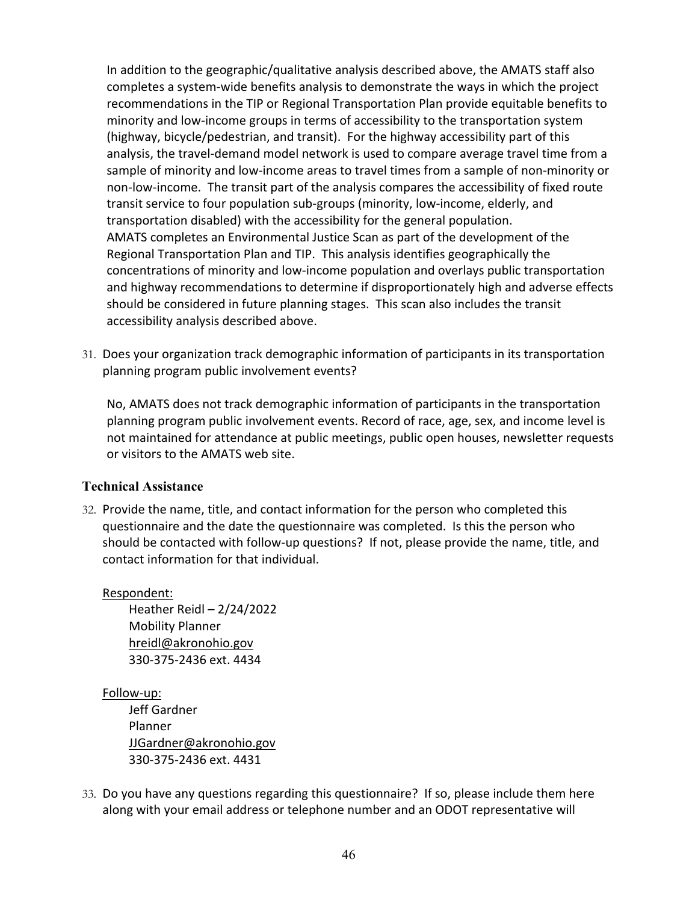In addition to the geographic/qualitative analysis described above, the AMATS staff also completes a system-wide benefits analysis to demonstrate the ways in which the project recommendations in the TIP or Regional Transportation Plan provide equitable benefits to minority and low-income groups in terms of accessibility to the transportation system (highway, bicycle/pedestrian, and transit). For the highway accessibility part of this analysis, the travel-demand model network is used to compare average travel time from a sample of minority and low-income areas to travel times from a sample of non-minority or non-low-income. The transit part of the analysis compares the accessibility of fixed route transit service to four population sub-groups (minority, low-income, elderly, and transportation disabled) with the accessibility for the general population.
AMATS completes an Environmental Justice Scan as part of the development of the Regional Transportation Plan and TIP. This analysis identifies geographically the concentrations of minority and low-income population and overlays public transportation and highway recommendations to determine if disproportionately high and adverse effects should be considered in future planning stages. This scan also includes the transit accessibility analysis described above.

31. Does your organization track demographic information of participants in its transportation planning program public involvement events?

    No, AMATS does not track demographic information of participants in the transportation planning program public involvement events. Record of race, age, sex, and income level is not maintained for attendance at public meetings, public open houses, newsletter requests or visitors to the AMATS web site.

### Technical Assistance

32. Provide the name, title, and contact information for the person who completed this questionnaire and the date the questionnaire was completed. Is this the person who should be contacted with follow-up questions? If not, please provide the name, title, and contact information for that individual.

    Respondent:
    Heather Reidl – 2/24/2022
    Mobility Planner
    hreidl@akronohio.gov
    330-375-2436 ext. 4434

    Follow-up:
    Jeff Gardner
    Planner
    JJGardner@akronohio.gov
    330-375-2436 ext. 4431

33. Do you have any questions regarding this questionnaire? If so, please include them here along with your email address or telephone number and an ODOT representative will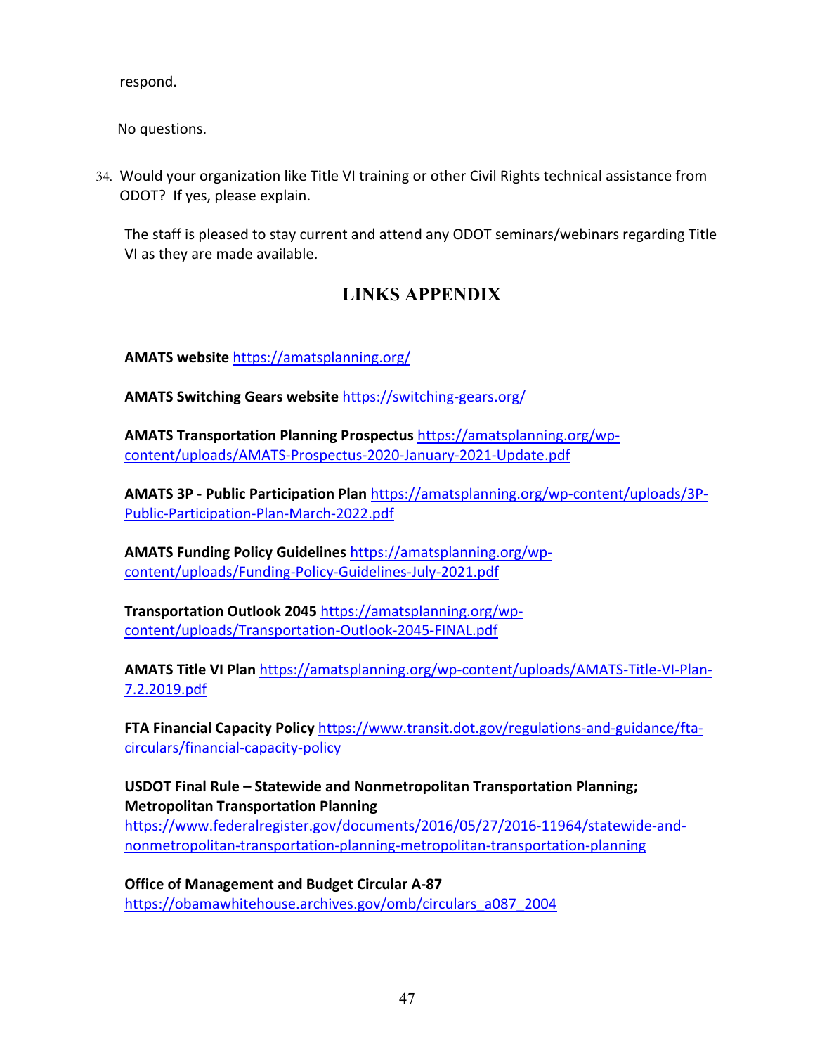respond.

No questions.

34. Would your organization like Title VI training or other Civil Rights technical assistance from ODOT? If yes, please explain.

    The staff is pleased to stay current and attend any ODOT seminars/webinars regarding Title VI as they are made available.

## LINKS APPENDIX

**AMATS website** https://amatsplanning.org/

**AMATS Switching Gears website** https://switching-gears.org/

**AMATS Transportation Planning Prospectus** https://amatsplanning.org/wp-content/uploads/AMATS-Prospectus-2020-January-2021-Update.pdf

**AMATS 3P - Public Participation Plan** https://amatsplanning.org/wp-content/uploads/3P-Public-Participation-Plan-March-2022.pdf

**AMATS Funding Policy Guidelines** https://amatsplanning.org/wp-content/uploads/Funding-Policy-Guidelines-July-2021.pdf

**Transportation Outlook 2045** https://amatsplanning.org/wp-content/uploads/Transportation-Outlook-2045-FINAL.pdf

**AMATS Title VI Plan** https://amatsplanning.org/wp-content/uploads/AMATS-Title-VI-Plan-7.2.2019.pdf

**FTA Financial Capacity Policy** https://www.transit.dot.gov/regulations-and-guidance/fta-circulars/financial-capacity-policy

**USDOT Final Rule – Statewide and Nonmetropolitan Transportation Planning; Metropolitan Transportation Planning**
https://www.federalregister.gov/documents/2016/05/27/2016-11964/statewide-and-nonmetropolitan-transportation-planning-metropolitan-transportation-planning

**Office of Management and Budget Circular A-87**
https://obamawhitehouse.archives.gov/omb/circulars_a087_2004